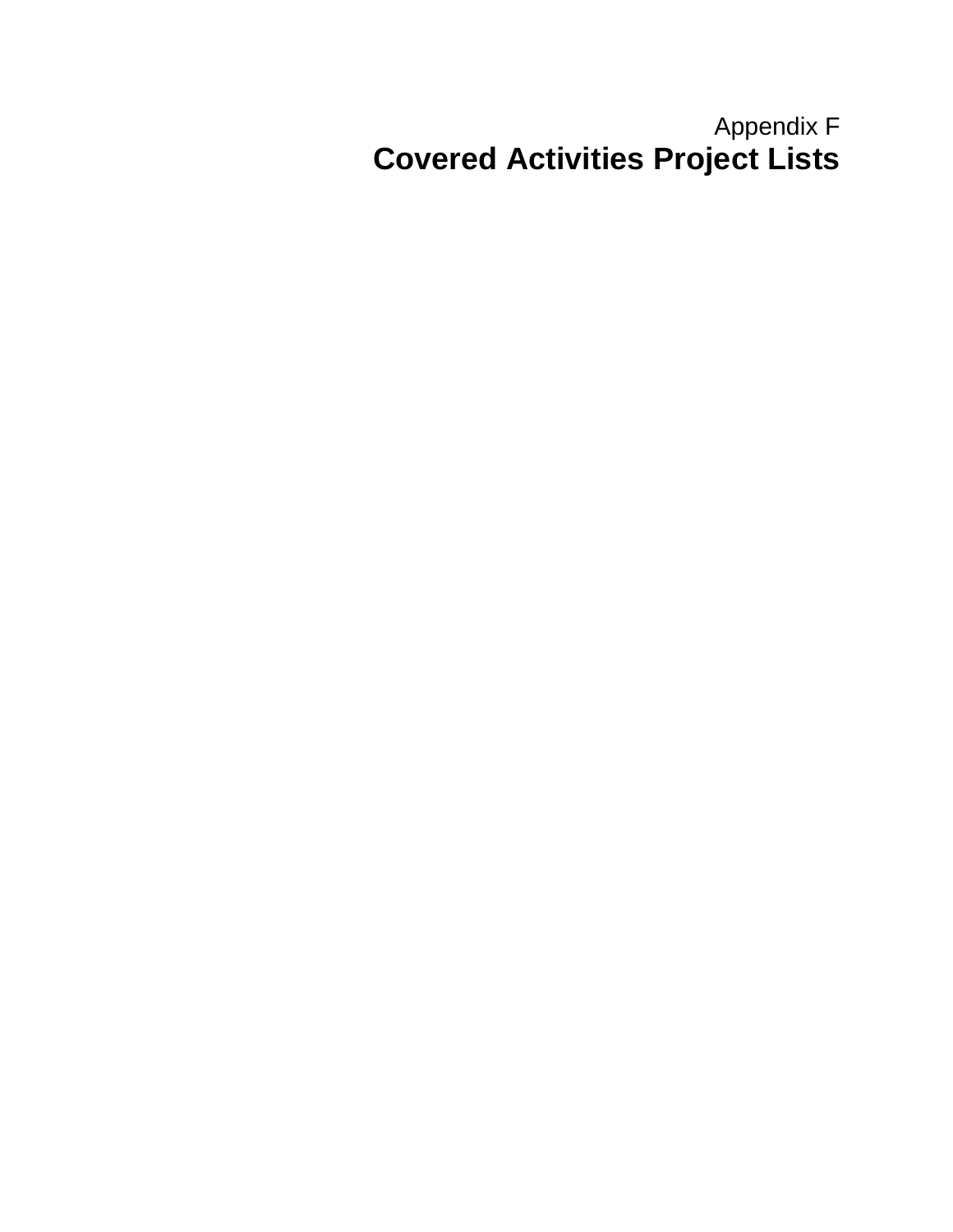Appendix F

# Covered Activities Project Lists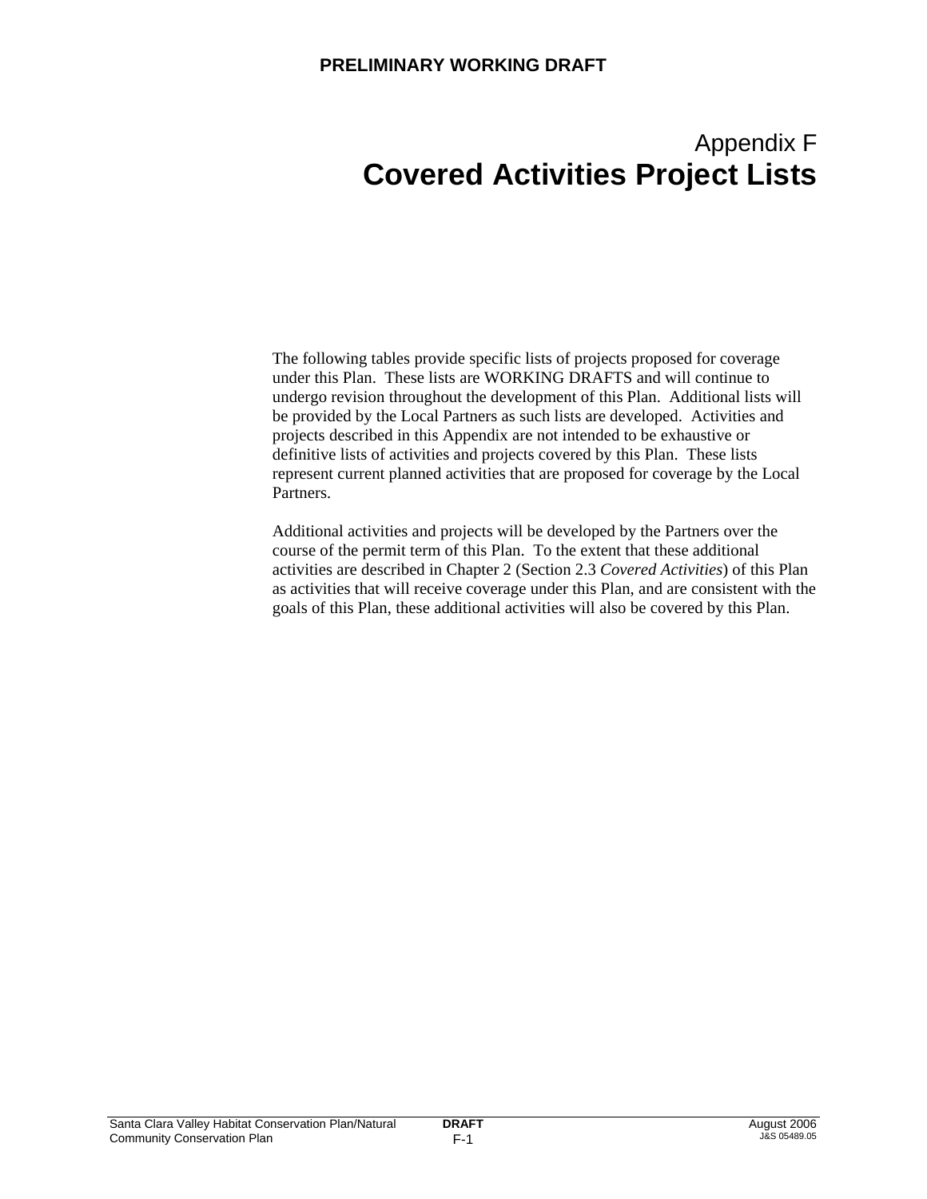# Appendix F
# Covered Activities Project Lists

The following tables provide specific lists of projects proposed for coverage under this Plan. These lists are WORKING DRAFTS and will continue to undergo revision throughout the development of this Plan. Additional lists will be provided by the Local Partners as such lists are developed. Activities and projects described in this Appendix are not intended to be exhaustive or definitive lists of activities and projects covered by this Plan. These lists represent current planned activities that are proposed for coverage by the Local Partners.

Additional activities and projects will be developed by the Partners over the course of the permit term of this Plan. To the extent that these additional activities are described in Chapter 2 (Section 2.3 *Covered Activities*) of this Plan as activities that will receive coverage under this Plan, and are consistent with the goals of this Plan, these additional activities will also be covered by this Plan.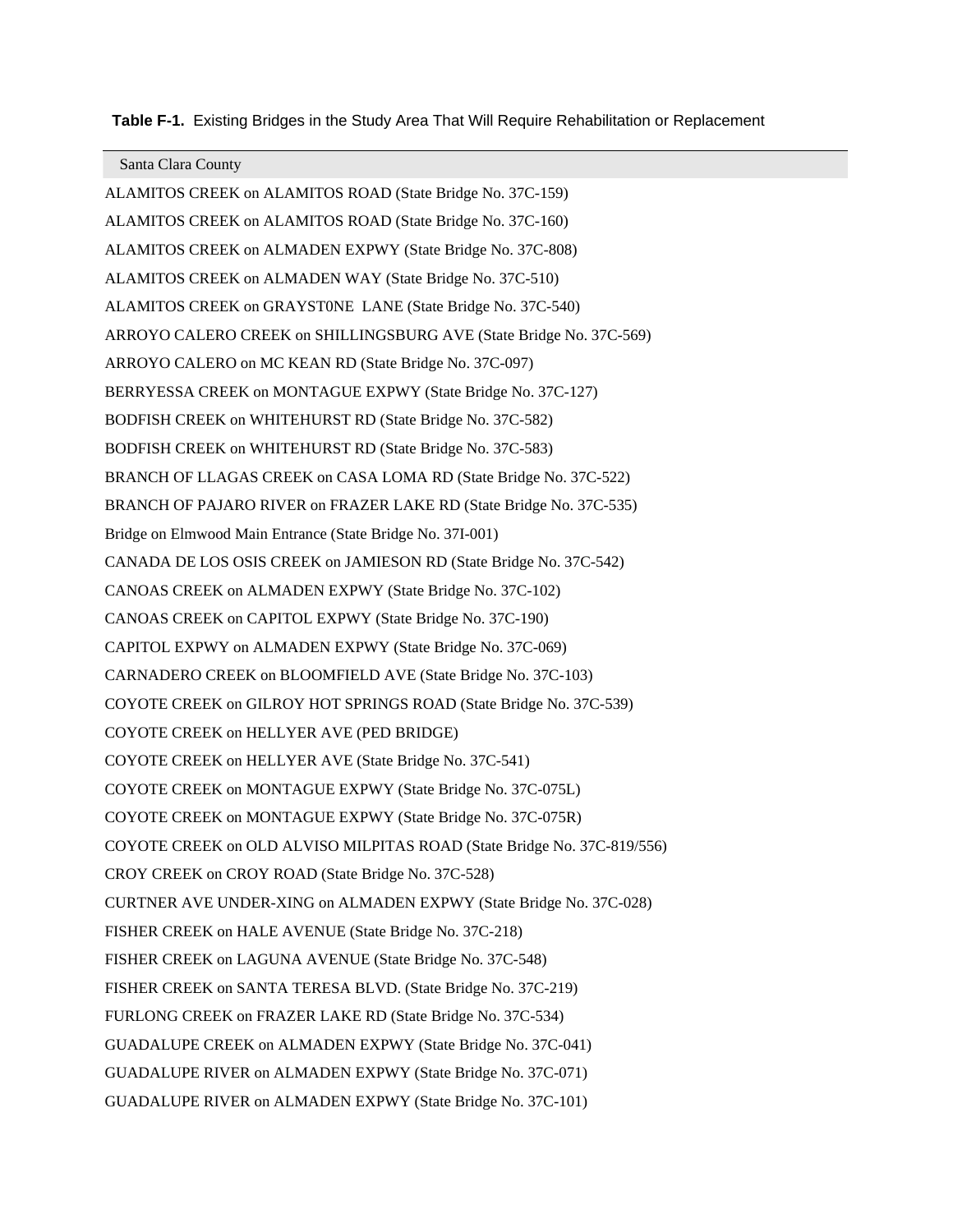**Table F-1.** Existing Bridges in the Study Area That Will Require Rehabilitation or Replacement

| Santa Clara County |
|---|
| ALAMITOS CREEK on ALAMITOS ROAD (State Bridge No. 37C-159) |
| ALAMITOS CREEK on ALAMITOS ROAD (State Bridge No. 37C-160) |
| ALAMITOS CREEK on ALMADEN EXPWY (State Bridge No. 37C-808) |
| ALAMITOS CREEK on ALMADEN WAY (State Bridge No. 37C-510) |
| ALAMITOS CREEK on GRAYST0NE LANE (State Bridge No. 37C-540) |
| ARROYO CALERO CREEK on SHILLINGSBURG AVE (State Bridge No. 37C-569) |
| ARROYO CALERO on MC KEAN RD (State Bridge No. 37C-097) |
| BERRYESSA CREEK on MONTAGUE EXPWY (State Bridge No. 37C-127) |
| BODFISH CREEK on WHITEHURST RD (State Bridge No. 37C-582) |
| BODFISH CREEK on WHITEHURST RD (State Bridge No. 37C-583) |
| BRANCH OF LLAGAS CREEK on CASA LOMA RD (State Bridge No. 37C-522) |
| BRANCH OF PAJARO RIVER on FRAZER LAKE RD (State Bridge No. 37C-535) |
| Bridge on Elmwood Main Entrance (State Bridge No. 37I-001) |
| CANADA DE LOS OSIS CREEK on JAMIESON RD (State Bridge No. 37C-542) |
| CANOAS CREEK on ALMADEN EXPWY (State Bridge No. 37C-102) |
| CANOAS CREEK on CAPITOL EXPWY (State Bridge No. 37C-190) |
| CAPITOL EXPWY on ALMADEN EXPWY (State Bridge No. 37C-069) |
| CARNADERO CREEK on BLOOMFIELD AVE (State Bridge No. 37C-103) |
| COYOTE CREEK on GILROY HOT SPRINGS ROAD (State Bridge No. 37C-539) |
| COYOTE CREEK on HELLYER AVE (PED BRIDGE) |
| COYOTE CREEK on HELLYER AVE (State Bridge No. 37C-541) |
| COYOTE CREEK on MONTAGUE EXPWY (State Bridge No. 37C-075L) |
| COYOTE CREEK on MONTAGUE EXPWY (State Bridge No. 37C-075R) |
| COYOTE CREEK on OLD ALVISO MILPITAS ROAD (State Bridge No. 37C-819/556) |
| CROY CREEK on CROY ROAD (State Bridge No. 37C-528) |
| CURTNER AVE UNDER-XING on ALMADEN EXPWY (State Bridge No. 37C-028) |
| FISHER CREEK on HALE AVENUE (State Bridge No. 37C-218) |
| FISHER CREEK on LAGUNA AVENUE (State Bridge No. 37C-548) |
| FISHER CREEK on SANTA TERESA BLVD. (State Bridge No. 37C-219) |
| FURLONG CREEK on FRAZER LAKE RD (State Bridge No. 37C-534) |
| GUADALUPE CREEK on ALMADEN EXPWY (State Bridge No. 37C-041) |
| GUADALUPE RIVER on ALMADEN EXPWY (State Bridge No. 37C-071) |
| GUADALUPE RIVER on ALMADEN EXPWY (State Bridge No. 37C-101) |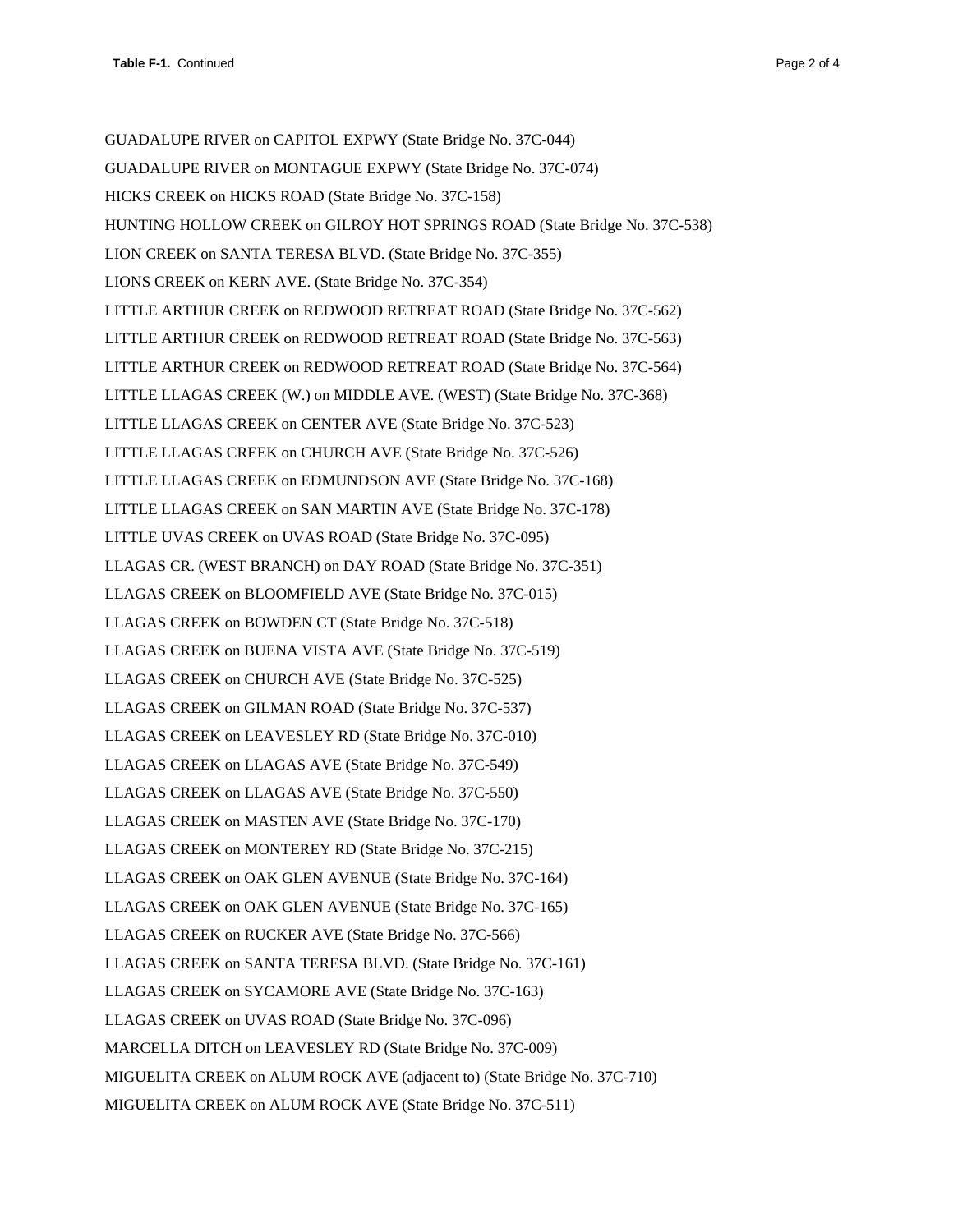**Table F-1.** Continued

GUADALUPE RIVER on CAPITOL EXPWY (State Bridge No. 37C-044)

GUADALUPE RIVER on MONTAGUE EXPWY (State Bridge No. 37C-074)

HICKS CREEK on HICKS ROAD (State Bridge No. 37C-158)

HUNTING HOLLOW CREEK on GILROY HOT SPRINGS ROAD (State Bridge No. 37C-538)

LION CREEK on SANTA TERESA BLVD. (State Bridge No. 37C-355)

LIONS CREEK on KERN AVE. (State Bridge No. 37C-354)

LITTLE ARTHUR CREEK on REDWOOD RETREAT ROAD (State Bridge No. 37C-562)

LITTLE ARTHUR CREEK on REDWOOD RETREAT ROAD (State Bridge No. 37C-563)

LITTLE ARTHUR CREEK on REDWOOD RETREAT ROAD (State Bridge No. 37C-564)

LITTLE LLAGAS CREEK (W.) on MIDDLE AVE. (WEST) (State Bridge No. 37C-368)

LITTLE LLAGAS CREEK on CENTER AVE (State Bridge No. 37C-523)

LITTLE LLAGAS CREEK on CHURCH AVE (State Bridge No. 37C-526)

LITTLE LLAGAS CREEK on EDMUNDSON AVE (State Bridge No. 37C-168)

LITTLE LLAGAS CREEK on SAN MARTIN AVE (State Bridge No. 37C-178)

LITTLE UVAS CREEK on UVAS ROAD (State Bridge No. 37C-095)

LLAGAS CR. (WEST BRANCH) on DAY ROAD (State Bridge No. 37C-351)

LLAGAS CREEK on BLOOMFIELD AVE (State Bridge No. 37C-015)

LLAGAS CREEK on BOWDEN CT (State Bridge No. 37C-518)

LLAGAS CREEK on BUENA VISTA AVE (State Bridge No. 37C-519)

LLAGAS CREEK on CHURCH AVE (State Bridge No. 37C-525)

LLAGAS CREEK on GILMAN ROAD (State Bridge No. 37C-537)

LLAGAS CREEK on LEAVESLEY RD (State Bridge No. 37C-010)

LLAGAS CREEK on LLAGAS AVE (State Bridge No. 37C-549)

LLAGAS CREEK on LLAGAS AVE (State Bridge No. 37C-550)

LLAGAS CREEK on MASTEN AVE (State Bridge No. 37C-170)

LLAGAS CREEK on MONTEREY RD (State Bridge No. 37C-215)

LLAGAS CREEK on OAK GLEN AVENUE (State Bridge No. 37C-164)

LLAGAS CREEK on OAK GLEN AVENUE (State Bridge No. 37C-165)

LLAGAS CREEK on RUCKER AVE (State Bridge No. 37C-566)

LLAGAS CREEK on SANTA TERESA BLVD. (State Bridge No. 37C-161)

LLAGAS CREEK on SYCAMORE AVE (State Bridge No. 37C-163)

LLAGAS CREEK on UVAS ROAD (State Bridge No. 37C-096)

MARCELLA DITCH on LEAVESLEY RD (State Bridge No. 37C-009)

MIGUELITA CREEK on ALUM ROCK AVE (adjacent to) (State Bridge No. 37C-710)

MIGUELITA CREEK on ALUM ROCK AVE (State Bridge No. 37C-511)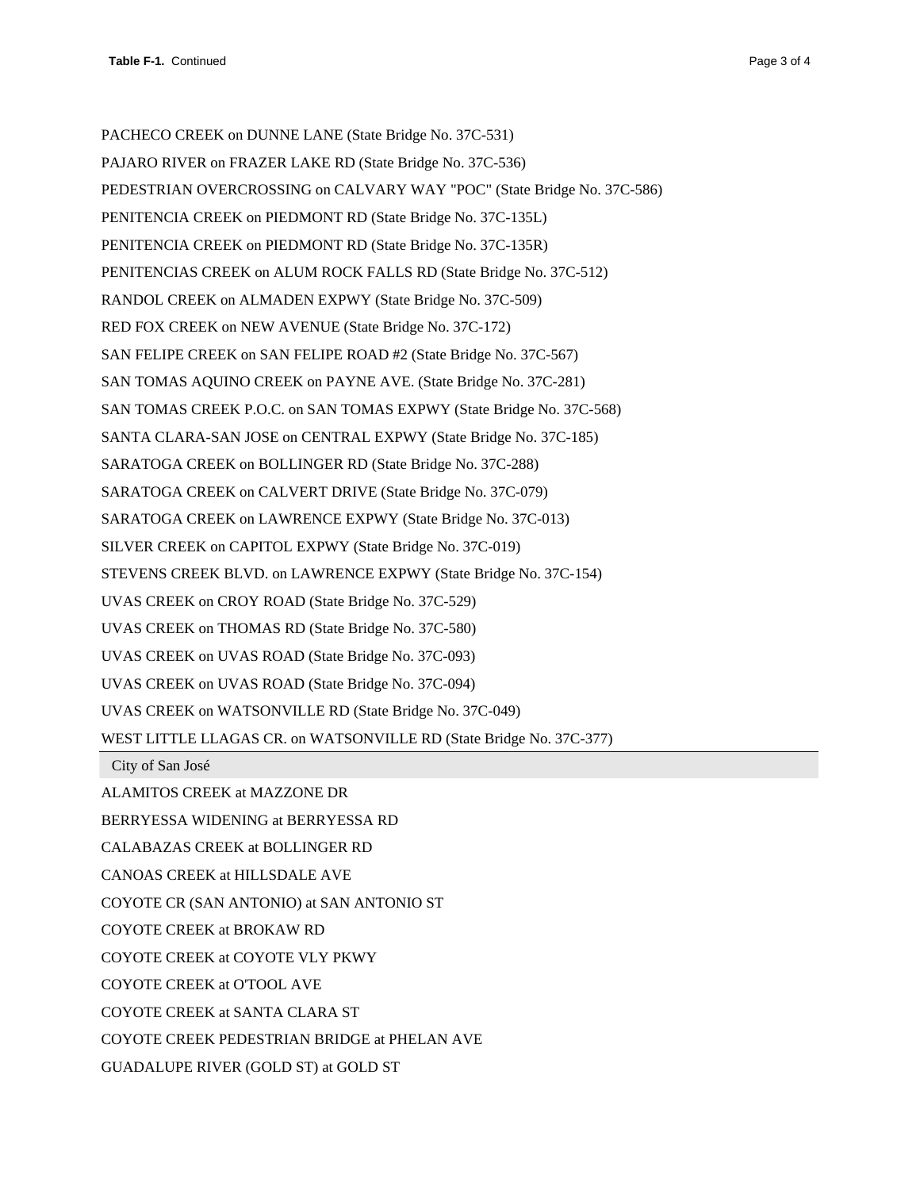**Table F-1.** Continued

| |
|---|
| PACHECO CREEK on DUNNE LANE (State Bridge No. 37C-531) |
| PAJARO RIVER on FRAZER LAKE RD (State Bridge No. 37C-536) |
| PEDESTRIAN OVERCROSSING on CALVARY WAY "POC" (State Bridge No. 37C-586) |
| PENITENCIA CREEK on PIEDMONT RD (State Bridge No. 37C-135L) |
| PENITENCIA CREEK on PIEDMONT RD (State Bridge No. 37C-135R) |
| PENITENCIAS CREEK on ALUM ROCK FALLS RD (State Bridge No. 37C-512) |
| RANDOL CREEK on ALMADEN EXPWY (State Bridge No. 37C-509) |
| RED FOX CREEK on NEW AVENUE (State Bridge No. 37C-172) |
| SAN FELIPE CREEK on SAN FELIPE ROAD #2 (State Bridge No. 37C-567) |
| SAN TOMAS AQUINO CREEK on PAYNE AVE. (State Bridge No. 37C-281) |
| SAN TOMAS CREEK P.O.C. on SAN TOMAS EXPWY (State Bridge No. 37C-568) |
| SANTA CLARA-SAN JOSE on CENTRAL EXPWY (State Bridge No. 37C-185) |
| SARATOGA CREEK on BOLLINGER RD (State Bridge No. 37C-288) |
| SARATOGA CREEK on CALVERT DRIVE (State Bridge No. 37C-079) |
| SARATOGA CREEK on LAWRENCE EXPWY (State Bridge No. 37C-013) |
| SILVER CREEK on CAPITOL EXPWY (State Bridge No. 37C-019) |
| STEVENS CREEK BLVD. on LAWRENCE EXPWY (State Bridge No. 37C-154) |
| UVAS CREEK on CROY ROAD (State Bridge No. 37C-529) |
| UVAS CREEK on THOMAS RD (State Bridge No. 37C-580) |
| UVAS CREEK on UVAS ROAD (State Bridge No. 37C-093) |
| UVAS CREEK on UVAS ROAD (State Bridge No. 37C-094) |
| UVAS CREEK on WATSONVILLE RD (State Bridge No. 37C-049) |
| WEST LITTLE LLAGAS CR. on WATSONVILLE RD (State Bridge No. 37C-377) |
| **City of San José** |
| ALAMITOS CREEK at MAZZONE DR |
| BERRYESSA WIDENING at BERRYESSA RD |
| CALABAZAS CREEK at BOLLINGER RD |
| CANOAS CREEK at HILLSDALE AVE |
| COYOTE CR (SAN ANTONIO) at SAN ANTONIO ST |
| COYOTE CREEK at BROKAW RD |
| COYOTE CREEK at COYOTE VLY PKWY |
| COYOTE CREEK at O'TOOL AVE |
| COYOTE CREEK at SANTA CLARA ST |
| COYOTE CREEK PEDESTRIAN BRIDGE at PHELAN AVE |
| GUADALUPE RIVER (GOLD ST) at GOLD ST |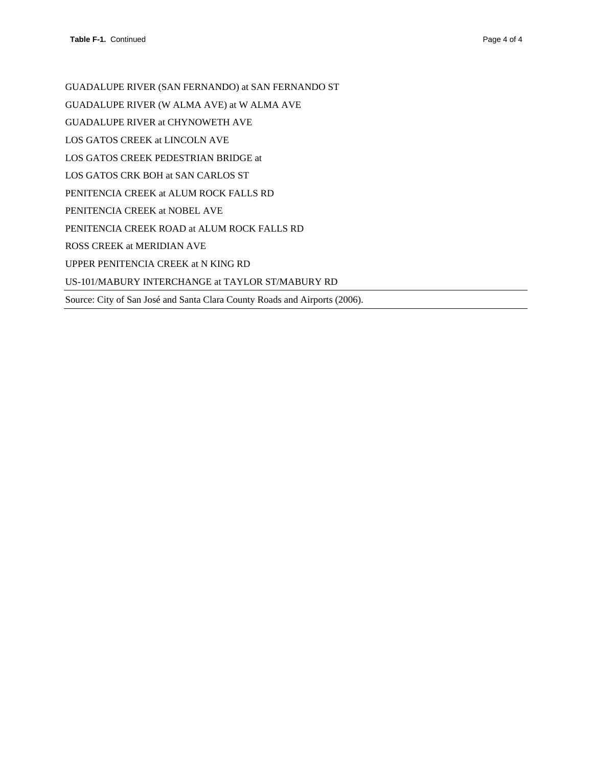**Table F-1.** Continued

| |
|---|
| GUADALUPE RIVER (SAN FERNANDO) at SAN FERNANDO ST |
| GUADALUPE RIVER (W ALMA AVE) at W ALMA AVE |
| GUADALUPE RIVER at CHYNOWETH AVE |
| LOS GATOS CREEK at LINCOLN AVE |
| LOS GATOS CREEK PEDESTRIAN BRIDGE at |
| LOS GATOS CRK BOH at SAN CARLOS ST |
| PENITENCIA CREEK at ALUM ROCK FALLS RD |
| PENITENCIA CREEK at NOBEL AVE |
| PENITENCIA CREEK ROAD at ALUM ROCK FALLS RD |
| ROSS CREEK at MERIDIAN AVE |
| UPPER PENITENCIA CREEK at N KING RD |
| US-101/MABURY INTERCHANGE at TAYLOR ST/MABURY RD |

Source: City of San José and Santa Clara County Roads and Airports (2006).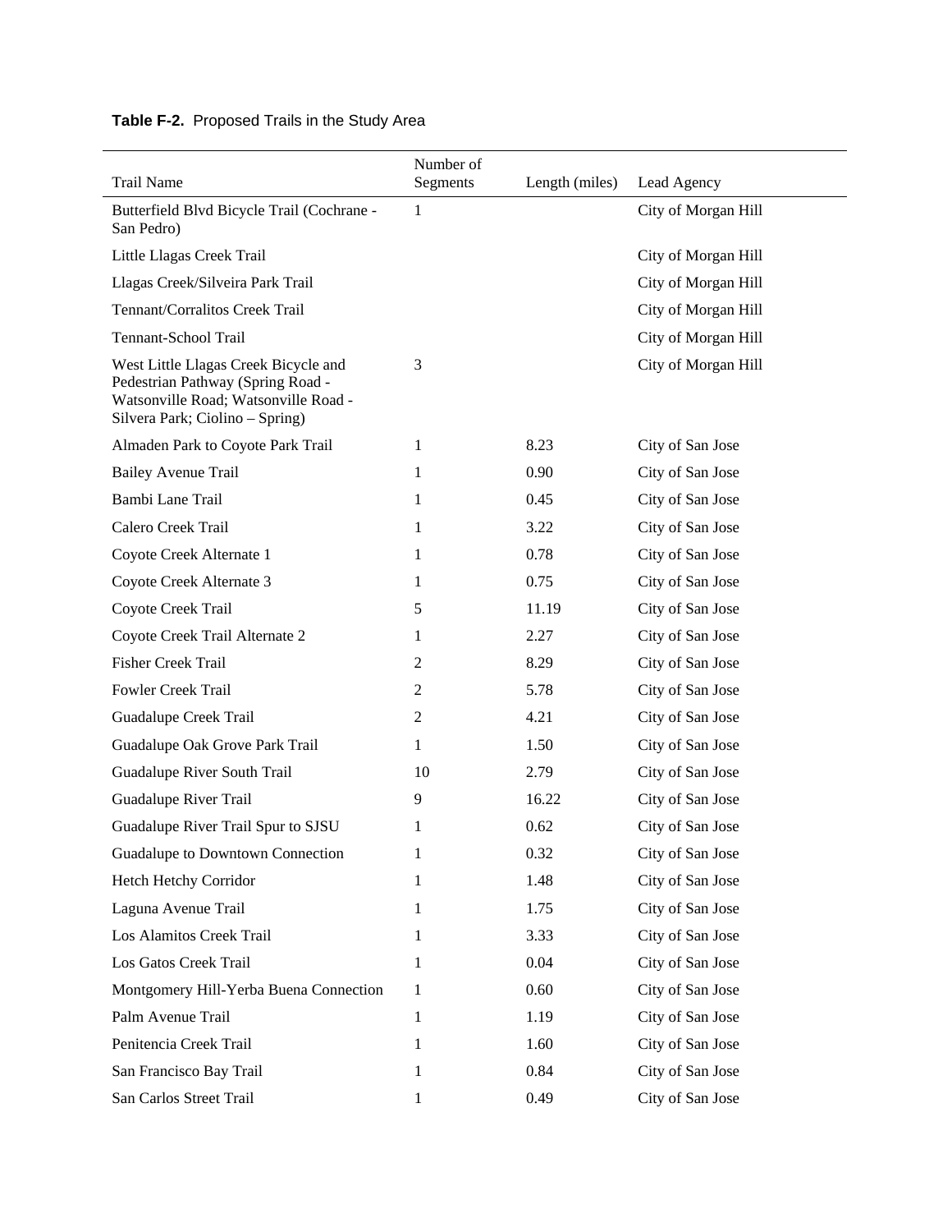**Table F-2.** Proposed Trails in the Study Area

| Trail Name | Number of Segments | Length (miles) | Lead Agency |
|---|---|---|---|
| Butterfield Blvd Bicycle Trail (Cochrane - San Pedro) | 1 | | City of Morgan Hill |
| Little Llagas Creek Trail | | | City of Morgan Hill |
| Llagas Creek/Silveira Park Trail | | | City of Morgan Hill |
| Tennant/Corralitos Creek Trail | | | City of Morgan Hill |
| Tennant-School Trail | | | City of Morgan Hill |
| West Little Llagas Creek Bicycle and Pedestrian Pathway (Spring Road - Watsonville Road; Watsonville Road - Silvera Park; Ciolino – Spring) | 3 | | City of Morgan Hill |
| Almaden Park to Coyote Park Trail | 1 | 8.23 | City of San Jose |
| Bailey Avenue Trail | 1 | 0.90 | City of San Jose |
| Bambi Lane Trail | 1 | 0.45 | City of San Jose |
| Calero Creek Trail | 1 | 3.22 | City of San Jose |
| Coyote Creek Alternate 1 | 1 | 0.78 | City of San Jose |
| Coyote Creek Alternate 3 | 1 | 0.75 | City of San Jose |
| Coyote Creek Trail | 5 | 11.19 | City of San Jose |
| Coyote Creek Trail Alternate 2 | 1 | 2.27 | City of San Jose |
| Fisher Creek Trail | 2 | 8.29 | City of San Jose |
| Fowler Creek Trail | 2 | 5.78 | City of San Jose |
| Guadalupe Creek Trail | 2 | 4.21 | City of San Jose |
| Guadalupe Oak Grove Park Trail | 1 | 1.50 | City of San Jose |
| Guadalupe River South Trail | 10 | 2.79 | City of San Jose |
| Guadalupe River Trail | 9 | 16.22 | City of San Jose |
| Guadalupe River Trail Spur to SJSU | 1 | 0.62 | City of San Jose |
| Guadalupe to Downtown Connection | 1 | 0.32 | City of San Jose |
| Hetch Hetchy Corridor | 1 | 1.48 | City of San Jose |
| Laguna Avenue Trail | 1 | 1.75 | City of San Jose |
| Los Alamitos Creek Trail | 1 | 3.33 | City of San Jose |
| Los Gatos Creek Trail | 1 | 0.04 | City of San Jose |
| Montgomery Hill-Yerba Buena Connection | 1 | 0.60 | City of San Jose |
| Palm Avenue Trail | 1 | 1.19 | City of San Jose |
| Penitencia Creek Trail | 1 | 1.60 | City of San Jose |
| San Francisco Bay Trail | 1 | 0.84 | City of San Jose |
| San Carlos Street Trail | 1 | 0.49 | City of San Jose |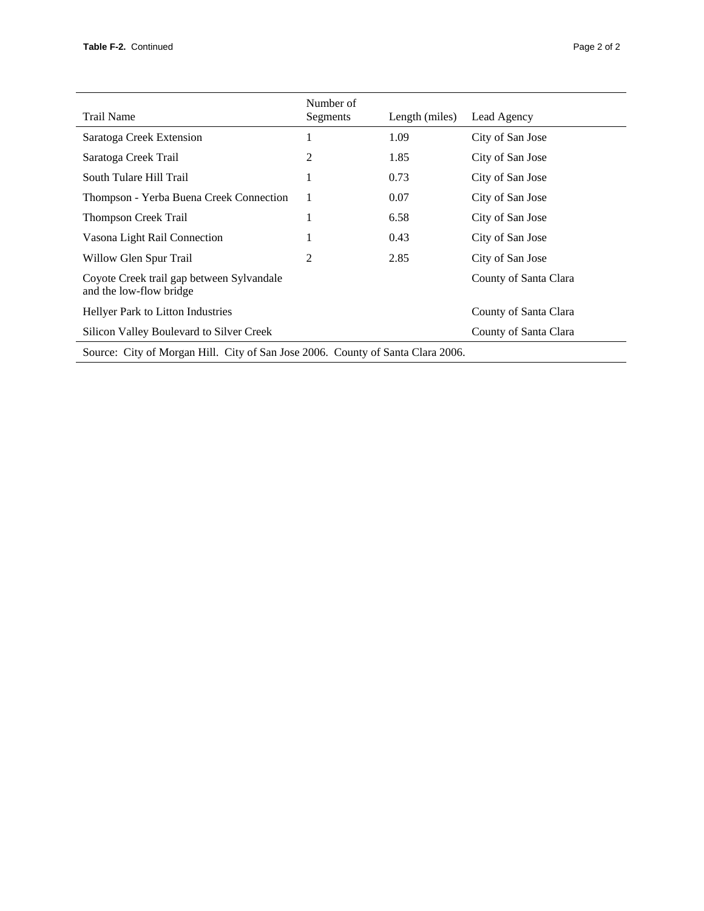**Table F-2.** Continued

| Trail Name | Number of Segments | Length (miles) | Lead Agency |
|---|---|---|---|
| Saratoga Creek Extension | 1 | 1.09 | City of San Jose |
| Saratoga Creek Trail | 2 | 1.85 | City of San Jose |
| South Tulare Hill Trail | 1 | 0.73 | City of San Jose |
| Thompson - Yerba Buena Creek Connection | 1 | 0.07 | City of San Jose |
| Thompson Creek Trail | 1 | 6.58 | City of San Jose |
| Vasona Light Rail Connection | 1 | 0.43 | City of San Jose |
| Willow Glen Spur Trail | 2 | 2.85 | City of San Jose |
| Coyote Creek trail gap between Sylvandale and the low-flow bridge | | | County of Santa Clara |
| Hellyer Park to Litton Industries | | | County of Santa Clara |
| Silicon Valley Boulevard to Silver Creek | | | County of Santa Clara |

Source: City of Morgan Hill. City of San Jose 2006. County of Santa Clara 2006.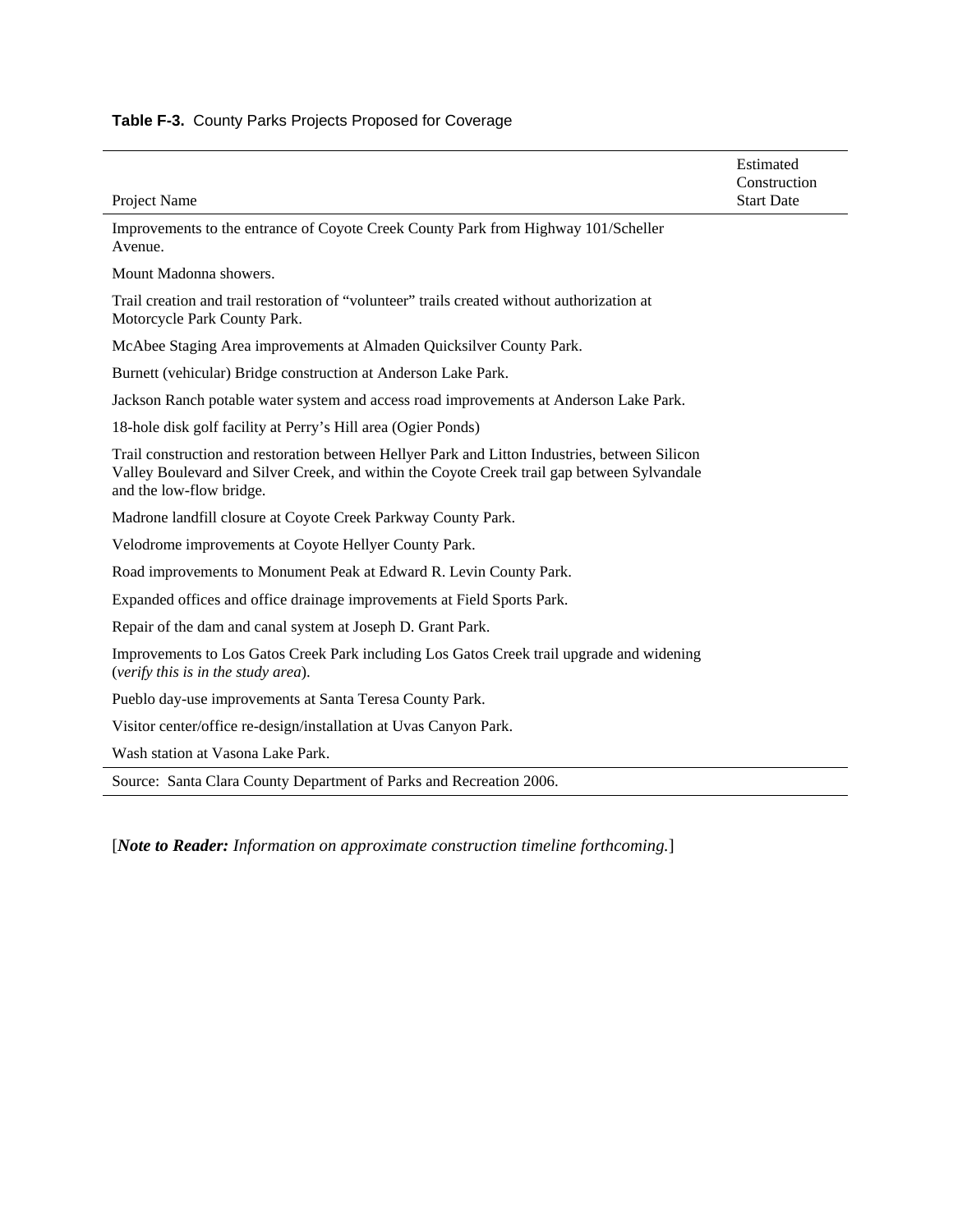**Table F-3.** County Parks Projects Proposed for Coverage

| Project Name | Estimated Construction Start Date |
|---|---|
| Improvements to the entrance of Coyote Creek County Park from Highway 101/Scheller Avenue. | |
| Mount Madonna showers. | |
| Trail creation and trail restoration of “volunteer” trails created without authorization at Motorcycle Park County Park. | |
| McAbee Staging Area improvements at Almaden Quicksilver County Park. | |
| Burnett (vehicular) Bridge construction at Anderson Lake Park. | |
| Jackson Ranch potable water system and access road improvements at Anderson Lake Park. | |
| 18-hole disk golf facility at Perry’s Hill area (Ogier Ponds) | |
| Trail construction and restoration between Hellyer Park and Litton Industries, between Silicon Valley Boulevard and Silver Creek, and within the Coyote Creek trail gap between Sylvandale and the low-flow bridge. | |
| Madrone landfill closure at Coyote Creek Parkway County Park. | |
| Velodrome improvements at Coyote Hellyer County Park. | |
| Road improvements to Monument Peak at Edward R. Levin County Park. | |
| Expanded offices and office drainage improvements at Field Sports Park. | |
| Repair of the dam and canal system at Joseph D. Grant Park. | |
| Improvements to Los Gatos Creek Park including Los Gatos Creek trail upgrade and widening (*verify this is in the study area*). | |
| Pueblo day-use improvements at Santa Teresa County Park. | |
| Visitor center/office re-design/installation at Uvas Canyon Park. | |
| Wash station at Vasona Lake Park. | |

Source: Santa Clara County Department of Parks and Recreation 2006.

[***Note to Reader:*** *Information on approximate construction timeline forthcoming.*]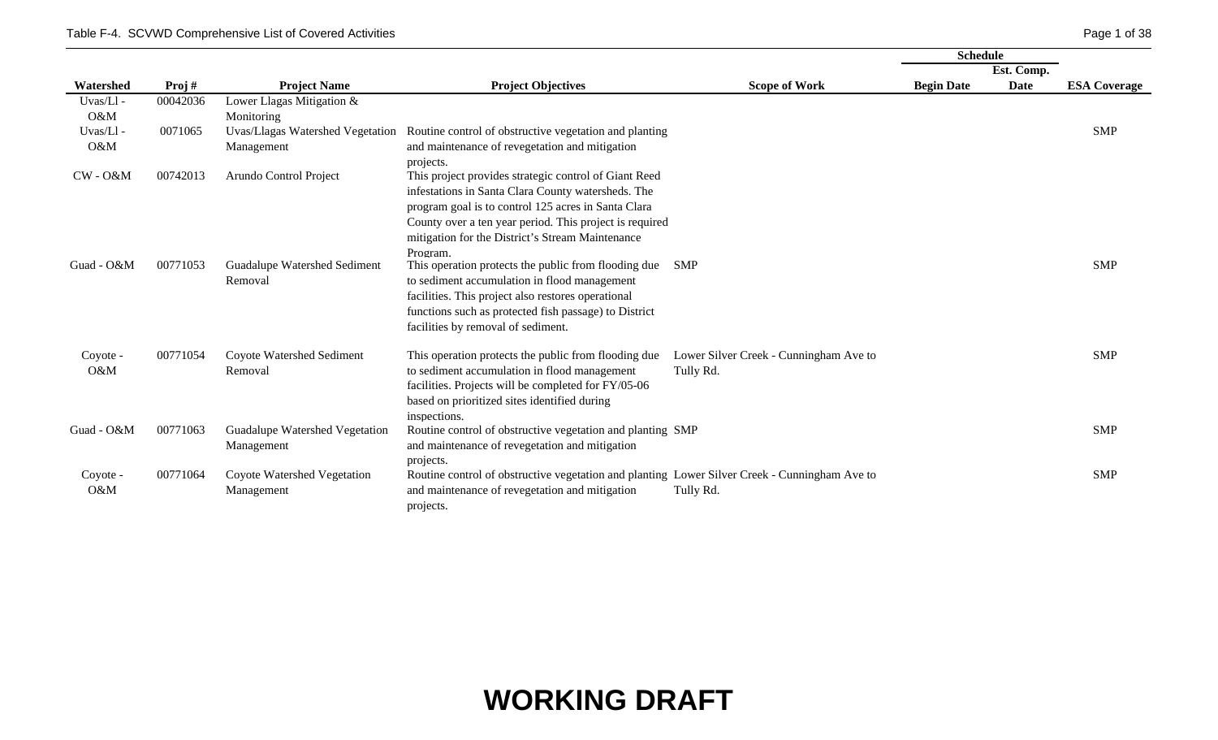Table F-4. SCVWD Comprehensive List of Covered Activities

| Watershed | Proj # | Project Name | Project Objectives | Scope of Work | Schedule Begin Date | Schedule Est. Comp. Date | ESA Coverage |
|---|---|---|---|---|---|---|---|
| Uvas/Ll - O&M | 00042036 | Lower Llagas Mitigation & Monitoring | | | | | |
| Uvas/Ll - O&M | 0071065 | Uvas/Llagas Watershed Vegetation Management | Routine control of obstructive vegetation and planting and maintenance of revegetation and mitigation projects. | | | | SMP |
| CW - O&M | 00742013 | Arundo Control Project | This project provides strategic control of Giant Reed infestations in Santa Clara County watersheds. The program goal is to control 125 acres in Santa Clara County over a ten year period. This project is required mitigation for the District's Stream Maintenance Program. | | | | |
| Guad - O&M | 00771053 | Guadalupe Watershed Sediment Removal | This operation protects the public from flooding due to sediment accumulation in flood management facilities. This project also restores operational functions such as protected fish passage) to District facilities by removal of sediment. | SMP | | | SMP |
| Coyote - O&M | 00771054 | Coyote Watershed Sediment Removal | This operation protects the public from flooding due to sediment accumulation in flood management facilities. Projects will be completed for FY/05-06 based on prioritized sites identified during inspections. | Lower Silver Creek - Cunningham Ave to Tully Rd. | | | SMP |
| Guad - O&M | 00771063 | Guadalupe Watershed Vegetation Management | Routine control of obstructive vegetation and planting and maintenance of revegetation and mitigation projects. | SMP | | | SMP |
| Coyote - O&M | 00771064 | Coyote Watershed Vegetation Management | Routine control of obstructive vegetation and planting and maintenance of revegetation and mitigation projects. | Lower Silver Creek - Cunningham Ave to Tully Rd. | | | SMP |

**WORKING DRAFT**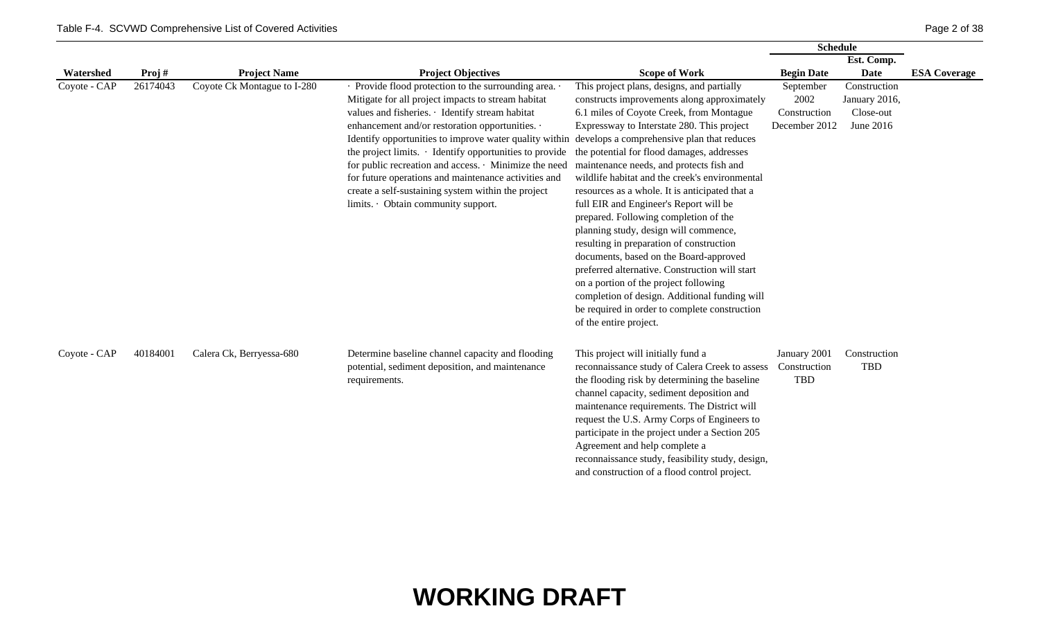| Watershed | Proj # | Project Name | Project Objectives | Scope of Work | Schedule | | ESA Coverage |
|---|---|---|---|---|---|---|---|
| | | | | | Begin Date | Est. Comp. Date | |
| Coyote - CAP | 26174043 | Coyote Ck Montague to I-280 | · Provide flood protection to the surrounding area. · Mitigate for all project impacts to stream habitat values and fisheries. · Identify stream habitat enhancement and/or restoration opportunities. · Identify opportunities to improve water quality within the project limits. · Identify opportunities to provide for public recreation and access. · Minimize the need for future operations and maintenance activities and create a self-sustaining system within the project limits. · Obtain community support. | This project plans, designs, and partially constructs improvements along approximately 6.1 miles of Coyote Creek, from Montague Expressway to Interstate 280. This project develops a comprehensive plan that reduces the potential for flood damages, addresses maintenance needs, and protects fish and wildlife habitat and the creek's environmental resources as a whole. It is anticipated that a full EIR and Engineer's Report will be prepared. Following completion of the planning study, design will commence, resulting in preparation of construction documents, based on the Board-approved preferred alternative. Construction will start on a portion of the project following completion of design. Additional funding will be required in order to complete construction of the entire project. | September 2002 Construction December 2012 | Construction January 2016, Close-out June 2016 | |
| Coyote - CAP | 40184001 | Calera Ck, Berryessa-680 | Determine baseline channel capacity and flooding potential, sediment deposition, and maintenance requirements. | This project will initially fund a reconnaissance study of Calera Creek to assess the flooding risk by determining the baseline channel capacity, sediment deposition and maintenance requirements. The District will request the U.S. Army Corps of Engineers to participate in the project under a Section 205 Agreement and help complete a reconnaissance study, feasibility study, design, and construction of a flood control project. | January 2001 Construction TBD | Construction TBD | |

**WORKING DRAFT**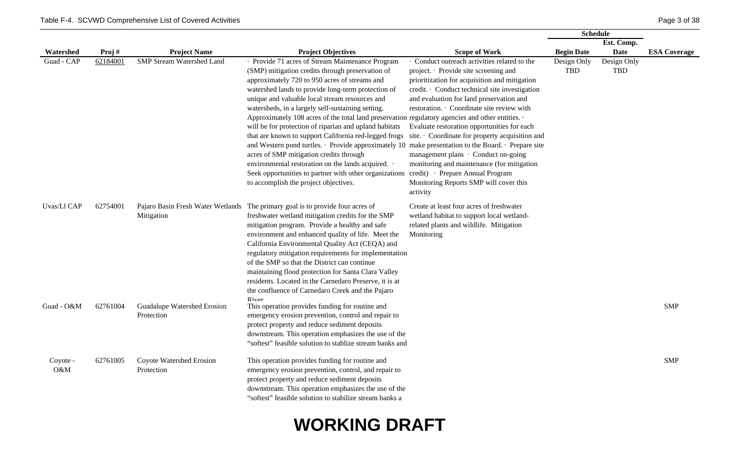Table F-4. SCVWD Comprehensive List of Covered Activities

| Watershed | Proj # | Project Name | Project Objectives | Scope of Work | Schedule | | ESA Coverage |
|---|---|---|---|---|---|---|---|
| | | | | | Begin Date | Est. Comp. Date | |
| Guad - CAP | 62184001 | SMP Stream Watershed Land | · Provide 71 acres of Stream Maintenance Program (SMP) mitigation credits through preservation of approximately 720 to 950 acres of streams and watershed lands to provide long-term protection of unique and valuable local stream resources and watersheds, in a largely self-sustaining setting. Approximately 108 acres of the total land preservation will be for protection of riparian and upland habitats that are known to support California red-legged frogs and Western pond turtles. · Provide approximately 10 acres of SMP mitigation credits through environmental restoration on the lands acquired. · Seek opportunities to partner with other organizations to accomplish the project objectives. | · Conduct outreach activities related to the project. · Provide site screening and prioritization for acquisition and mitigation credit. · Conduct technical site investigation and evaluation for land preservation and restoration. · Coordinate site review with regulatory agencies and other entities. · Evaluate restoration opportunities for each site. · Coordinate for property acquisition and make presentation to the Board. · Prepare site management plans · Conduct on-going monitoring and maintenance (for mitigation credit) · Prepare Annual Program Monitoring Reports SMP will cover this activity | Design Only TBD | Design Only TBD | |
| Uvas/Ll CAP | 62754001 | Pajaro Basin Fresh Water Wetlands Mitigation | The primary goal is to provide four acres of freshwater wetland mitigation credits for the SMP mitigation program. Provide a healthy and safe environment and enhanced quality of life. Meet the California Environmental Quality Act (CEQA) and regulatory mitigation requirements for implementation of the SMP so that the District can continue maintaining flood protection for Santa Clara Valley residents. Located in the Carnedaro Preserve, it is at the confluence of Carnedaro Creek and the Pajaro River | Create at least four acres of freshwater wetland habitat to support local wetland-related plants and wildlife. Mitigation Monitoring | | | |
| Guad - O&M | 62761004 | Guadalupe Watershed Erosion Protection | This operation provides funding for routine and emergency erosion prevention, control and repair to protect property and reduce sediment deposits downstream. This operation emphasizes the use of the "softest" feasible solution to stablize stream banks and | | | | SMP |
| Coyote - O&M | 62761005 | Coyote Watershed Erosion Protection | This operation provides funding for routine and emergency erosion prevention, control, and repair to protect property and reduce sediment deposits downstream. This operation emphasizes the use of the "softest" feasible solution to stabilize stream banks a | | | | SMP |

**WORKING DRAFT**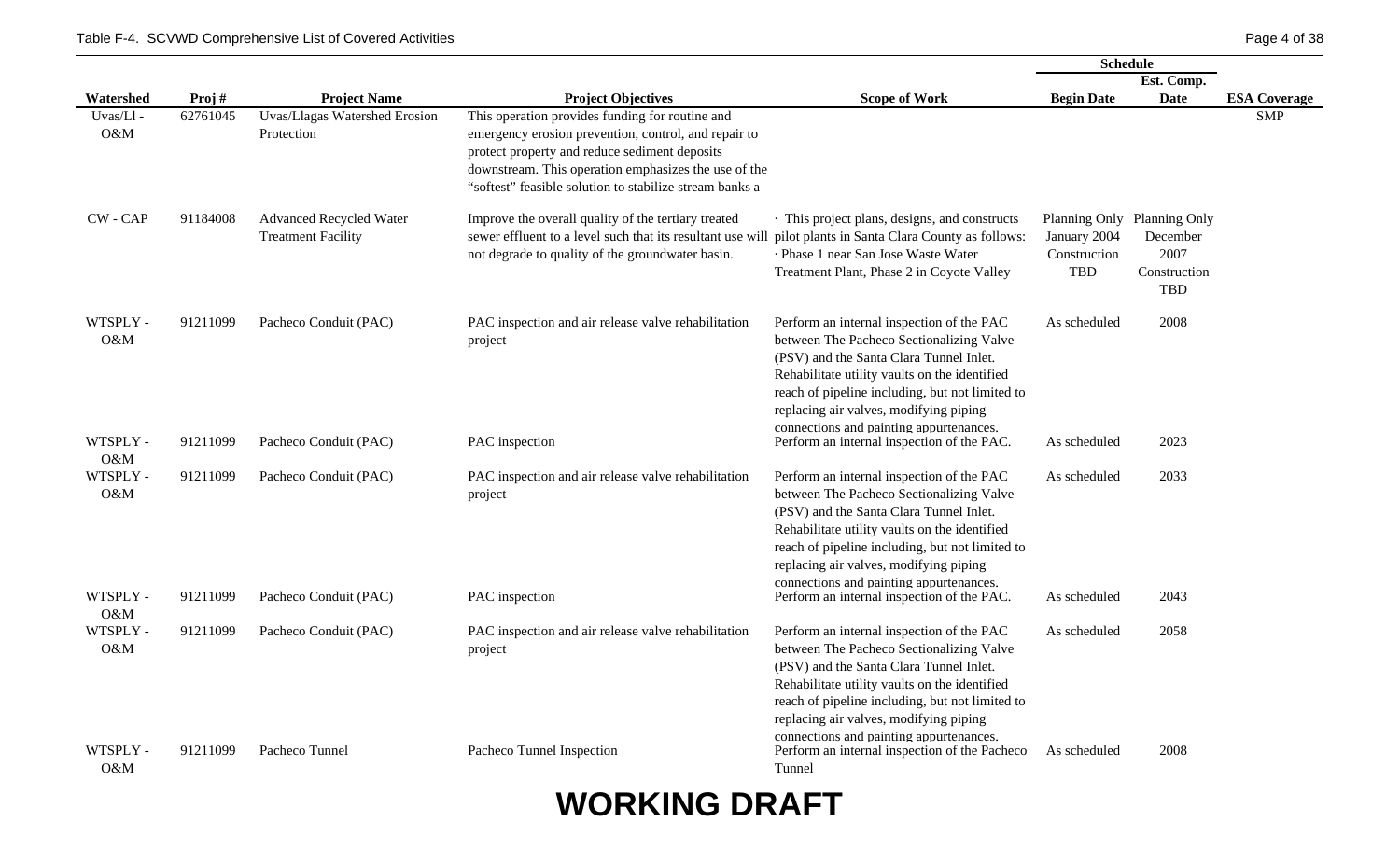Table F-4. SCVWD Comprehensive List of Covered Activities

| Watershed | Proj # | Project Name | Project Objectives | Scope of Work | Schedule | | ESA Coverage |
|---|---|---|---|---|---|---|---|
| | | | | | Begin Date | Est. Comp. Date | |
| Uvas/Ll - O&M | 62761045 | Uvas/Llagas Watershed Erosion Protection | This operation provides funding for routine and emergency erosion prevention, control, and repair to protect property and reduce sediment deposits downstream. This operation emphasizes the use of the "softest" feasible solution to stabilize stream banks a | | | | SMP |
| CW - CAP | 91184008 | Advanced Recycled Water Treatment Facility | Improve the overall quality of the tertiary treated sewer effluent to a level such that its resultant use will not degrade to quality of the groundwater basin. | · This project plans, designs, and constructs pilot plants in Santa Clara County as follows: · Phase 1 near San Jose Waste Water Treatment Plant, Phase 2 in Coyote Valley | Planning Only January 2004 Construction TBD | Planning Only December 2007 Construction TBD | |
| WTSPLY - O&M | 91211099 | Pacheco Conduit (PAC) | PAC inspection and air release valve rehabilitation project | Perform an internal inspection of the PAC between The Pacheco Sectionalizing Valve (PSV) and the Santa Clara Tunnel Inlet. Rehabilitate utility vaults on the identified reach of pipeline including, but not limited to replacing air valves, modifying piping connections and painting appurtenances. | As scheduled | 2008 | |
| WTSPLY - O&M | 91211099 | Pacheco Conduit (PAC) | PAC inspection | Perform an internal inspection of the PAC. | As scheduled | 2023 | |
| WTSPLY - O&M | 91211099 | Pacheco Conduit (PAC) | PAC inspection and air release valve rehabilitation project | Perform an internal inspection of the PAC between The Pacheco Sectionalizing Valve (PSV) and the Santa Clara Tunnel Inlet. Rehabilitate utility vaults on the identified reach of pipeline including, but not limited to replacing air valves, modifying piping connections and painting appurtenances. | As scheduled | 2033 | |
| WTSPLY - O&M | 91211099 | Pacheco Conduit (PAC) | PAC inspection | Perform an internal inspection of the PAC. | As scheduled | 2043 | |
| WTSPLY - O&M | 91211099 | Pacheco Conduit (PAC) | PAC inspection and air release valve rehabilitation project | Perform an internal inspection of the PAC between The Pacheco Sectionalizing Valve (PSV) and the Santa Clara Tunnel Inlet. Rehabilitate utility vaults on the identified reach of pipeline including, but not limited to replacing air valves, modifying piping connections and painting appurtenances. | As scheduled | 2058 | |
| WTSPLY - O&M | 91211099 | Pacheco Tunnel | Pacheco Tunnel Inspection | Perform an internal inspection of the Pacheco Tunnel | As scheduled | 2008 | |

**WORKING DRAFT**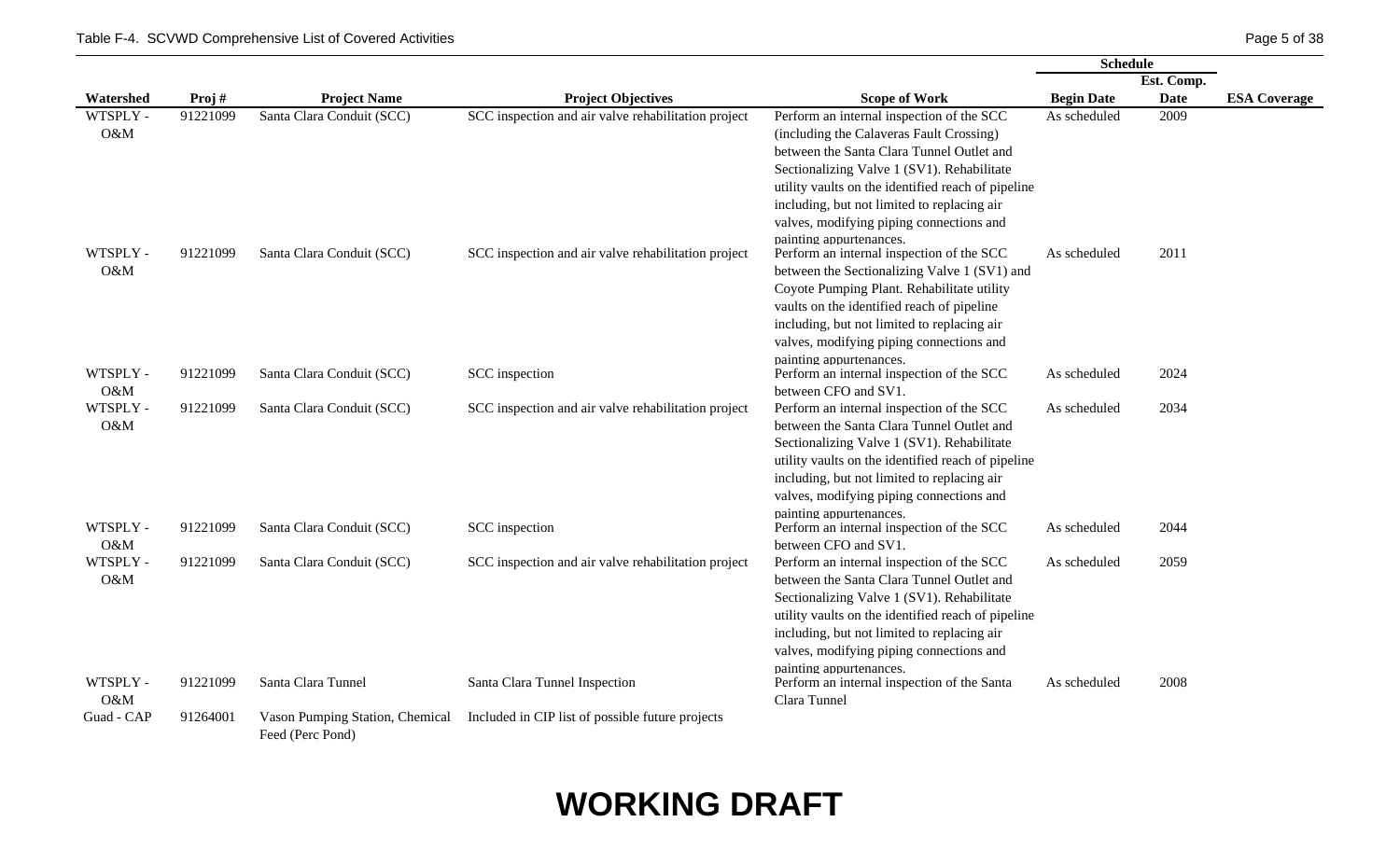| Watershed | Proj # | Project Name | Project Objectives | Scope of Work | Schedule | | ESA Coverage |
|---|---|---|---|---|---|---|---|
| | | | | | Begin Date | Est. Comp. Date | |
| WTSPLY - O&M | 91221099 | Santa Clara Conduit (SCC) | SCC inspection and air valve rehabilitation project | Perform an internal inspection of the SCC (including the Calaveras Fault Crossing) between the Santa Clara Tunnel Outlet and Sectionalizing Valve 1 (SV1). Rehabilitate utility vaults on the identified reach of pipeline including, but not limited to replacing air valves, modifying piping connections and painting appurtenances. | As scheduled | 2009 | |
| WTSPLY - O&M | 91221099 | Santa Clara Conduit (SCC) | SCC inspection and air valve rehabilitation project | Perform an internal inspection of the SCC between the Sectionalizing Valve 1 (SV1) and Coyote Pumping Plant. Rehabilitate utility vaults on the identified reach of pipeline including, but not limited to replacing air valves, modifying piping connections and painting appurtenances. | As scheduled | 2011 | |
| WTSPLY - O&M | 91221099 | Santa Clara Conduit (SCC) | SCC inspection | Perform an internal inspection of the SCC between CFO and SV1. | As scheduled | 2024 | |
| WTSPLY - O&M | 91221099 | Santa Clara Conduit (SCC) | SCC inspection and air valve rehabilitation project | Perform an internal inspection of the SCC between the Santa Clara Tunnel Outlet and Sectionalizing Valve 1 (SV1). Rehabilitate utility vaults on the identified reach of pipeline including, but not limited to replacing air valves, modifying piping connections and painting appurtenances. | As scheduled | 2034 | |
| WTSPLY - O&M | 91221099 | Santa Clara Conduit (SCC) | SCC inspection | Perform an internal inspection of the SCC between CFO and SV1. | As scheduled | 2044 | |
| WTSPLY - O&M | 91221099 | Santa Clara Conduit (SCC) | SCC inspection and air valve rehabilitation project | Perform an internal inspection of the SCC between the Santa Clara Tunnel Outlet and Sectionalizing Valve 1 (SV1). Rehabilitate utility vaults on the identified reach of pipeline including, but not limited to replacing air valves, modifying piping connections and painting appurtenances. | As scheduled | 2059 | |
| WTSPLY - O&M | 91221099 | Santa Clara Tunnel | Santa Clara Tunnel Inspection | Perform an internal inspection of the Santa Clara Tunnel | As scheduled | 2008 | |
| Guad - CAP | 91264001 | Vason Pumping Station, Chemical Feed (Perc Pond) | Included in CIP list of possible future projects | | | | |

**WORKING DRAFT**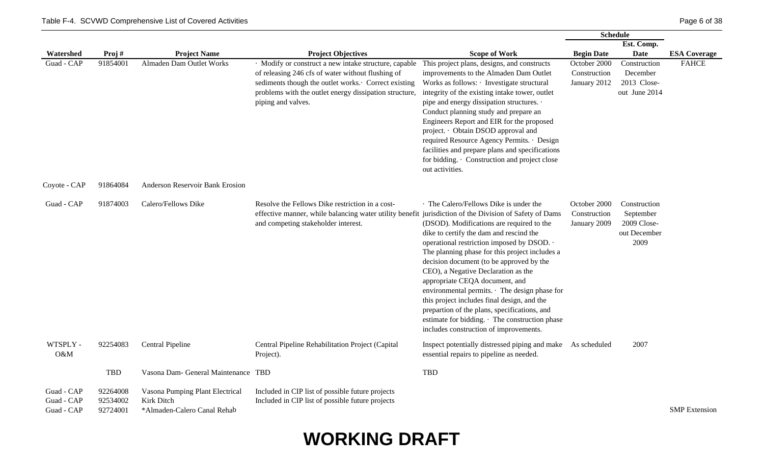| Watershed | Proj # | Project Name | Project Objectives | Scope of Work | Schedule | | ESA Coverage |
|---|---|---|---|---|---|---|---|
| | | | | | Begin Date | Est. Comp. Date | |
| Guad - CAP | 91854001 | Almaden Dam Outlet Works | · Modify or construct a new intake structure, capable of releasing 246 cfs of water without flushing of sediments though the outlet works.· Correct existing problems with the outlet energy dissipation structure, piping and valves. | This project plans, designs, and constructs improvements to the Almaden Dam Outlet Works as follows: · Investigate structural integrity of the existing intake tower, outlet pipe and energy dissipation structures. · Conduct planning study and prepare an Engineers Report and EIR for the proposed project. · Obtain DSOD approval and required Resource Agency Permits. · Design facilities and prepare plans and specifications for bidding. · Construction and project close out activities. | October 2000 Construction January 2012 | Construction December 2013 Close-out June 2014 | FAHCE |
| Coyote - CAP | 91864084 | Anderson Reservoir Bank Erosion | | | | | |
| Guad - CAP | 91874003 | Calero/Fellows Dike | Resolve the Fellows Dike restriction in a cost-effective manner, while balancing water utility benefit and competing stakeholder interest. | · The Calero/Fellows Dike is under the jurisdiction of the Division of Safety of Dams (DSOD). Modifications are required to the dike to certify the dam and rescind the operational restriction imposed by DSOD. · The planning phase for this project includes a decision document (to be approved by the CEO), a Negative Declaration as the appropriate CEQA document, and environmental permits. · The design phase for this project includes final design, and the prepartion of the plans, specifications, and estimate for bidding. · The construction phase includes construction of improvements. | October 2000 Construction January 2009 | Construction September 2009 Close-out December 2009 | |
| WTSPLY - O&M | 92254083 | Central Pipeline | Central Pipeline Rehabilitation Project (Capital Project). | Inspect potentially distressed piping and make essential repairs to pipeline as needed. | As scheduled | 2007 | |
| | TBD | Vasona Dam- General Maintenance | TBD | TBD | | | |
| Guad - CAP | 92264008 | Vasona Pumping Plant Electrical | Included in CIP list of possible future projects | | | | |
| Guad - CAP | 92534002 | Kirk Ditch | Included in CIP list of possible future projects | | | | |
| Guad - CAP | 92724001 | *Almaden-Calero Canal Rehab | | | | | SMP Extension |

# WORKING DRAFT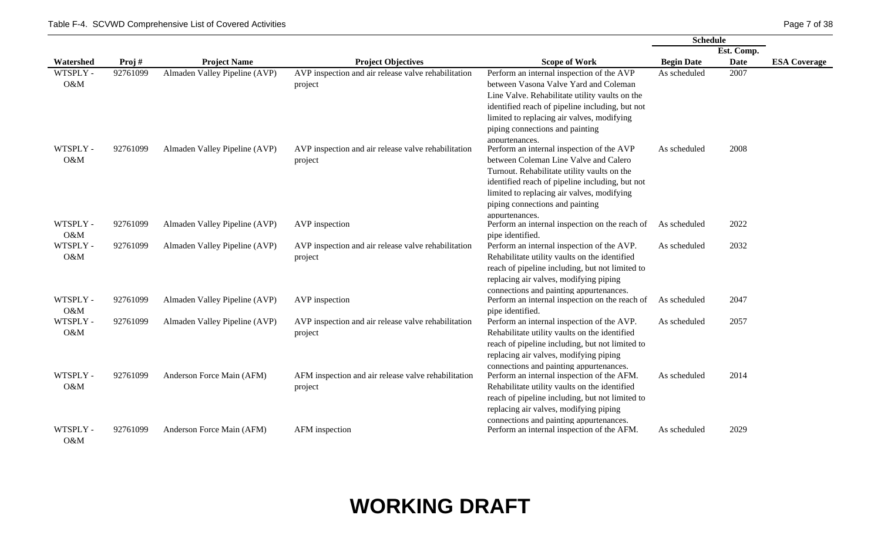Table F-4. SCVWD Comprehensive List of Covered Activities

| Watershed | Proj # | Project Name | Project Objectives | Scope of Work | Schedule | | ESA Coverage |
|---|---|---|---|---|---|---|---|
| | | | | | Begin Date | Est. Comp. Date | |
| WTSPLY - O&M | 92761099 | Almaden Valley Pipeline (AVP) | AVP inspection and air release valve rehabilitation project | Perform an internal inspection of the AVP between Vasona Valve Yard and Coleman Line Valve. Rehabilitate utility vaults on the identified reach of pipeline including, but not limited to replacing air valves, modifying piping connections and painting appurtenances. | As scheduled | 2007 | |
| WTSPLY - O&M | 92761099 | Almaden Valley Pipeline (AVP) | AVP inspection and air release valve rehabilitation project | Perform an internal inspection of the AVP between Coleman Line Valve and Calero Turnout. Rehabilitate utility vaults on the identified reach of pipeline including, but not limited to replacing air valves, modifying piping connections and painting appurtenances. | As scheduled | 2008 | |
| WTSPLY - O&M | 92761099 | Almaden Valley Pipeline (AVP) | AVP inspection | Perform an internal inspection on the reach of pipe identified. | As scheduled | 2022 | |
| WTSPLY - O&M | 92761099 | Almaden Valley Pipeline (AVP) | AVP inspection and air release valve rehabilitation project | Perform an internal inspection of the AVP. Rehabilitate utility vaults on the identified reach of pipeline including, but not limited to replacing air valves, modifying piping connections and painting appurtenances. | As scheduled | 2032 | |
| WTSPLY - O&M | 92761099 | Almaden Valley Pipeline (AVP) | AVP inspection | Perform an internal inspection on the reach of pipe identified. | As scheduled | 2047 | |
| WTSPLY - O&M | 92761099 | Almaden Valley Pipeline (AVP) | AVP inspection and air release valve rehabilitation project | Perform an internal inspection of the AVP. Rehabilitate utility vaults on the identified reach of pipeline including, but not limited to replacing air valves, modifying piping connections and painting appurtenances. | As scheduled | 2057 | |
| WTSPLY - O&M | 92761099 | Anderson Force Main (AFM) | AFM inspection and air release valve rehabilitation project | Perform an internal inspection of the AFM. Rehabilitate utility vaults on the identified reach of pipeline including, but not limited to replacing air valves, modifying piping connections and painting appurtenances. | As scheduled | 2014 | |
| WTSPLY - O&M | 92761099 | Anderson Force Main (AFM) | AFM inspection | Perform an internal inspection of the AFM. | As scheduled | 2029 | |

**WORKING DRAFT**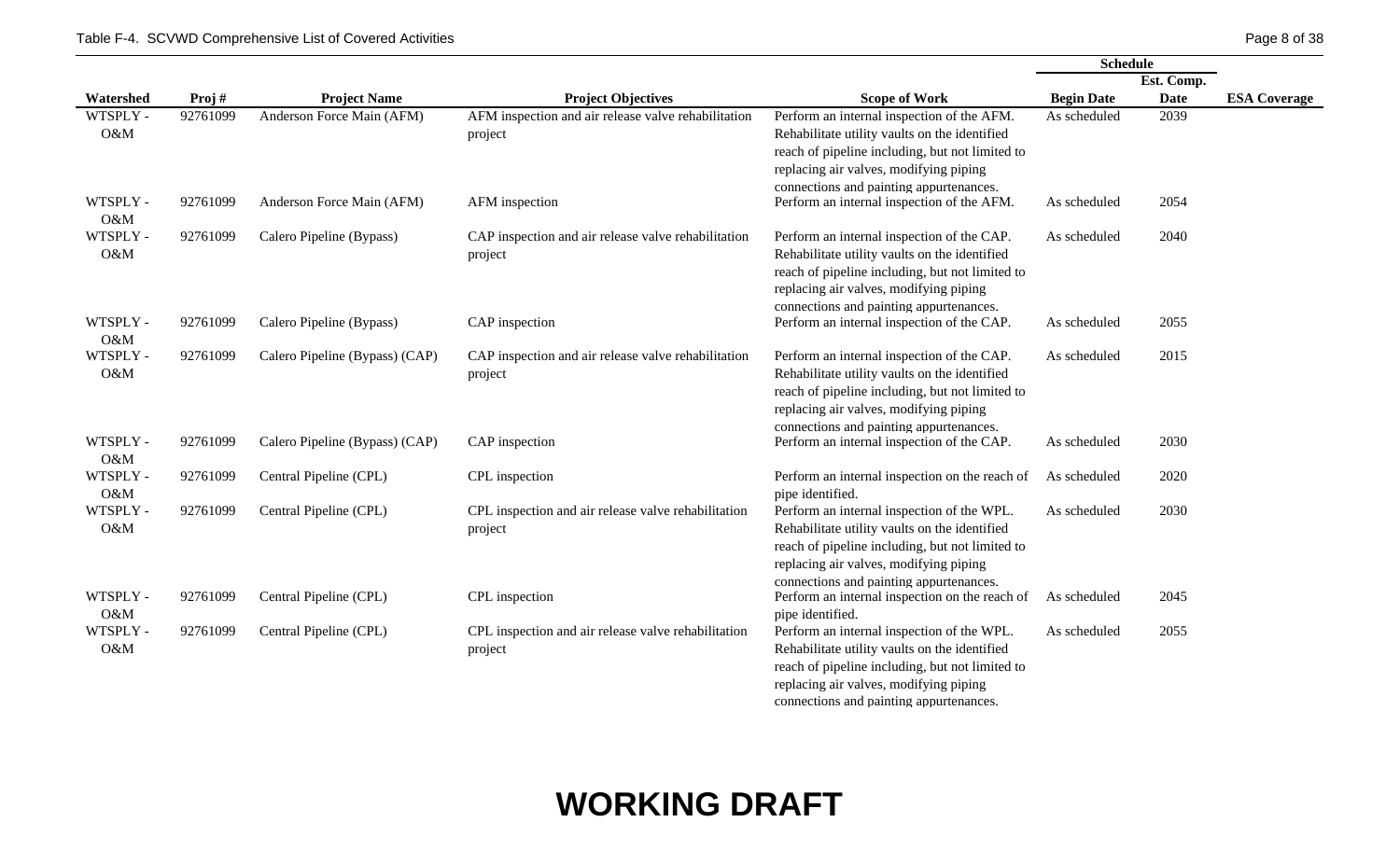| Watershed | Proj # | Project Name | Project Objectives | Scope of Work | Schedule | | ESA Coverage |
|---|---|---|---|---|---|---|---|
| | | | | | Begin Date | Est. Comp. Date | |
| WTSPLY - O&M | 92761099 | Anderson Force Main (AFM) | AFM inspection and air release valve rehabilitation project | Perform an internal inspection of the AFM. Rehabilitate utility vaults on the identified reach of pipeline including, but not limited to replacing air valves, modifying piping connections and painting appurtenances. | As scheduled | 2039 | |
| WTSPLY - O&M | 92761099 | Anderson Force Main (AFM) | AFM inspection | Perform an internal inspection of the AFM. | As scheduled | 2054 | |
| WTSPLY - O&M | 92761099 | Calero Pipeline (Bypass) | CAP inspection and air release valve rehabilitation project | Perform an internal inspection of the CAP. Rehabilitate utility vaults on the identified reach of pipeline including, but not limited to replacing air valves, modifying piping connections and painting appurtenances. | As scheduled | 2040 | |
| WTSPLY - O&M | 92761099 | Calero Pipeline (Bypass) | CAP inspection | Perform an internal inspection of the CAP. | As scheduled | 2055 | |
| WTSPLY - O&M | 92761099 | Calero Pipeline (Bypass) (CAP) | CAP inspection and air release valve rehabilitation project | Perform an internal inspection of the CAP. Rehabilitate utility vaults on the identified reach of pipeline including, but not limited to replacing air valves, modifying piping connections and painting appurtenances. | As scheduled | 2015 | |
| WTSPLY - O&M | 92761099 | Calero Pipeline (Bypass) (CAP) | CAP inspection | Perform an internal inspection of the CAP. | As scheduled | 2030 | |
| WTSPLY - O&M | 92761099 | Central Pipeline (CPL) | CPL inspection | Perform an internal inspection on the reach of pipe identified. | As scheduled | 2020 | |
| WTSPLY - O&M | 92761099 | Central Pipeline (CPL) | CPL inspection and air release valve rehabilitation project | Perform an internal inspection of the WPL. Rehabilitate utility vaults on the identified reach of pipeline including, but not limited to replacing air valves, modifying piping connections and painting appurtenances. | As scheduled | 2030 | |
| WTSPLY - O&M | 92761099 | Central Pipeline (CPL) | CPL inspection | Perform an internal inspection on the reach of pipe identified. | As scheduled | 2045 | |
| WTSPLY - O&M | 92761099 | Central Pipeline (CPL) | CPL inspection and air release valve rehabilitation project | Perform an internal inspection of the WPL. Rehabilitate utility vaults on the identified reach of pipeline including, but not limited to replacing air valves, modifying piping connections and painting appurtenances. | As scheduled | 2055 | |

**WORKING DRAFT**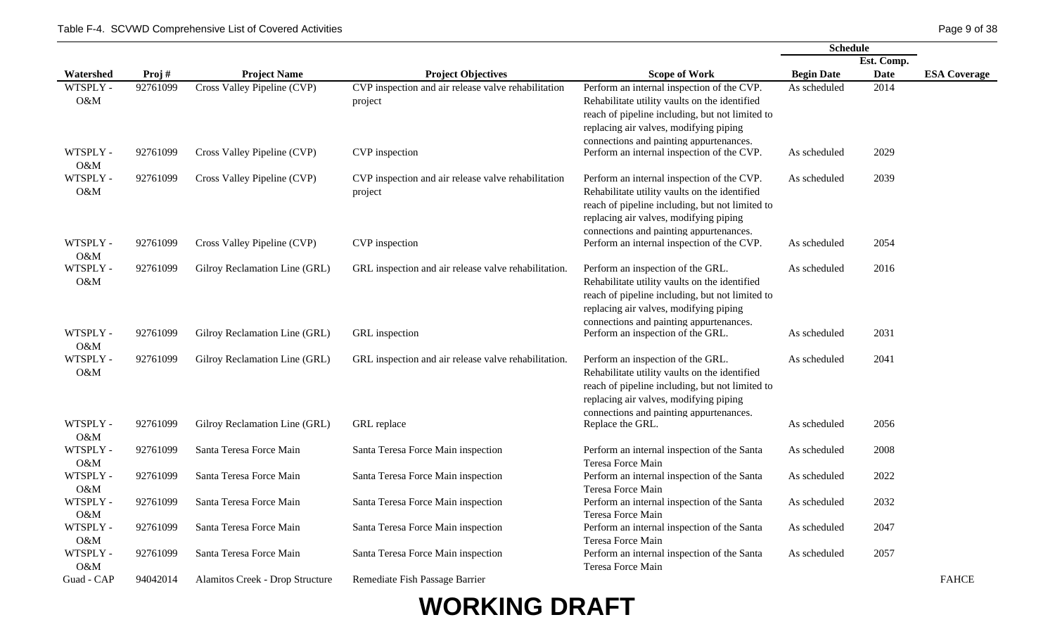| Watershed | Proj # | Project Name | Project Objectives | Scope of Work | Schedule | | ESA Coverage |
|---|---|---|---|---|---|---|---|
| | | | | | Begin Date | Est. Comp. Date | |
| WTSPLY - O&M | 92761099 | Cross Valley Pipeline (CVP) | CVP inspection and air release valve rehabilitation project | Perform an internal inspection of the CVP. Rehabilitate utility vaults on the identified reach of pipeline including, but not limited to replacing air valves, modifying piping connections and painting appurtenances. | As scheduled | 2014 | |
| WTSPLY - O&M | 92761099 | Cross Valley Pipeline (CVP) | CVP inspection | Perform an internal inspection of the CVP. | As scheduled | 2029 | |
| WTSPLY - O&M | 92761099 | Cross Valley Pipeline (CVP) | CVP inspection and air release valve rehabilitation project | Perform an internal inspection of the CVP. Rehabilitate utility vaults on the identified reach of pipeline including, but not limited to replacing air valves, modifying piping connections and painting appurtenances. | As scheduled | 2039 | |
| WTSPLY - O&M | 92761099 | Cross Valley Pipeline (CVP) | CVP inspection | Perform an internal inspection of the CVP. | As scheduled | 2054 | |
| WTSPLY - O&M | 92761099 | Gilroy Reclamation Line (GRL) | GRL inspection and air release valve rehabilitation. | Perform an inspection of the GRL. Rehabilitate utility vaults on the identified reach of pipeline including, but not limited to replacing air valves, modifying piping connections and painting appurtenances. | As scheduled | 2016 | |
| WTSPLY - O&M | 92761099 | Gilroy Reclamation Line (GRL) | GRL inspection | Perform an inspection of the GRL. | As scheduled | 2031 | |
| WTSPLY - O&M | 92761099 | Gilroy Reclamation Line (GRL) | GRL inspection and air release valve rehabilitation. | Perform an inspection of the GRL. Rehabilitate utility vaults on the identified reach of pipeline including, but not limited to replacing air valves, modifying piping connections and painting appurtenances. | As scheduled | 2041 | |
| WTSPLY - O&M | 92761099 | Gilroy Reclamation Line (GRL) | GRL replace | Replace the GRL. | As scheduled | 2056 | |
| WTSPLY - O&M | 92761099 | Santa Teresa Force Main | Santa Teresa Force Main inspection | Perform an internal inspection of the Santa Teresa Force Main | As scheduled | 2008 | |
| WTSPLY - O&M | 92761099 | Santa Teresa Force Main | Santa Teresa Force Main inspection | Perform an internal inspection of the Santa Teresa Force Main | As scheduled | 2022 | |
| WTSPLY - O&M | 92761099 | Santa Teresa Force Main | Santa Teresa Force Main inspection | Perform an internal inspection of the Santa Teresa Force Main | As scheduled | 2032 | |
| WTSPLY - O&M | 92761099 | Santa Teresa Force Main | Santa Teresa Force Main inspection | Perform an internal inspection of the Santa Teresa Force Main | As scheduled | 2047 | |
| WTSPLY - O&M | 92761099 | Santa Teresa Force Main | Santa Teresa Force Main inspection | Perform an internal inspection of the Santa Teresa Force Main | As scheduled | 2057 | |
| Guad - CAP | 94042014 | Alamitos Creek - Drop Structure | Remediate Fish Passage Barrier | | | | FAHCE |

**WORKING DRAFT**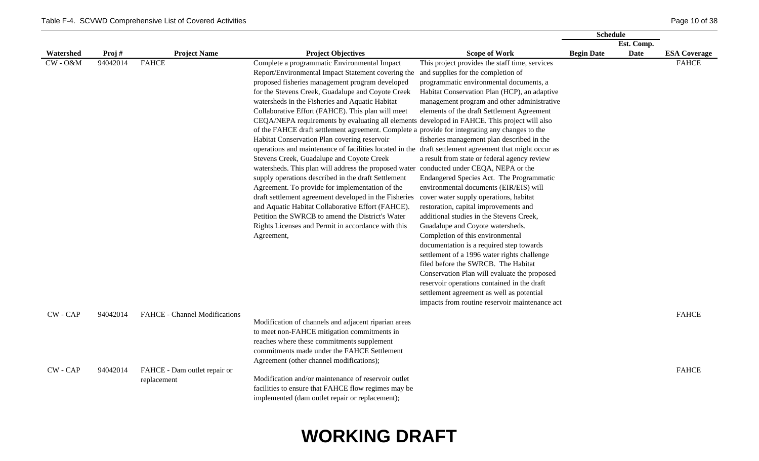Table F-4. SCVWD Comprehensive List of Covered Activities

| Watershed | Proj # | Project Name | Project Objectives | Scope of Work | Schedule: Begin Date | Schedule: Est. Comp. Date | ESA Coverage |
|---|---|---|---|---|---|---|---|
| CW - O&M | 94042014 | FAHCE | Complete a programmatic Environmental Impact Report/Environmental Impact Statement covering the proposed fisheries management program developed for the Stevens Creek, Guadalupe and Coyote Creek watersheds in the Fisheries and Aquatic Habitat Collaborative Effort (FAHCE). This plan will meet CEQA/NEPA requirements by evaluating all elements of the FAHCE draft settlement agreement. Complete a Habitat Conservation Plan covering reservoir operations and maintenance of facilities located in the Stevens Creek, Guadalupe and Coyote Creek watersheds. This plan will address the proposed water supply operations described in the draft Settlement Agreement. To provide for implementation of the draft settlement agreement developed in the Fisheries and Aquatic Habitat Collaborative Effort (FAHCE). Petition the SWRCB to amend the District's Water Rights Licenses and Permit in accordance with this Agreement, | This project provides the staff time, services and supplies for the completion of programmatic environmental documents, a Habitat Conservation Plan (HCP), an adaptive management program and other administrative elements of the draft Settlement Agreement developed in FAHCE. This project will also provide for integrating any changes to the fisheries management plan described in the draft settlement agreement that might occur as a result from state or federal agency review conducted under CEQA, NEPA or the Endangered Species Act. The Programmatic environmental documents (EIR/EIS) will cover water supply operations, habitat restoration, capital improvements and additional studies in the Stevens Creek, Guadalupe and Coyote watersheds. Completion of this environmental documentation is a required step towards settlement of a 1996 water rights challenge filed before the SWRCB. The Habitat Conservation Plan will evaluate the proposed reservoir operations contained in the draft settlement agreement as well as potential impacts from routine reservoir maintenance act | | | FAHCE |
| CW - CAP | 94042014 | FAHCE - Channel Modifications | Modification of channels and adjacent riparian areas to meet non-FAHCE mitigation commitments in reaches where these commitments supplement commitments made under the FAHCE Settlement Agreement (other channel modifications); | | | | FAHCE |
| CW - CAP | 94042014 | FAHCE - Dam outlet repair or replacement | Modification and/or maintenance of reservoir outlet facilities to ensure that FAHCE flow regimes may be implemented (dam outlet repair or replacement); | | | | FAHCE |

# WORKING DRAFT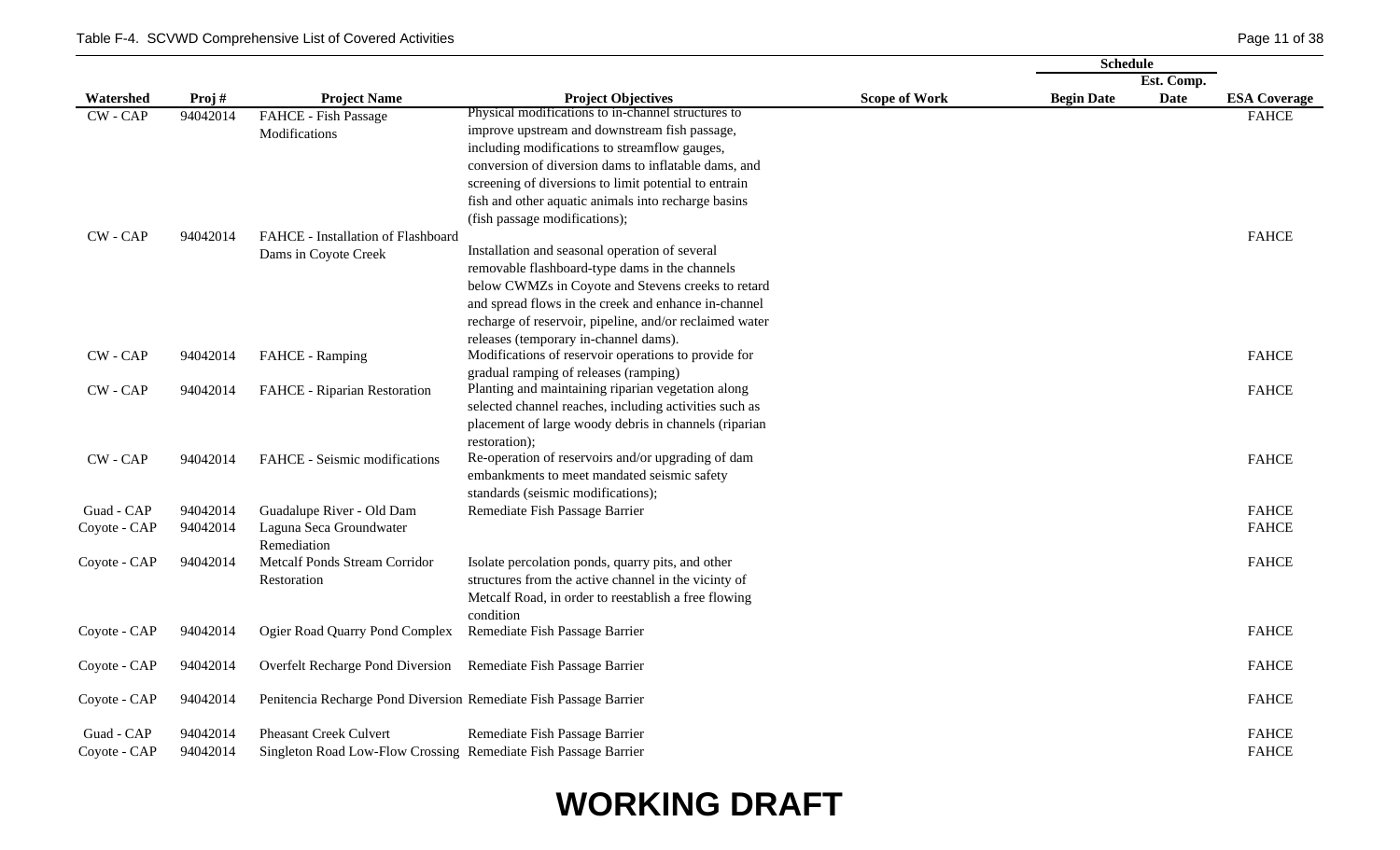Table F-4. SCVWD Comprehensive List of Covered Activities

| Watershed | Proj # | Project Name | Project Objectives | Scope of Work | Schedule | | ESA Coverage |
|---|---|---|---|---|---|---|---|
| | | | | | Begin Date | Est. Comp. Date | |
| CW - CAP | 94042014 | FAHCE - Fish Passage Modifications | Physical modifications to in-channel structures to improve upstream and downstream fish passage, including modifications to streamflow gauges, conversion of diversion dams to inflatable dams, and screening of diversions to limit potential to entrain fish and other aquatic animals into recharge basins (fish passage modifications); | | | | FAHCE |
| CW - CAP | 94042014 | FAHCE - Installation of Flashboard Dams in Coyote Creek | Installation and seasonal operation of several removable flashboard-type dams in the channels below CWMZs in Coyote and Stevens creeks to retard and spread flows in the creek and enhance in-channel recharge of reservoir, pipeline, and/or reclaimed water releases (temporary in-channel dams). | | | | FAHCE |
| CW - CAP | 94042014 | FAHCE - Ramping | Modifications of reservoir operations to provide for gradual ramping of releases (ramping) | | | | FAHCE |
| CW - CAP | 94042014 | FAHCE - Riparian Restoration | Planting and maintaining riparian vegetation along selected channel reaches, including activities such as placement of large woody debris in channels (riparian restoration); | | | | FAHCE |
| CW - CAP | 94042014 | FAHCE - Seismic modifications | Re-operation of reservoirs and/or upgrading of dam embankments to meet mandated seismic safety standards (seismic modifications); | | | | FAHCE |
| Guad - CAP | 94042014 | Guadalupe River - Old Dam | Remediate Fish Passage Barrier | | | | FAHCE |
| Coyote - CAP | 94042014 | Laguna Seca Groundwater Remediation | | | | | FAHCE |
| Coyote - CAP | 94042014 | Metcalf Ponds Stream Corridor Restoration | Isolate percolation ponds, quarry pits, and other structures from the active channel in the vicinity of Metcalf Road, in order to reestablish a free flowing condition | | | | FAHCE |
| Coyote - CAP | 94042014 | Ogier Road Quarry Pond Complex | Remediate Fish Passage Barrier | | | | FAHCE |
| Coyote - CAP | 94042014 | Overfelt Recharge Pond Diversion | Remediate Fish Passage Barrier | | | | FAHCE |
| Coyote - CAP | 94042014 | Penitencia Recharge Pond Diversion | Remediate Fish Passage Barrier | | | | FAHCE |
| Guad - CAP | 94042014 | Pheasant Creek Culvert | Remediate Fish Passage Barrier | | | | FAHCE |
| Coyote - CAP | 94042014 | Singleton Road Low-Flow Crossing | Remediate Fish Passage Barrier | | | | FAHCE |

**WORKING DRAFT**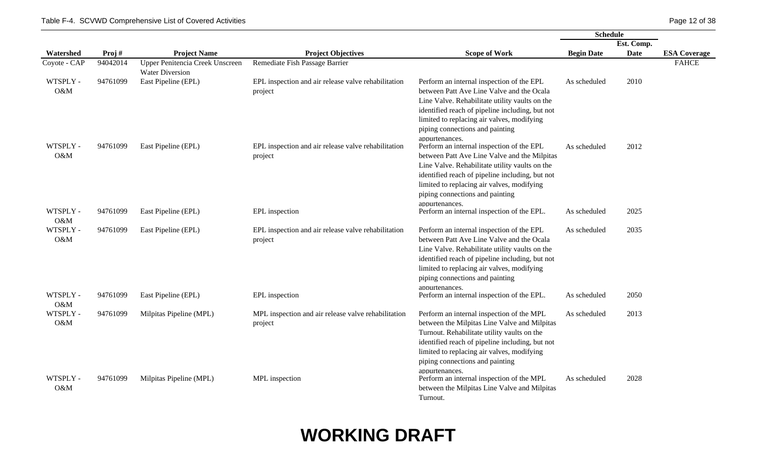Table F-4. SCVWD Comprehensive List of Covered Activities

| Watershed | Proj # | Project Name | Project Objectives | Scope of Work | Schedule Begin Date | Schedule Est. Comp. Date | ESA Coverage |
|---|---|---|---|---|---|---|---|
| Coyote - CAP | 94042014 | Upper Penitencia Creek Unscreen Water Diversion | Remediate Fish Passage Barrier | | | | FAHCE |
| WTSPLY - O&M | 94761099 | East Pipeline (EPL) | EPL inspection and air release valve rehabilitation project | Perform an internal inspection of the EPL between Patt Ave Line Valve and the Ocala Line Valve. Rehabilitate utility vaults on the identified reach of pipeline including, but not limited to replacing air valves, modifying piping connections and painting appurtenances. | As scheduled | 2010 | |
| WTSPLY - O&M | 94761099 | East Pipeline (EPL) | EPL inspection and air release valve rehabilitation project | Perform an internal inspection of the EPL between Patt Ave Line Valve and the Milpitas Line Valve. Rehabilitate utility vaults on the identified reach of pipeline including, but not limited to replacing air valves, modifying piping connections and painting appurtenances. | As scheduled | 2012 | |
| WTSPLY - O&M | 94761099 | East Pipeline (EPL) | EPL inspection | Perform an internal inspection of the EPL. | As scheduled | 2025 | |
| WTSPLY - O&M | 94761099 | East Pipeline (EPL) | EPL inspection and air release valve rehabilitation project | Perform an internal inspection of the EPL between Patt Ave Line Valve and the Ocala Line Valve. Rehabilitate utility vaults on the identified reach of pipeline including, but not limited to replacing air valves, modifying piping connections and painting appurtenances. | As scheduled | 2035 | |
| WTSPLY - O&M | 94761099 | East Pipeline (EPL) | EPL inspection | Perform an internal inspection of the EPL. | As scheduled | 2050 | |
| WTSPLY - O&M | 94761099 | Milpitas Pipeline (MPL) | MPL inspection and air release valve rehabilitation project | Perform an internal inspection of the MPL between the Milpitas Line Valve and Milpitas Turnout. Rehabilitate utility vaults on the identified reach of pipeline including, but not limited to replacing air valves, modifying piping connections and painting appurtenances. | As scheduled | 2013 | |
| WTSPLY - O&M | 94761099 | Milpitas Pipeline (MPL) | MPL inspection | Perform an internal inspection of the MPL between the Milpitas Line Valve and Milpitas Turnout. | As scheduled | 2028 | |

**WORKING DRAFT**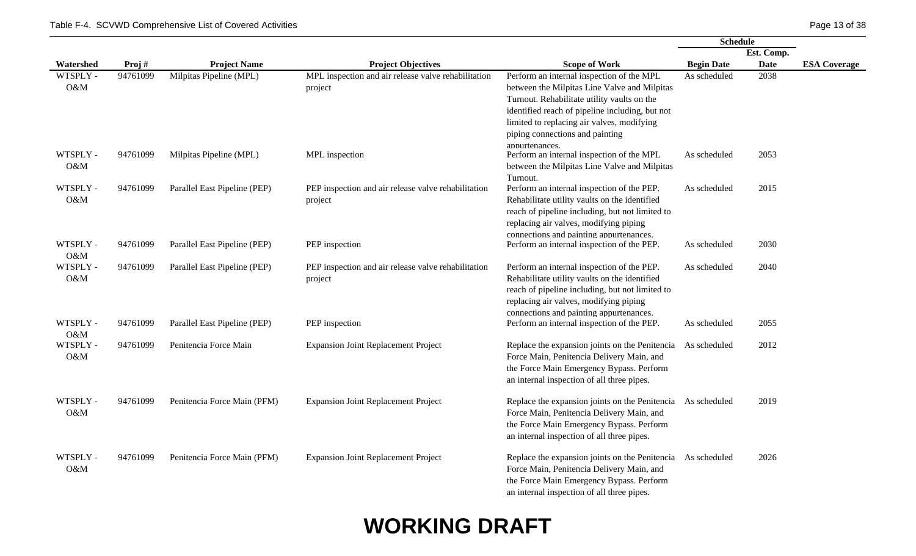| Watershed | Proj # | Project Name | Project Objectives | Scope of Work | Schedule | | ESA Coverage |
|---|---|---|---|---|---|---|---|
| | | | | | Begin Date | Est. Comp. Date | |
| WTSPLY - O&M | 94761099 | Milpitas Pipeline (MPL) | MPL inspection and air release valve rehabilitation project | Perform an internal inspection of the MPL between the Milpitas Line Valve and Milpitas Turnout. Rehabilitate utility vaults on the identified reach of pipeline including, but not limited to replacing air valves, modifying piping connections and painting appurtenances. | As scheduled | 2038 | |
| WTSPLY - O&M | 94761099 | Milpitas Pipeline (MPL) | MPL inspection | Perform an internal inspection of the MPL between the Milpitas Line Valve and Milpitas Turnout. | As scheduled | 2053 | |
| WTSPLY - O&M | 94761099 | Parallel East Pipeline (PEP) | PEP inspection and air release valve rehabilitation project | Perform an internal inspection of the PEP. Rehabilitate utility vaults on the identified reach of pipeline including, but not limited to replacing air valves, modifying piping connections and painting appurtenances. | As scheduled | 2015 | |
| WTSPLY - O&M | 94761099 | Parallel East Pipeline (PEP) | PEP inspection | Perform an internal inspection of the PEP. | As scheduled | 2030 | |
| WTSPLY - O&M | 94761099 | Parallel East Pipeline (PEP) | PEP inspection and air release valve rehabilitation project | Perform an internal inspection of the PEP. Rehabilitate utility vaults on the identified reach of pipeline including, but not limited to replacing air valves, modifying piping connections and painting appurtenances. | As scheduled | 2040 | |
| WTSPLY - O&M | 94761099 | Parallel East Pipeline (PEP) | PEP inspection | Perform an internal inspection of the PEP. | As scheduled | 2055 | |
| WTSPLY - O&M | 94761099 | Penitencia Force Main | Expansion Joint Replacement Project | Replace the expansion joints on the Penitencia Force Main, Penitencia Delivery Main, and the Force Main Emergency Bypass. Perform an internal inspection of all three pipes. | As scheduled | 2012 | |
| WTSPLY - O&M | 94761099 | Penitencia Force Main (PFM) | Expansion Joint Replacement Project | Replace the expansion joints on the Penitencia Force Main, Penitencia Delivery Main, and the Force Main Emergency Bypass. Perform an internal inspection of all three pipes. | As scheduled | 2019 | |
| WTSPLY - O&M | 94761099 | Penitencia Force Main (PFM) | Expansion Joint Replacement Project | Replace the expansion joints on the Penitencia Force Main, Penitencia Delivery Main, and the Force Main Emergency Bypass. Perform an internal inspection of all three pipes. | As scheduled | 2026 | |

**WORKING DRAFT**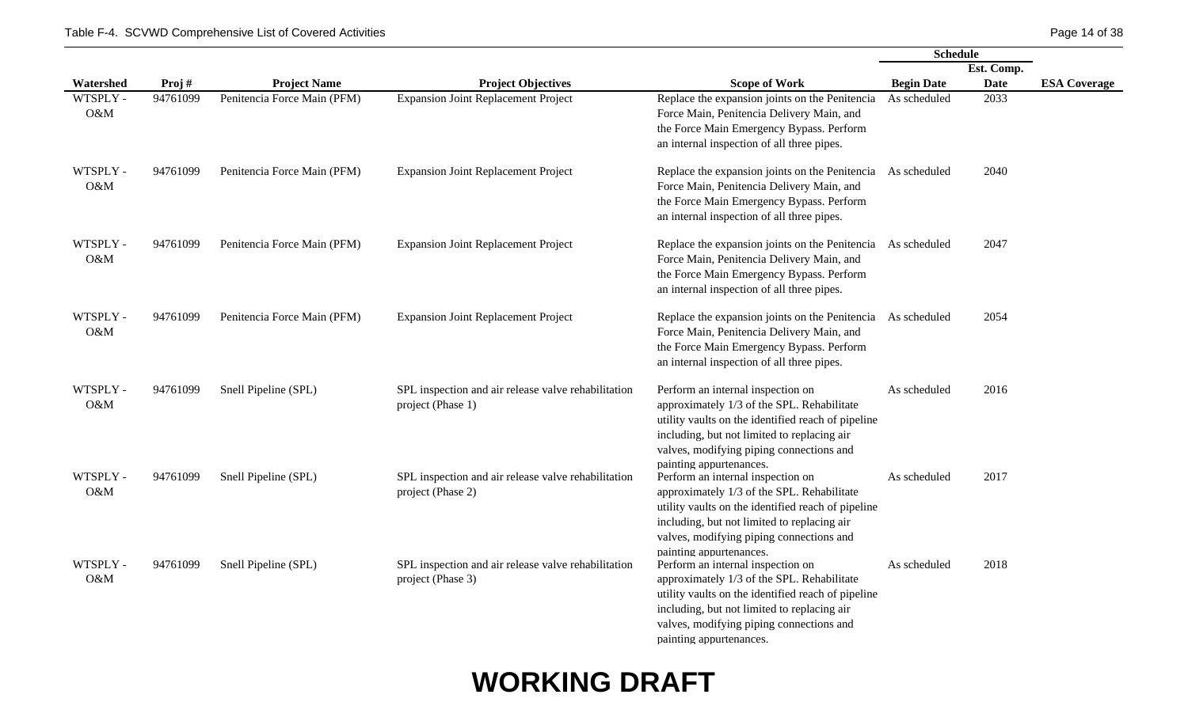Table F-4. SCVWD Comprehensive List of Covered Activities

| Watershed | Proj # | Project Name | Project Objectives | Scope of Work | Schedule | | ESA Coverage |
|---|---|---|---|---|---|---|---|
| | | | | | Begin Date | Est. Comp. Date | |
| WTSPLY - O&M | 94761099 | Penitencia Force Main (PFM) | Expansion Joint Replacement Project | Replace the expansion joints on the Penitencia Force Main, Penitencia Delivery Main, and the Force Main Emergency Bypass. Perform an internal inspection of all three pipes. | As scheduled | 2033 | |
| WTSPLY - O&M | 94761099 | Penitencia Force Main (PFM) | Expansion Joint Replacement Project | Replace the expansion joints on the Penitencia Force Main, Penitencia Delivery Main, and the Force Main Emergency Bypass. Perform an internal inspection of all three pipes. | As scheduled | 2040 | |
| WTSPLY - O&M | 94761099 | Penitencia Force Main (PFM) | Expansion Joint Replacement Project | Replace the expansion joints on the Penitencia Force Main, Penitencia Delivery Main, and the Force Main Emergency Bypass. Perform an internal inspection of all three pipes. | As scheduled | 2047 | |
| WTSPLY - O&M | 94761099 | Penitencia Force Main (PFM) | Expansion Joint Replacement Project | Replace the expansion joints on the Penitencia Force Main, Penitencia Delivery Main, and the Force Main Emergency Bypass. Perform an internal inspection of all three pipes. | As scheduled | 2054 | |
| WTSPLY - O&M | 94761099 | Snell Pipeline (SPL) | SPL inspection and air release valve rehabilitation project (Phase 1) | Perform an internal inspection on approximately 1/3 of the SPL. Rehabilitate utility vaults on the identified reach of pipeline including, but not limited to replacing air valves, modifying piping connections and painting appurtenances. | As scheduled | 2016 | |
| WTSPLY - O&M | 94761099 | Snell Pipeline (SPL) | SPL inspection and air release valve rehabilitation project (Phase 2) | Perform an internal inspection on approximately 1/3 of the SPL. Rehabilitate utility vaults on the identified reach of pipeline including, but not limited to replacing air valves, modifying piping connections and painting appurtenances. | As scheduled | 2017 | |
| WTSPLY - O&M | 94761099 | Snell Pipeline (SPL) | SPL inspection and air release valve rehabilitation project (Phase 3) | Perform an internal inspection on approximately 1/3 of the SPL. Rehabilitate utility vaults on the identified reach of pipeline including, but not limited to replacing air valves, modifying piping connections and painting appurtenances. | As scheduled | 2018 | |

**WORKING DRAFT**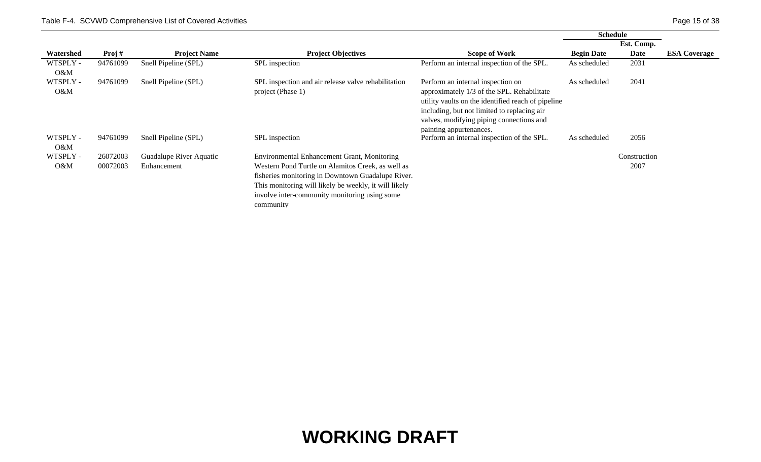| Watershed | Proj # | Project Name | Project Objectives | Scope of Work | Schedule | | ESA Coverage |
|---|---|---|---|---|---|---|---|
| | | | | | Begin Date | Est. Comp. Date | |
| WTSPLY - O&M | 94761099 | Snell Pipeline (SPL) | SPL inspection | Perform an internal inspection of the SPL. | As scheduled | 2031 | |
| WTSPLY - O&M | 94761099 | Snell Pipeline (SPL) | SPL inspection and air release valve rehabilitation project (Phase 1) | Perform an internal inspection on approximately 1/3 of the SPL. Rehabilitate utility vaults on the identified reach of pipeline including, but not limited to replacing air valves, modifying piping connections and painting appurtenances. | As scheduled | 2041 | |
| WTSPLY - O&M | 94761099 | Snell Pipeline (SPL) | SPL inspection | Perform an internal inspection of the SPL. | As scheduled | 2056 | |
| WTSPLY - O&M | 26072003 00072003 | Guadalupe River Aquatic Enhancement | Environmental Enhancement Grant, Monitoring Western Pond Turtle on Alamitos Creek, as well as fisheries monitoring in Downtown Guadalupe River. This monitoring will likely be weekly, it will likely involve inter-community monitoring using some community | | | Construction 2007 | |

**WORKING DRAFT**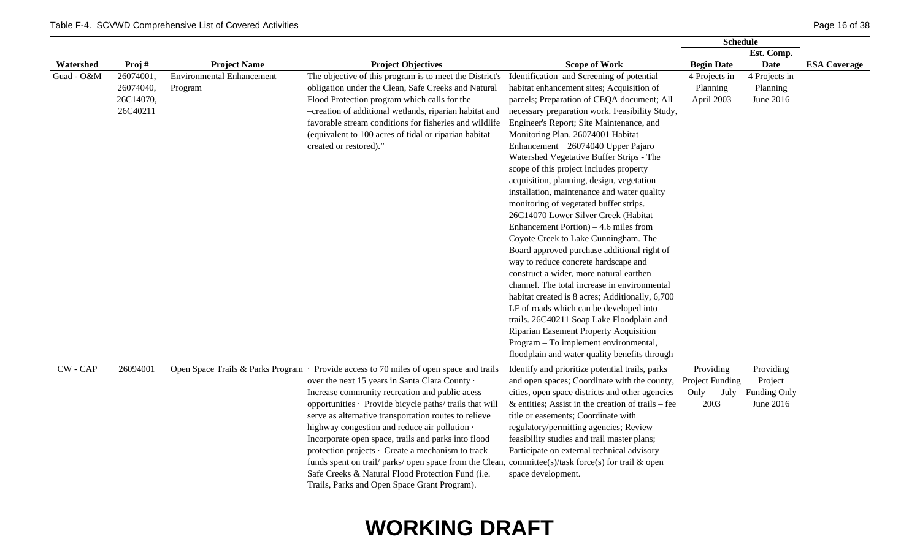| Watershed | Proj # | Project Name | Project Objectives | Scope of Work | Schedule | | ESA Coverage |
|---|---|---|---|---|---|---|---|
| | | | | | Begin Date | Est. Comp. Date | |
| Guad - O&M | 26074001, 26074040, 26C14070, 26C40211 | Environmental Enhancement Program | The objective of this program is to meet the District's obligation under the Clean, Safe Creeks and Natural Flood Protection program which calls for the –creation of additional wetlands, riparian habitat and favorable stream conditions for fisheries and wildlife (equivalent to 100 acres of tidal or riparian habitat created or restored)." | Identification and Screening of potential habitat enhancement sites; Acquisition of parcels; Preparation of CEQA document; All necessary preparation work. Feasibility Study, Engineer's Report; Site Maintenance, and Monitoring Plan. 26074001 Habitat Enhancement 26074040 Upper Pajaro Watershed Vegetative Buffer Strips - The scope of this project includes property acquisition, planning, design, vegetation installation, maintenance and water quality monitoring of vegetated buffer strips. 26C14070 Lower Silver Creek (Habitat Enhancement Portion) – 4.6 miles from Coyote Creek to Lake Cunningham. The Board approved purchase additional right of way to reduce concrete hardscape and construct a wider, more natural earthen channel. The total increase in environmental habitat created is 8 acres; Additionally, 6,700 LF of roads which can be developed into trails. 26C40211 Soap Lake Floodplain and Riparian Easement Property Acquisition Program – To implement environmental, floodplain and water quality benefits through | 4 Projects in Planning April 2003 | 4 Projects in Planning June 2016 | |
| CW - CAP | 26094001 | Open Space Trails & Parks Program | · Provide access to 70 miles of open space and trails over the next 15 years in Santa Clara County · Increase community recreation and public acess opportunities · Provide bicycle paths/ trails that will serve as alternative transportation routes to relieve highway congestion and reduce air pollution · Incorporate open space, trails and parks into flood protection projects · Create a mechanism to track funds spent on trail/ parks/ open space from the Clean, Safe Creeks & Natural Flood Protection Fund (i.e. Trails, Parks and Open Space Grant Program). | Identify and prioritize potential trails, parks and open spaces; Coordinate with the county, cities, open space districts and other agencies & entities; Assist in the creation of trails – fee title or easements; Coordinate with regulatory/permitting agencies; Review feasibility studies and trail master plans; Participate on external technical advisory committee(s)/task force(s) for trail & open space development. | Providing Project Funding Only July 2003 | Providing Project Funding Only June 2016 | |

# WORKING DRAFT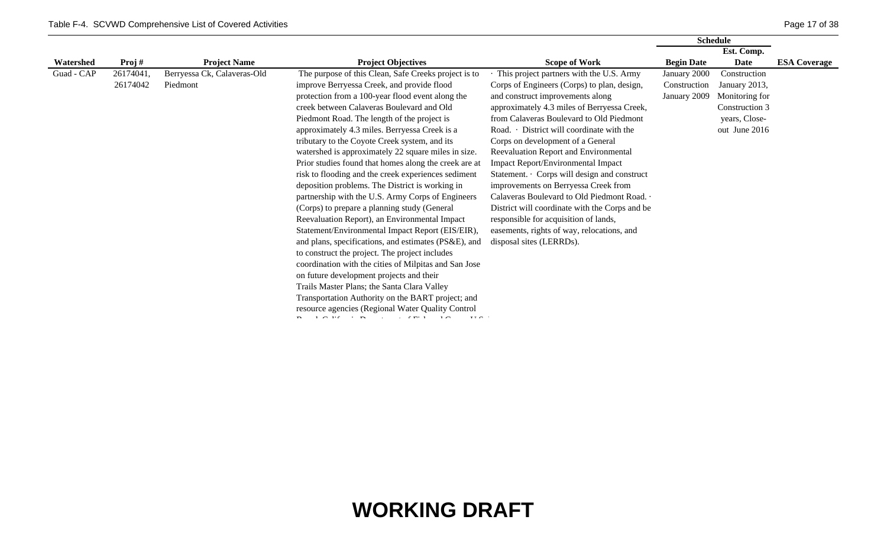| Watershed | Proj # | Project Name | Project Objectives | Scope of Work | Schedule | | ESA Coverage |
|---|---|---|---|---|---|---|---|
| | | | | | Begin Date | Est. Comp. Date | |
| Guad - CAP | 26174041, 26174042 | Berryessa Ck, Calaveras-Old Piedmont | The purpose of this Clean, Safe Creeks project is to improve Berryessa Creek, and provide flood protection from a 100-year flood event along the creek between Calaveras Boulevard and Old Piedmont Road. The length of the project is approximately 4.3 miles. Berryessa Creek is a tributary to the Coyote Creek system, and its watershed is approximately 22 square miles in size. Prior studies found that homes along the creek are at risk to flooding and the creek experiences sediment deposition problems. The District is working in partnership with the U.S. Army Corps of Engineers (Corps) to prepare a planning study (General Reevaluation Report), an Environmental Impact Statement/Environmental Impact Report (EIS/EIR), and plans, specifications, and estimates (PS&E), and to construct the project. The project includes coordination with the cities of Milpitas and San Jose on future development projects and their Trails Master Plans; the Santa Clara Valley Transportation Authority on the BART project; and resource agencies (Regional Water Quality Control | · This project partners with the U.S. Army Corps of Engineers (Corps) to plan, design, and construct improvements along approximately 4.3 miles of Berryessa Creek, from Calaveras Boulevard to Old Piedmont Road. · District will coordinate with the Corps on development of a General Reevaluation Report and Environmental Impact Report/Environmental Impact Statement. · Corps will design and construct improvements on Berryessa Creek from Calaveras Boulevard to Old Piedmont Road. · District will coordinate with the Corps and be responsible for acquisition of lands, easements, rights of way, relocations, and disposal sites (LERRDs). | January 2000 Construction January 2009 | Construction January 2013, Monitoring for Construction 3 years, Close-out June 2016 | |

**WORKING DRAFT**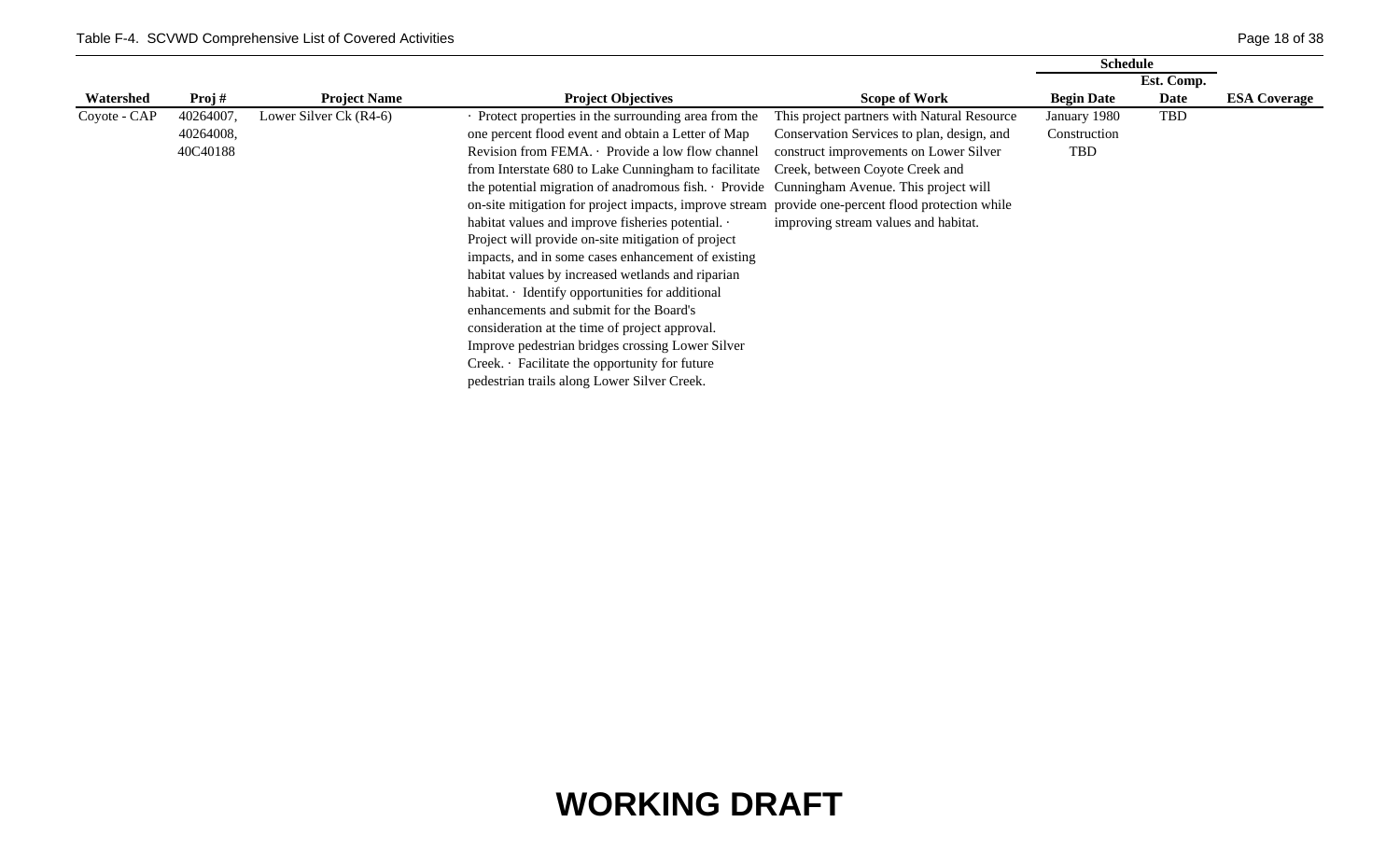| Watershed | Proj # | Project Name | Project Objectives | Scope of Work | Schedule | | ESA Coverage |
|---|---|---|---|---|---|---|---|
| | | | | | Begin Date | Est. Comp. Date | |
| Coyote - CAP | 40264007, 40264008, 40C40188 | Lower Silver Ck (R4-6) | · Protect properties in the surrounding area from the one percent flood event and obtain a Letter of Map Revision from FEMA. · Provide a low flow channel from Interstate 680 to Lake Cunningham to facilitate the potential migration of anadromous fish. · Provide on-site mitigation for project impacts, improve stream habitat values and improve fisheries potential. · Project will provide on-site mitigation of project impacts, and in some cases enhancement of existing habitat values by increased wetlands and riparian habitat. · Identify opportunities for additional enhancements and submit for the Board's consideration at the time of project approval. Improve pedestrian bridges crossing Lower Silver Creek. · Facilitate the opportunity for future pedestrian trails along Lower Silver Creek. | This project partners with Natural Resource Conservation Services to plan, design, and construct improvements on Lower Silver Creek, between Coyote Creek and Cunningham Avenue. This project will provide one-percent flood protection while improving stream values and habitat. | January 1980 Construction TBD | TBD | |

**WORKING DRAFT**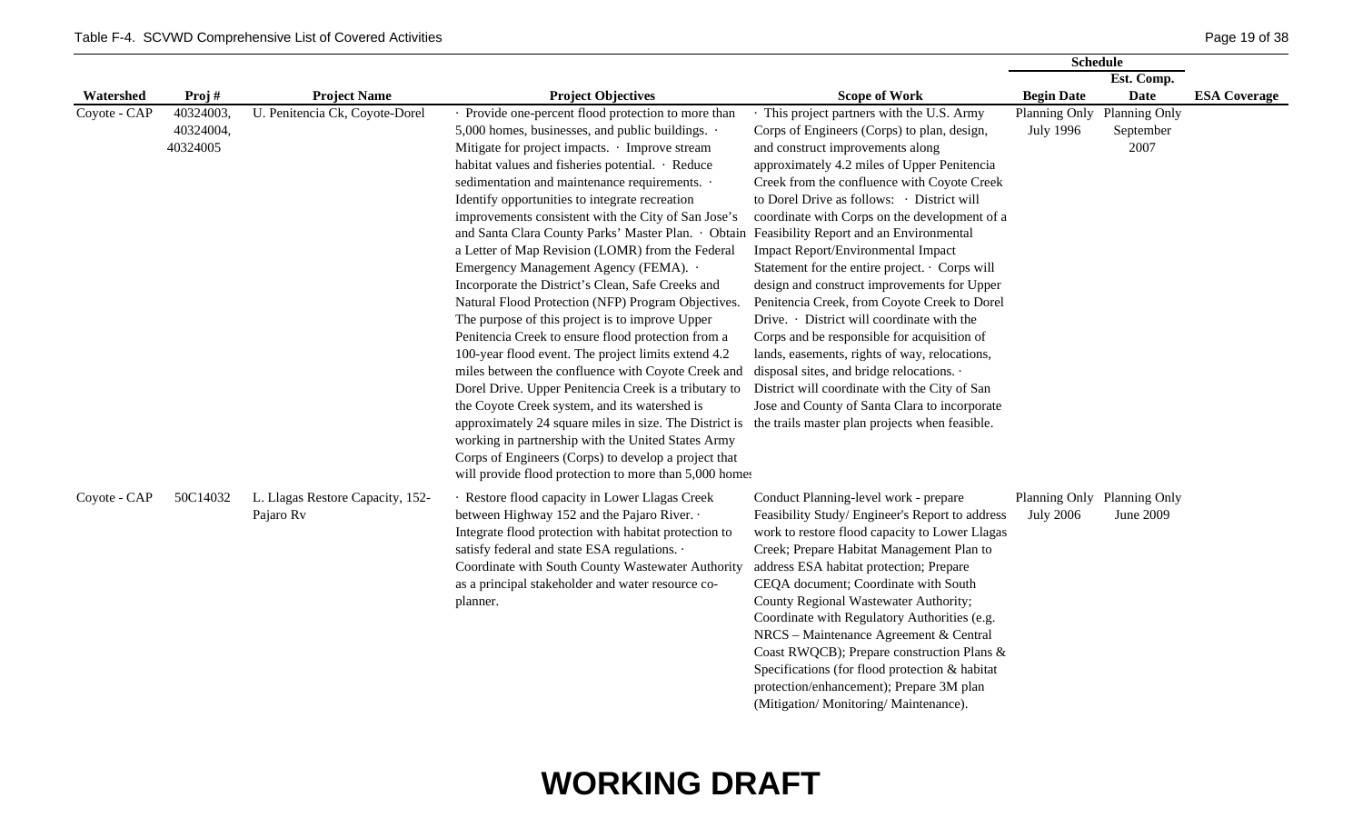| Watershed | Proj # | Project Name | Project Objectives | Scope of Work | Schedule | | ESA Coverage |
|---|---|---|---|---|---|---|---|
| | | | | | Begin Date | Est. Comp. Date | |
| Coyote - CAP | 40324003, 40324004, 40324005 | U. Penitencia Ck, Coyote-Dorel | · Provide one-percent flood protection to more than 5,000 homes, businesses, and public buildings. · Mitigate for project impacts. · Improve stream habitat values and fisheries potential. · Reduce sedimentation and maintenance requirements. · Identify opportunities to integrate recreation improvements consistent with the City of San Jose's and Santa Clara County Parks' Master Plan. · Obtain a Letter of Map Revision (LOMR) from the Federal Emergency Management Agency (FEMA). · Incorporate the District's Clean, Safe Creeks and Natural Flood Protection (NFP) Program Objectives. The purpose of this project is to improve Upper Penitencia Creek to ensure flood protection from a 100-year flood event. The project limits extend 4.2 miles between the confluence with Coyote Creek and Dorel Drive. Upper Penitencia Creek is a tributary to the Coyote Creek system, and its watershed is approximately 24 square miles in size. The District is working in partnership with the United States Army Corps of Engineers (Corps) to develop a project that will provide flood protection to more than 5,000 homes | · This project partners with the U.S. Army Corps of Engineers (Corps) to plan, design, and construct improvements along approximately 4.2 miles of Upper Penitencia Creek from the confluence with Coyote Creek to Dorel Drive as follows: · District will coordinate with Corps on the development of a Feasibility Report and an Environmental Impact Report/Environmental Impact Statement for the entire project. · Corps will design and construct improvements for Upper Penitencia Creek, from Coyote Creek to Dorel Drive. · District will coordinate with the Corps and be responsible for acquisition of lands, easements, rights of way, relocations, disposal sites, and bridge relocations. · District will coordinate with the City of San Jose and County of Santa Clara to incorporate the trails master plan projects when feasible. | Planning Only July 1996 | Planning Only September 2007 | |
| Coyote - CAP | 50C14032 | L. Llagas Restore Capacity, 152-Pajaro Rv | · Restore flood capacity in Lower Llagas Creek between Highway 152 and the Pajaro River. · Integrate flood protection with habitat protection to satisfy federal and state ESA regulations. · Coordinate with South County Wastewater Authority as a principal stakeholder and water resource co-planner. | Conduct Planning-level work - prepare Feasibility Study/ Engineer's Report to address work to restore flood capacity to Lower Llagas Creek; Prepare Habitat Management Plan to address ESA habitat protection; Prepare CEQA document; Coordinate with South County Regional Wastewater Authority; Coordinate with Regulatory Authorities (e.g. NRCS – Maintenance Agreement & Central Coast RWQCB); Prepare construction Plans & Specifications (for flood protection & habitat protection/enhancement); Prepare 3M plan (Mitigation/ Monitoring/ Maintenance). | Planning Only July 2006 | Planning Only June 2009 | |

**WORKING DRAFT**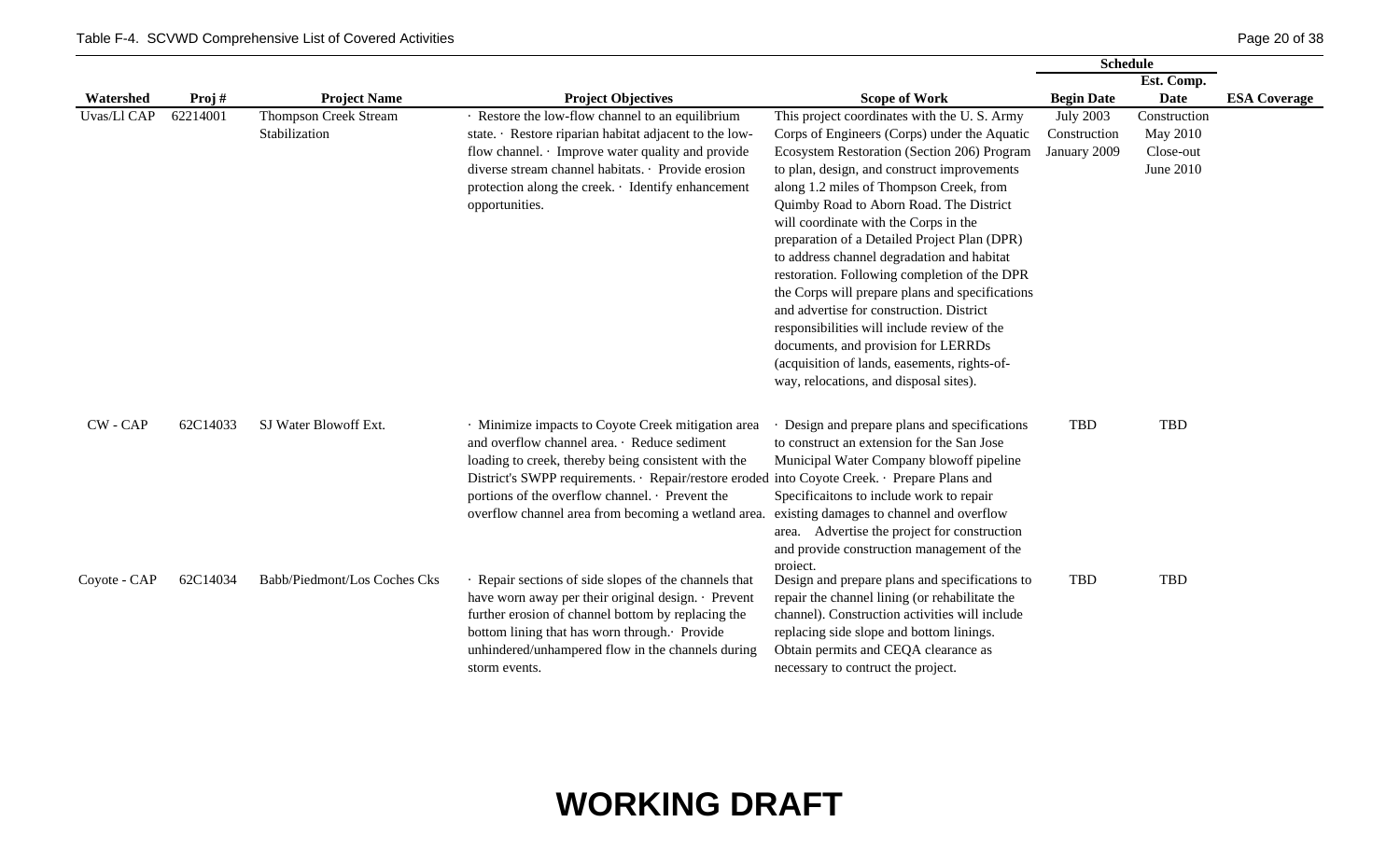Table F-4. SCVWD Comprehensive List of Covered Activities

| Watershed | Proj # | Project Name | Project Objectives | Scope of Work | Schedule | | ESA Coverage |
|---|---|---|---|---|---|---|---|
| | | | | | Begin Date | Est. Comp. Date | |
| Uvas/Ll CAP | 62214001 | Thompson Creek Stream Stabilization | · Restore the low-flow channel to an equilibrium state. · Restore riparian habitat adjacent to the low-flow channel. · Improve water quality and provide diverse stream channel habitats. · Provide erosion protection along the creek. · Identify enhancement opportunities. | This project coordinates with the U. S. Army Corps of Engineers (Corps) under the Aquatic Ecosystem Restoration (Section 206) Program to plan, design, and construct improvements along 1.2 miles of Thompson Creek, from Quimby Road to Aborn Road. The District will coordinate with the Corps in the preparation of a Detailed Project Plan (DPR) to address channel degradation and habitat restoration. Following completion of the DPR the Corps will prepare plans and specifications and advertise for construction. District responsibilities will include review of the documents, and provision for LERRDs (acquisition of lands, easements, rights-of-way, relocations, and disposal sites). | July 2003 Construction January 2009 | Construction May 2010 Close-out June 2010 | |
| CW - CAP | 62C14033 | SJ Water Blowoff Ext. | · Minimize impacts to Coyote Creek mitigation area and overflow channel area. · Reduce sediment loading to creek, thereby being consistent with the District's SWPP requirements. · Repair/restore eroded portions of the overflow channel. · Prevent the overflow channel area from becoming a wetland area. | · Design and prepare plans and specifications to construct an extension for the San Jose Municipal Water Company blowoff pipeline into Coyote Creek. · Prepare Plans and Specificaitons to include work to repair existing damages to channel and overflow area. Advertise the project for construction and provide construction management of the project. | TBD | TBD | |
| Coyote - CAP | 62C14034 | Babb/Piedmont/Los Coches Cks | · Repair sections of side slopes of the channels that have worn away per their original design. · Prevent further erosion of channel bottom by replacing the bottom lining that has worn through.· Provide unhindered/unhampered flow in the channels during storm events. | Design and prepare plans and specifications to repair the channel lining (or rehabilitate the channel). Construction activities will include replacing side slope and bottom linings. Obtain permits and CEQA clearance as necessary to contruct the project. | TBD | TBD | |

**WORKING DRAFT**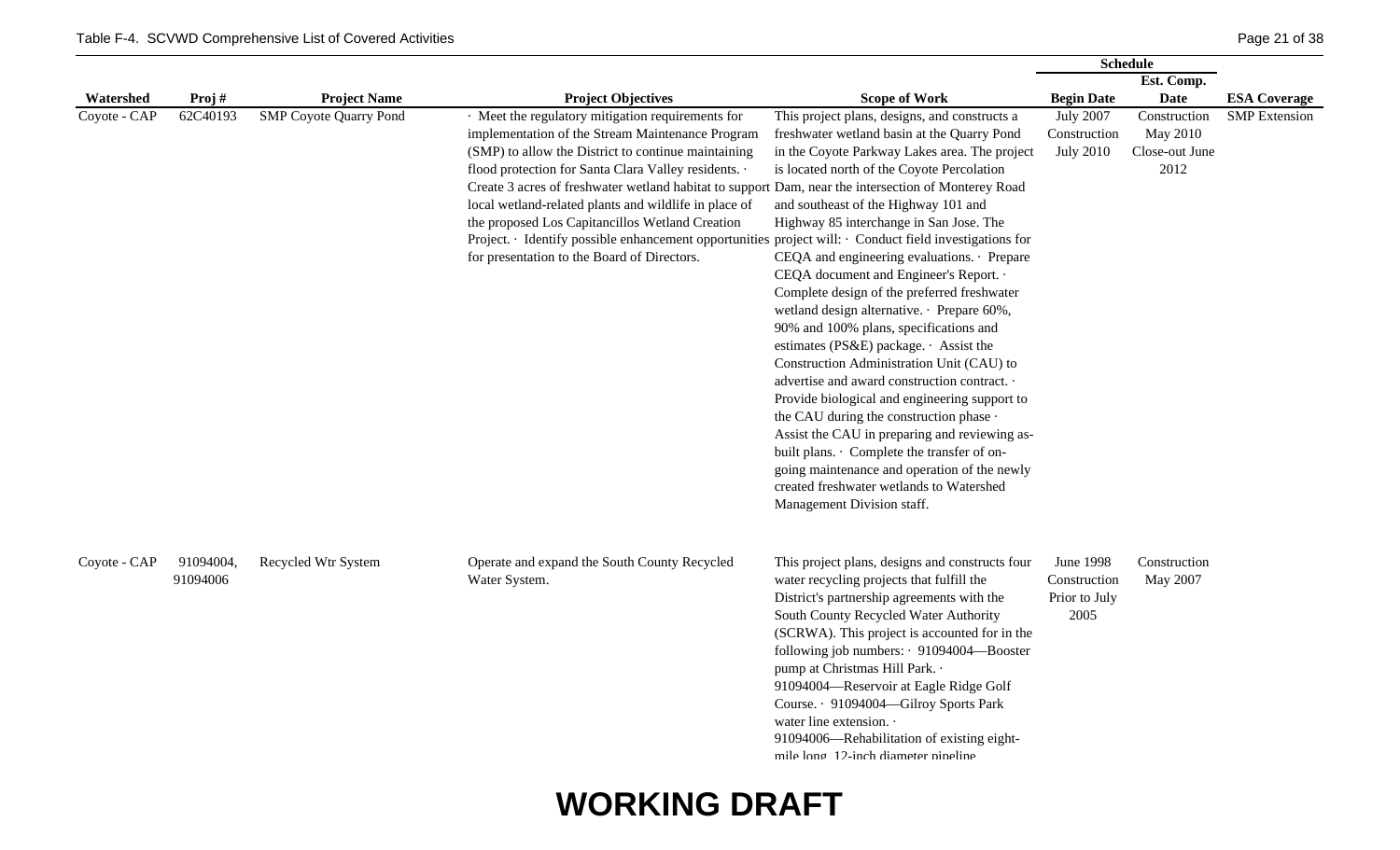| Watershed | Proj # | Project Name | Project Objectives | Scope of Work | Schedule Begin Date | Schedule Est. Comp. Date | ESA Coverage |
|---|---|---|---|---|---|---|---|
| Coyote - CAP | 62C40193 | SMP Coyote Quarry Pond | · Meet the regulatory mitigation requirements for implementation of the Stream Maintenance Program (SMP) to allow the District to continue maintaining flood protection for Santa Clara Valley residents. · Create 3 acres of freshwater wetland habitat to support local wetland-related plants and wildlife in place of the proposed Los Capitancillos Wetland Creation Project. · Identify possible enhancement opportunities for presentation to the Board of Directors. | This project plans, designs, and constructs a freshwater wetland basin at the Quarry Pond in the Coyote Parkway Lakes area. The project is located north of the Coyote Percolation Dam, near the intersection of Monterey Road and southeast of the Highway 101 and Highway 85 interchange in San Jose. The project will: · Conduct field investigations for CEQA and engineering evaluations. · Prepare CEQA document and Engineer's Report. · Complete design of the preferred freshwater wetland design alternative. · Prepare 60%, 90% and 100% plans, specifications and estimates (PS&E) package. · Assist the Construction Administration Unit (CAU) to advertise and award construction contract. · Provide biological and engineering support to the CAU during the construction phase · Assist the CAU in preparing and reviewing as-built plans. · Complete the transfer of on-going maintenance and operation of the newly created freshwater wetlands to Watershed Management Division staff. | July 2007 Construction July 2010 | Construction May 2010 Close-out June 2012 | SMP Extension |
| Coyote - CAP | 91094004, 91094006 | Recycled Wtr System | Operate and expand the South County Recycled Water System. | This project plans, designs and constructs four water recycling projects that fulfill the District's partnership agreements with the South County Recycled Water Authority (SCRWA). This project is accounted for in the following job numbers: · 91094004—Booster pump at Christmas Hill Park. · 91094004—Reservoir at Eagle Ridge Golf Course. · 91094004—Gilroy Sports Park water line extension. · 91094006—Rehabilitation of existing eight-mile long, 12-inch diameter pipeline | June 1998 Construction Prior to July 2005 | Construction May 2007 | |

**WORKING DRAFT**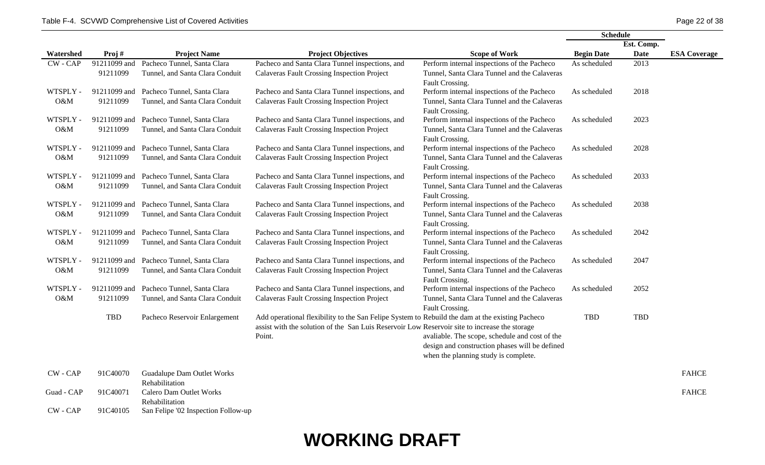Table F-4. SCVWD Comprehensive List of Covered Activities

| Watershed | Proj # | Project Name | Project Objectives | Scope of Work | Schedule Begin Date | Schedule Est. Comp. Date | ESA Coverage |
|---|---|---|---|---|---|---|---|
| CW - CAP | 91211099 and 91211099 | Pacheco Tunnel, Santa Clara Tunnel, and Santa Clara Conduit | Pacheco and Santa Clara Tunnel inspections, and Calaveras Fault Crossing Inspection Project | Perform internal inspections of the Pacheco Tunnel, Santa Clara Tunnel and the Calaveras Fault Crossing. | As scheduled | 2013 | |
| WTSPLY - O&M | 91211099 and 91211099 | Pacheco Tunnel, Santa Clara Tunnel, and Santa Clara Conduit | Pacheco and Santa Clara Tunnel inspections, and Calaveras Fault Crossing Inspection Project | Perform internal inspections of the Pacheco Tunnel, Santa Clara Tunnel and the Calaveras Fault Crossing. | As scheduled | 2018 | |
| WTSPLY - O&M | 91211099 and 91211099 | Pacheco Tunnel, Santa Clara Tunnel, and Santa Clara Conduit | Pacheco and Santa Clara Tunnel inspections, and Calaveras Fault Crossing Inspection Project | Perform internal inspections of the Pacheco Tunnel, Santa Clara Tunnel and the Calaveras Fault Crossing. | As scheduled | 2023 | |
| WTSPLY - O&M | 91211099 and 91211099 | Pacheco Tunnel, Santa Clara Tunnel, and Santa Clara Conduit | Pacheco and Santa Clara Tunnel inspections, and Calaveras Fault Crossing Inspection Project | Perform internal inspections of the Pacheco Tunnel, Santa Clara Tunnel and the Calaveras Fault Crossing. | As scheduled | 2028 | |
| WTSPLY - O&M | 91211099 and 91211099 | Pacheco Tunnel, Santa Clara Tunnel, and Santa Clara Conduit | Pacheco and Santa Clara Tunnel inspections, and Calaveras Fault Crossing Inspection Project | Perform internal inspections of the Pacheco Tunnel, Santa Clara Tunnel and the Calaveras Fault Crossing. | As scheduled | 2033 | |
| WTSPLY - O&M | 91211099 and 91211099 | Pacheco Tunnel, Santa Clara Tunnel, and Santa Clara Conduit | Pacheco and Santa Clara Tunnel inspections, and Calaveras Fault Crossing Inspection Project | Perform internal inspections of the Pacheco Tunnel, Santa Clara Tunnel and the Calaveras Fault Crossing. | As scheduled | 2038 | |
| WTSPLY - O&M | 91211099 and 91211099 | Pacheco Tunnel, Santa Clara Tunnel, and Santa Clara Conduit | Pacheco and Santa Clara Tunnel inspections, and Calaveras Fault Crossing Inspection Project | Perform internal inspections of the Pacheco Tunnel, Santa Clara Tunnel and the Calaveras Fault Crossing. | As scheduled | 2042 | |
| WTSPLY - O&M | 91211099 and 91211099 | Pacheco Tunnel, Santa Clara Tunnel, and Santa Clara Conduit | Pacheco and Santa Clara Tunnel inspections, and Calaveras Fault Crossing Inspection Project | Perform internal inspections of the Pacheco Tunnel, Santa Clara Tunnel and the Calaveras Fault Crossing. | As scheduled | 2047 | |
| WTSPLY - O&M | 91211099 and 91211099 | Pacheco Tunnel, Santa Clara Tunnel, and Santa Clara Conduit | Pacheco and Santa Clara Tunnel inspections, and Calaveras Fault Crossing Inspection Project | Perform internal inspections of the Pacheco Tunnel, Santa Clara Tunnel and the Calaveras Fault Crossing. | As scheduled | 2052 | |
| | TBD | Pacheco Reservoir Enlargement | Add operational flexibility to the San Felipe System to assist with the solution of the San Luis Reservoir Low Point. | Rebuild the dam at the existing Pacheco Reservoir site to increase the storage avaliable. The scope, schedule and cost of the design and construction phases will be defined when the planning study is complete. | TBD | TBD | |
| CW - CAP | 91C40070 | Guadalupe Dam Outlet Works Rehabilitation | | | | | FAHCE |
| Guad - CAP | 91C40071 | Calero Dam Outlet Works Rehabilitation | | | | | FAHCE |
| CW - CAP | 91C40105 | San Felipe '02 Inspection Follow-up | | | | | |

**WORKING DRAFT**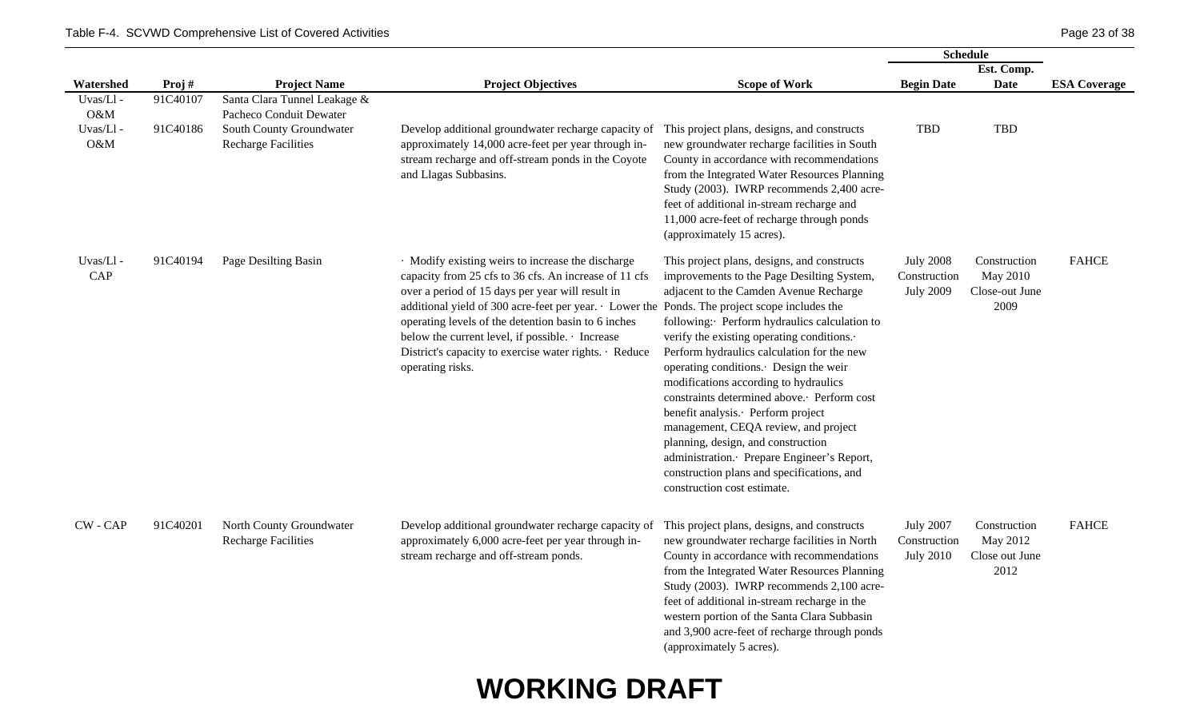| Watershed | Proj # | Project Name | Project Objectives | Scope of Work | Schedule | | ESA Coverage |
|---|---|---|---|---|---|---|---|
| | | | | | Begin Date | Est. Comp. Date | |
| Uvas/Ll - O&M | 91C40107 | Santa Clara Tunnel Leakage & Pacheco Conduit Dewater | | | | | |
| Uvas/Ll - O&M | 91C40186 | South County Groundwater Recharge Facilities | Develop additional groundwater recharge capacity of approximately 14,000 acre-feet per year through in-stream recharge and off-stream ponds in the Coyote and Llagas Subbasins. | This project plans, designs, and constructs new groundwater recharge facilities in South County in accordance with recommendations from the Integrated Water Resources Planning Study (2003). IWRP recommends 2,400 acre-feet of additional in-stream recharge and 11,000 acre-feet of recharge through ponds (approximately 15 acres). | TBD | TBD | |
| Uvas/Ll - CAP | 91C40194 | Page Desilting Basin | · Modify existing weirs to increase the discharge capacity from 25 cfs to 36 cfs. An increase of 11 cfs over a period of 15 days per year will result in additional yield of 300 acre-feet per year. · Lower the operating levels of the detention basin to 6 inches below the current level, if possible. · Increase District's capacity to exercise water rights. · Reduce operating risks. | This project plans, designs, and constructs improvements to the Page Desilting System, adjacent to the Camden Avenue Recharge Ponds. The project scope includes the following:· Perform hydraulics calculation to verify the existing operating conditions.· Perform hydraulics calculation for the new operating conditions.· Design the weir modifications according to hydraulics constraints determined above.· Perform cost benefit analysis.· Perform project management, CEQA review, and project planning, design, and construction administration.· Prepare Engineer's Report, construction plans and specifications, and construction cost estimate. | July 2008 Construction July 2009 | Construction May 2010 Close-out June 2009 | FAHCE |
| CW - CAP | 91C40201 | North County Groundwater Recharge Facilities | Develop additional groundwater recharge capacity of approximately 6,000 acre-feet per year through in-stream recharge and off-stream ponds. | This project plans, designs, and constructs new groundwater recharge facilities in North County in accordance with recommendations from the Integrated Water Resources Planning Study (2003). IWRP recommends 2,100 acre-feet of additional in-stream recharge in the western portion of the Santa Clara Subbasin and 3,900 acre-feet of recharge through ponds (approximately 5 acres). | July 2007 Construction July 2010 | Construction May 2012 Close out June 2012 | FAHCE |

**WORKING DRAFT**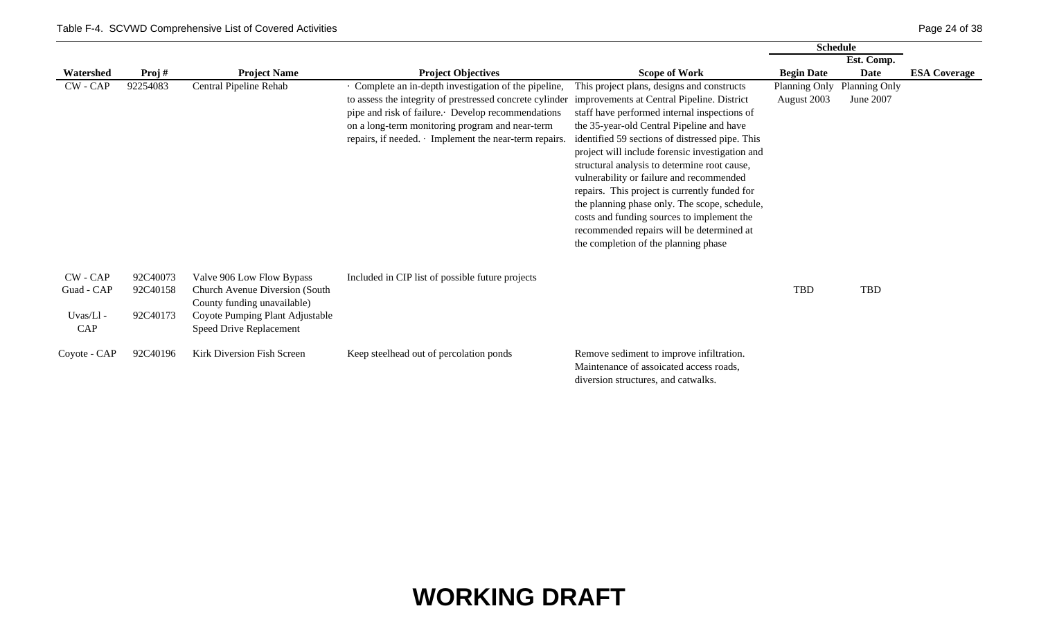| Watershed | Proj # | Project Name | Project Objectives | Scope of Work | Schedule | | ESA Coverage |
|---|---|---|---|---|---|---|---|
| | | | | | Begin Date | Est. Comp. Date | |
| CW - CAP | 92254083 | Central Pipeline Rehab | · Complete an in-depth investigation of the pipeline, to assess the integrity of prestressed concrete cylinder pipe and risk of failure.· Develop recommendations on a long-term monitoring program and near-term repairs, if needed. · Implement the near-term repairs. | This project plans, designs and constructs improvements at Central Pipeline. District staff have performed internal inspections of the 35-year-old Central Pipeline and have identified 59 sections of distressed pipe. This project will include forensic investigation and structural analysis to determine root cause, vulnerability or failure and recommended repairs. This project is currently funded for the planning phase only. The scope, schedule, costs and funding sources to implement the recommended repairs will be determined at the completion of the planning phase | Planning Only August 2003 | Planning Only June 2007 | |
| CW - CAP | 92C40073 | Valve 906 Low Flow Bypass | Included in CIP list of possible future projects | | | | |
| Guad - CAP | 92C40158 | Church Avenue Diversion (South County funding unavailable) | | | TBD | TBD | |
| Uvas/Ll - CAP | 92C40173 | Coyote Pumping Plant Adjustable Speed Drive Replacement | | | | | |
| Coyote - CAP | 92C40196 | Kirk Diversion Fish Screen | Keep steelhead out of percolation ponds | Remove sediment to improve infiltration. Maintenance of assoicated access roads, diversion structures, and catwalks. | | | |

**WORKING DRAFT**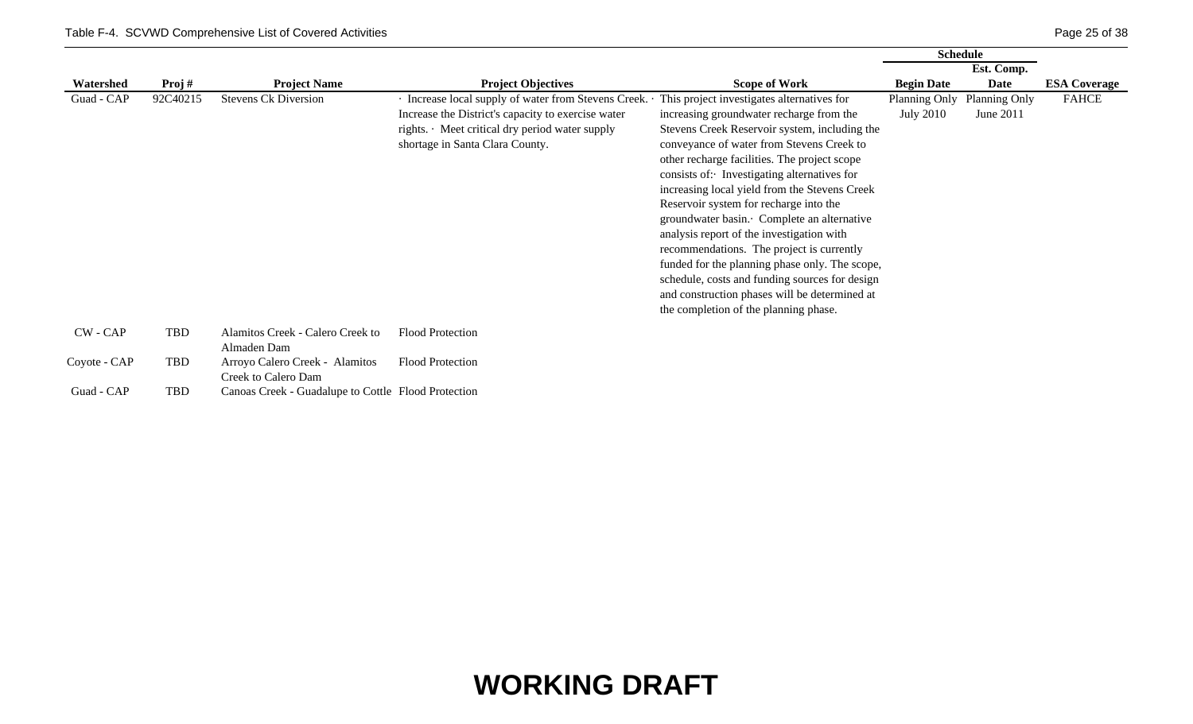| Watershed | Proj # | Project Name | Project Objectives | Scope of Work | Schedule Begin Date | Schedule Est. Comp. Date | ESA Coverage |
|---|---|---|---|---|---|---|---|
| Guad - CAP | 92C40215 | Stevens Ck Diversion | · Increase local supply of water from Stevens Creek. · Increase the District's capacity to exercise water rights. · Meet critical dry period water supply shortage in Santa Clara County. | This project investigates alternatives for increasing groundwater recharge from the Stevens Creek Reservoir system, including the conveyance of water from Stevens Creek to other recharge facilities. The project scope consists of:· Investigating alternatives for increasing local yield from the Stevens Creek Reservoir system for recharge into the groundwater basin.· Complete an alternative analysis report of the investigation with recommendations. The project is currently funded for the planning phase only. The scope, schedule, costs and funding sources for design and construction phases will be determined at the completion of the planning phase. | Planning Only July 2010 | Planning Only June 2011 | FAHCE |
| CW - CAP | TBD | Alamitos Creek - Calero Creek to Almaden Dam | Flood Protection | | | | |
| Coyote - CAP | TBD | Arroyo Calero Creek - Alamitos Creek to Calero Dam | Flood Protection | | | | |
| Guad - CAP | TBD | Canoas Creek - Guadalupe to Cottle | Flood Protection | | | | |

**WORKING DRAFT**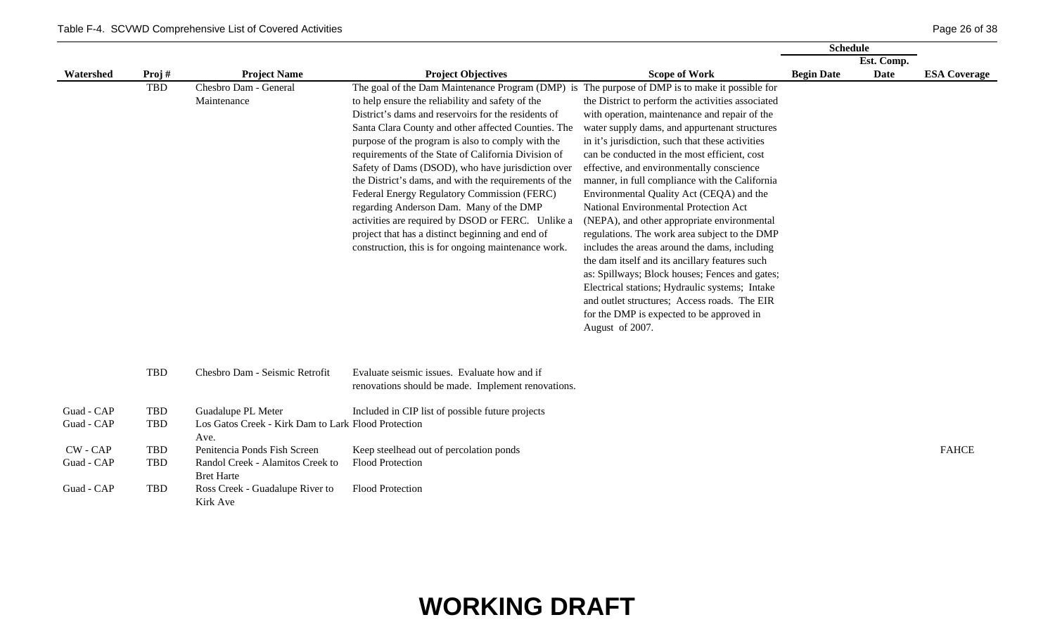| Watershed | Proj # | Project Name | Project Objectives | Scope of Work | Schedule | | ESA Coverage |
|---|---|---|---|---|---|---|---|
| | | | | | Begin Date | Est. Comp. Date | |
| | TBD | Chesbro Dam - General Maintenance | The goal of the Dam Maintenance Program (DMP) is to help ensure the reliability and safety of the District's dams and reservoirs for the residents of Santa Clara County and other affected Counties. The purpose of the program is also to comply with the requirements of the State of California Division of Safety of Dams (DSOD), who have jurisdiction over the District's dams, and with the requirements of the Federal Energy Regulatory Commission (FERC) regarding Anderson Dam. Many of the DMP activities are required by DSOD or FERC. Unlike a project that has a distinct beginning and end of construction, this is for ongoing maintenance work. | The purpose of DMP is to make it possible for the District to perform the activities associated with operation, maintenance and repair of the water supply dams, and appurtenant structures in it's jurisdiction, such that these activities can be conducted in the most efficient, cost effective, and environmentally conscience manner, in full compliance with the California Environmental Quality Act (CEQA) and the National Environmental Protection Act (NEPA), and other appropriate environmental regulations. The work area subject to the DMP includes the areas around the dams, including the dam itself and its ancillary features such as: Spillways; Block houses; Fences and gates; Electrical stations; Hydraulic systems; Intake and outlet structures; Access roads. The EIR for the DMP is expected to be approved in August of 2007. | | | |
| | TBD | Chesbro Dam - Seismic Retrofit | Evaluate seismic issues. Evaluate how and if renovations should be made. Implement renovations. | | | | |
| Guad - CAP | TBD | Guadalupe PL Meter | Included in CIP list of possible future projects | | | | |
| Guad - CAP | TBD | Los Gatos Creek - Kirk Dam to Lark Ave. | Flood Protection | | | | |
| CW - CAP | TBD | Penitencia Ponds Fish Screen | Keep steelhead out of percolation ponds | | | | FAHCE |
| Guad - CAP | TBD | Randol Creek - Alamitos Creek to Bret Harte | Flood Protection | | | | |
| Guad - CAP | TBD | Ross Creek - Guadalupe River to Kirk Ave | Flood Protection | | | | |

**WORKING DRAFT**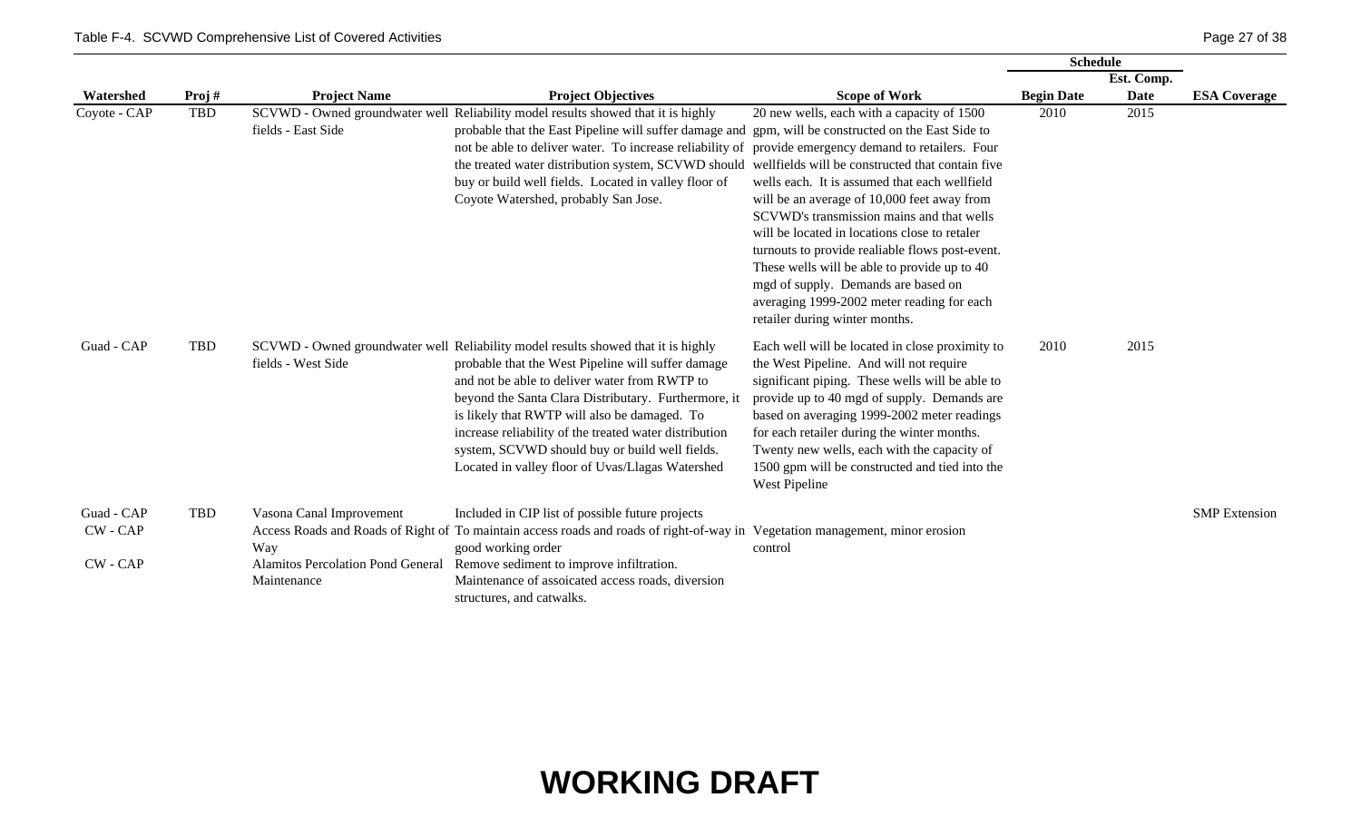| Watershed | Proj # | Project Name | Project Objectives | Scope of Work | Schedule Begin Date | Schedule Est. Comp. Date | ESA Coverage |
|---|---|---|---|---|---|---|---|
| Coyote - CAP | TBD | SCVWD - Owned groundwater well fields - East Side | Reliability model results showed that it is highly probable that the East Pipeline will suffer damage and not be able to deliver water. To increase reliability of the treated water distribution system, SCVWD should buy or build well fields. Located in valley floor of Coyote Watershed, probably San Jose. | 20 new wells, each with a capacity of 1500 gpm, will be constructed on the East Side to provide emergency demand to retailers. Four wellfields will be constructed that contain five wells each. It is assumed that each wellfield will be an average of 10,000 feet away from SCVWD's transmission mains and that wells will be located in locations close to retaler turnouts to provide realiable flows post-event. These wells will be able to provide up to 40 mgd of supply. Demands are based on averaging 1999-2002 meter reading for each retailer during winter months. | 2010 | 2015 | |
| Guad - CAP | TBD | SCVWD - Owned groundwater well fields - West Side | Reliability model results showed that it is highly probable that the West Pipeline will suffer damage and not be able to deliver water from RWTP to beyond the Santa Clara Distributary. Furthermore, it is likely that RWTP will also be damaged. To increase reliability of the treated water distribution system, SCVWD should buy or build well fields. Located in valley floor of Uvas/Llagas Watershed | Each well will be located in close proximity to the West Pipeline. And will not require significant piping. These wells will be able to provide up to 40 mgd of supply. Demands are based on averaging 1999-2002 meter readings for each retailer during the winter months. Twenty new wells, each with the capacity of 1500 gpm will be constructed and tied into the West Pipeline | 2010 | 2015 | |
| Guad - CAP | TBD | Vasona Canal Improvement | Included in CIP list of possible future projects | | | | SMP Extension |
| CW - CAP | | Access Roads and Roads of Right of Way | To maintain access roads and roads of right-of-way in good working order | Vegetation management, minor erosion control | | | |
| CW - CAP | | Alamitos Percolation Pond General Maintenance | Remove sediment to improve infiltration. Maintenance of assoicated access roads, diversion structures, and catwalks. | | | | |

**WORKING DRAFT**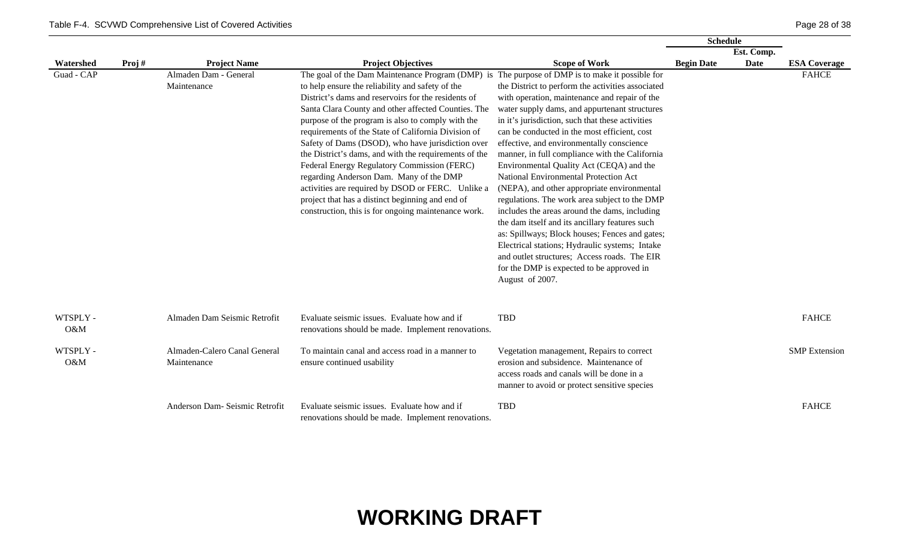| Watershed | Proj # | Project Name | Project Objectives | Scope of Work | Schedule Begin Date | Schedule Est. Comp. Date | ESA Coverage |
|---|---|---|---|---|---|---|---|
| Guad - CAP | | Almaden Dam - General Maintenance | The goal of the Dam Maintenance Program (DMP) is to help ensure the reliability and safety of the District's dams and reservoirs for the residents of Santa Clara County and other affected Counties. The purpose of the program is also to comply with the requirements of the State of California Division of Safety of Dams (DSOD), who have jurisdiction over the District's dams, and with the requirements of the Federal Energy Regulatory Commission (FERC) regarding Anderson Dam. Many of the DMP activities are required by DSOD or FERC. Unlike a project that has a distinct beginning and end of construction, this is for ongoing maintenance work. | The purpose of DMP is to make it possible for the District to perform the activities associated with operation, maintenance and repair of the water supply dams, and appurtenant structures in it's jurisdiction, such that these activities can be conducted in the most efficient, cost effective, and environmentally conscience manner, in full compliance with the California Environmental Quality Act (CEQA) and the National Environmental Protection Act (NEPA), and other appropriate environmental regulations. The work area subject to the DMP includes the areas around the dams, including the dam itself and its ancillary features such as: Spillways; Block houses; Fences and gates; Electrical stations; Hydraulic systems; Intake and outlet structures; Access roads. The EIR for the DMP is expected to be approved in August of 2007. | | | FAHCE |
| WTSPLY - O&M | | Almaden Dam Seismic Retrofit | Evaluate seismic issues. Evaluate how and if renovations should be made. Implement renovations. | TBD | | | FAHCE |
| WTSPLY - O&M | | Almaden-Calero Canal General Maintenance | To maintain canal and access road in a manner to ensure continued usability | Vegetation management, Repairs to correct erosion and subsidence. Maintenance of access roads and canals will be done in a manner to avoid or protect sensitive species | | | SMP Extension |
| | | Anderson Dam- Seismic Retrofit | Evaluate seismic issues. Evaluate how and if renovations should be made. Implement renovations. | TBD | | | FAHCE |

**WORKING DRAFT**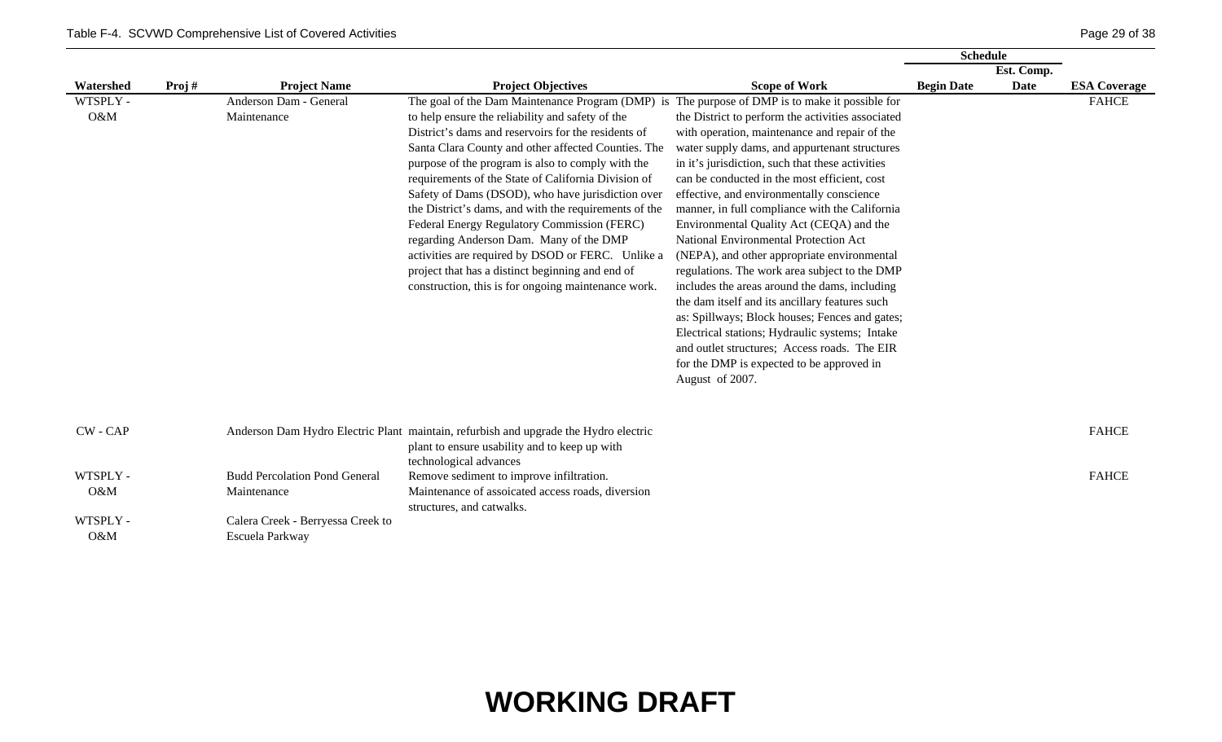| Watershed | Proj # | Project Name | Project Objectives | Scope of Work | Schedule | | ESA Coverage |
|---|---|---|---|---|---|---|---|
| | | | | | Begin Date | Est. Comp. Date | |
| WTSPLY - O&M | | Anderson Dam - General Maintenance | The goal of the Dam Maintenance Program (DMP) is to help ensure the reliability and safety of the District's dams and reservoirs for the residents of Santa Clara County and other affected Counties. The purpose of the program is also to comply with the requirements of the State of California Division of Safety of Dams (DSOD), who have jurisdiction over the District's dams, and with the requirements of the Federal Energy Regulatory Commission (FERC) regarding Anderson Dam. Many of the DMP activities are required by DSOD or FERC. Unlike a project that has a distinct beginning and end of construction, this is for ongoing maintenance work. | The purpose of DMP is to make it possible for the District to perform the activities associated with operation, maintenance and repair of the water supply dams, and appurtenant structures in it's jurisdiction, such that these activities can be conducted in the most efficient, cost effective, and environmentally conscience manner, in full compliance with the California Environmental Quality Act (CEQA) and the National Environmental Protection Act (NEPA), and other appropriate environmental regulations. The work area subject to the DMP includes the areas around the dams, including the dam itself and its ancillary features such as: Spillways; Block houses; Fences and gates; Electrical stations; Hydraulic systems; Intake and outlet structures; Access roads. The EIR for the DMP is expected to be approved in August of 2007. | | | FAHCE |
| CW - CAP | | Anderson Dam Hydro Electric Plant | maintain, refurbish and upgrade the Hydro electric plant to ensure usability and to keep up with technological advances | | | | FAHCE |
| WTSPLY - O&M | | Budd Percolation Pond General Maintenance | Remove sediment to improve infiltration. Maintenance of assoicated access roads, diversion structures, and catwalks. | | | | FAHCE |
| WTSPLY - O&M | | Calera Creek - Berryessa Creek to Escuela Parkway | | | | | |

**WORKING DRAFT**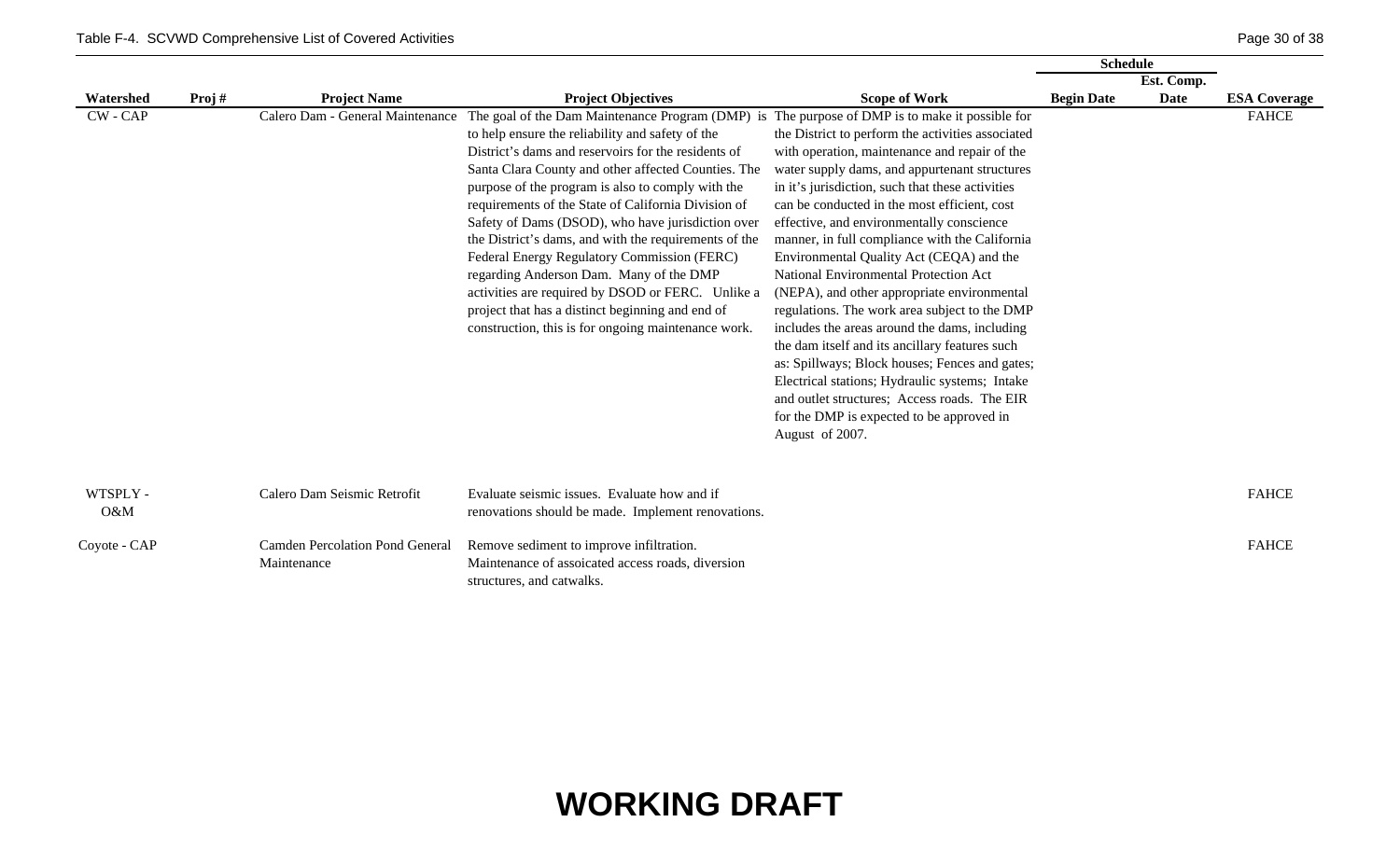| Watershed | Proj # | Project Name | Project Objectives | Scope of Work | Schedule | | ESA Coverage |
|---|---|---|---|---|---|---|---|
| | | | | | Begin Date | Est. Comp. Date | |
| CW - CAP | | Calero Dam - General Maintenance | The goal of the Dam Maintenance Program (DMP) is to help ensure the reliability and safety of the District's dams and reservoirs for the residents of Santa Clara County and other affected Counties. The purpose of the program is also to comply with the requirements of the State of California Division of Safety of Dams (DSOD), who have jurisdiction over the District's dams, and with the requirements of the Federal Energy Regulatory Commission (FERC) regarding Anderson Dam. Many of the DMP activities are required by DSOD or FERC. Unlike a project that has a distinct beginning and end of construction, this is for ongoing maintenance work. | The purpose of DMP is to make it possible for the District to perform the activities associated with operation, maintenance and repair of the water supply dams, and appurtenant structures in it's jurisdiction, such that these activities can be conducted in the most efficient, cost effective, and environmentally conscience manner, in full compliance with the California Environmental Quality Act (CEQA) and the National Environmental Protection Act (NEPA), and other appropriate environmental regulations. The work area subject to the DMP includes the areas around the dams, including the dam itself and its ancillary features such as: Spillways; Block houses; Fences and gates; Electrical stations; Hydraulic systems; Intake and outlet structures; Access roads. The EIR for the DMP is expected to be approved in August of 2007. | | | FAHCE |
| WTSPLY - O&M | | Calero Dam Seismic Retrofit | Evaluate seismic issues. Evaluate how and if renovations should be made. Implement renovations. | | | | FAHCE |
| Coyote - CAP | | Camden Percolation Pond General Maintenance | Remove sediment to improve infiltration. Maintenance of assoicated access roads, diversion structures, and catwalks. | | | | FAHCE |

# WORKING DRAFT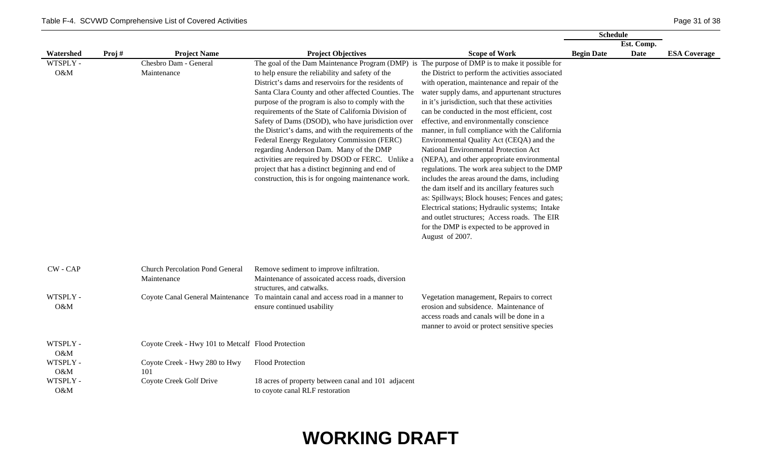Table F-4. SCVWD Comprehensive List of Covered Activities

| Watershed | Proj # | Project Name | Project Objectives | Scope of Work | Schedule | | ESA Coverage |
|---|---|---|---|---|---|---|---|
| | | | | | Begin Date | Est. Comp. Date | |
| WTSPLY - O&M | | Chesbro Dam - General Maintenance | The goal of the Dam Maintenance Program (DMP) is to help ensure the reliability and safety of the District's dams and reservoirs for the residents of Santa Clara County and other affected Counties. The purpose of the program is also to comply with the requirements of the State of California Division of Safety of Dams (DSOD), who have jurisdiction over the District's dams, and with the requirements of the Federal Energy Regulatory Commission (FERC) regarding Anderson Dam. Many of the DMP activities are required by DSOD or FERC. Unlike a project that has a distinct beginning and end of construction, this is for ongoing maintenance work. | The purpose of DMP is to make it possible for the District to perform the activities associated with operation, maintenance and repair of the water supply dams, and appurtenant structures in it's jurisdiction, such that these activities can be conducted in the most efficient, cost effective, and environmentally conscience manner, in full compliance with the California Environmental Quality Act (CEQA) and the National Environmental Protection Act (NEPA), and other appropriate environmental regulations. The work area subject to the DMP includes the areas around the dams, including the dam itself and its ancillary features such as: Spillways; Block houses; Fences and gates; Electrical stations; Hydraulic systems; Intake and outlet structures; Access roads. The EIR for the DMP is expected to be approved in August of 2007. | | | |
| CW - CAP | | Church Percolation Pond General Maintenance | Remove sediment to improve infiltration. Maintenance of assoicated access roads, diversion structures, and catwalks. | | | | |
| WTSPLY - O&M | | Coyote Canal General Maintenance | To maintain canal and access road in a manner to ensure continued usability | Vegetation management, Repairs to correct erosion and subsidence. Maintenance of access roads and canals will be done in a manner to avoid or protect sensitive species | | | |
| WTSPLY - O&M | | Coyote Creek - Hwy 101 to Metcalf | Flood Protection | | | | |
| WTSPLY - O&M | | Coyote Creek - Hwy 280 to Hwy 101 | Flood Protection | | | | |
| WTSPLY - O&M | | Coyote Creek Golf Drive | 18 acres of property between canal and 101 adjacent to coyote canal RLF restoration | | | | |

# WORKING DRAFT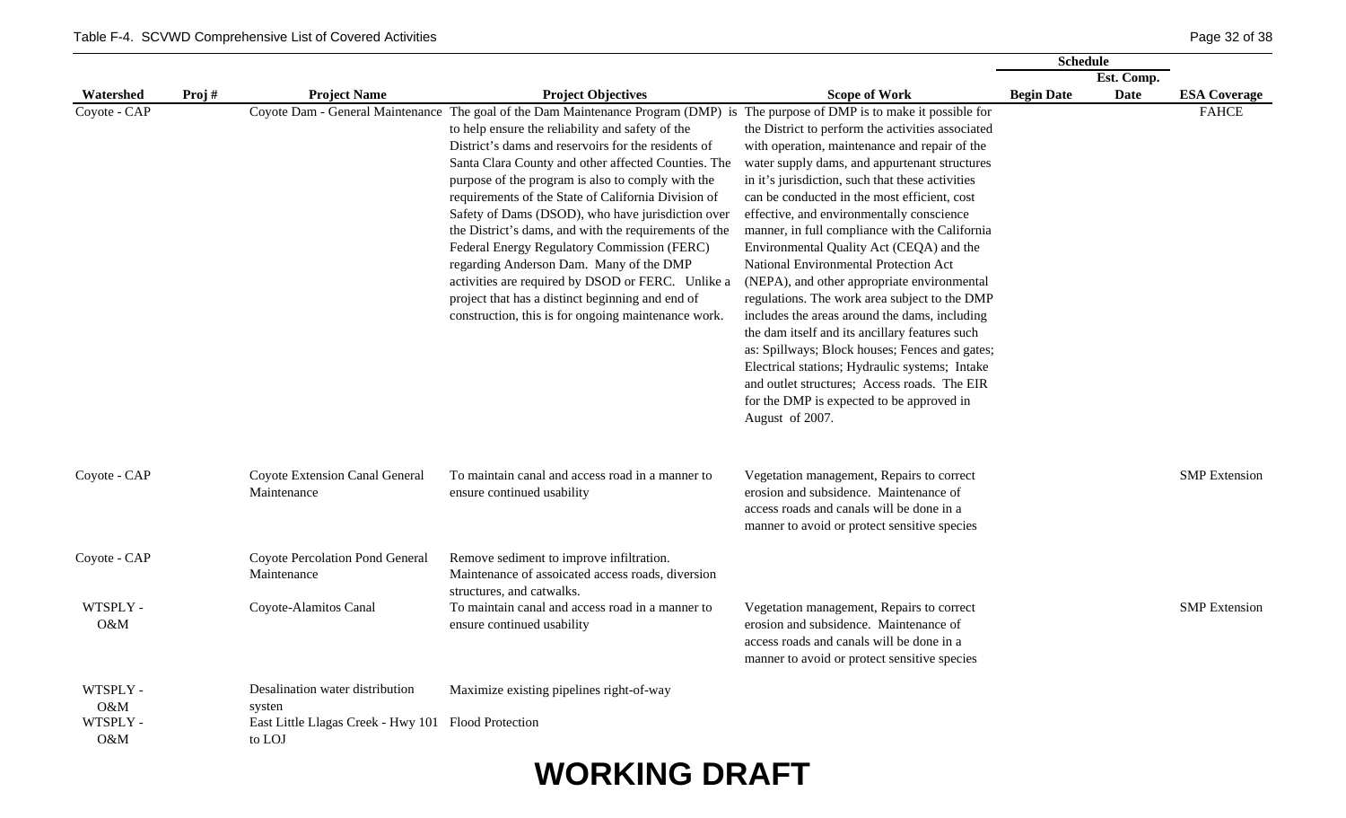| Watershed | Proj # | Project Name | Project Objectives | Scope of Work | Schedule | | ESA Coverage |
|---|---|---|---|---|---|---|---|
| | | | | | Begin Date | Est. Comp. Date | |
| Coyote - CAP | | Coyote Dam - General Maintenance | The goal of the Dam Maintenance Program (DMP) is to help ensure the reliability and safety of the District's dams and reservoirs for the residents of Santa Clara County and other affected Counties. The purpose of the program is also to comply with the requirements of the State of California Division of Safety of Dams (DSOD), who have jurisdiction over the District's dams, and with the requirements of the Federal Energy Regulatory Commission (FERC) regarding Anderson Dam. Many of the DMP activities are required by DSOD or FERC. Unlike a project that has a distinct beginning and end of construction, this is for ongoing maintenance work. | The purpose of DMP is to make it possible for the District to perform the activities associated with operation, maintenance and repair of the water supply dams, and appurtenant structures in it's jurisdiction, such that these activities can be conducted in the most efficient, cost effective, and environmentally conscience manner, in full compliance with the California Environmental Quality Act (CEQA) and the National Environmental Protection Act (NEPA), and other appropriate environmental regulations. The work area subject to the DMP includes the areas around the dams, including the dam itself and its ancillary features such as: Spillways; Block houses; Fences and gates; Electrical stations; Hydraulic systems; Intake and outlet structures; Access roads. The EIR for the DMP is expected to be approved in August of 2007. | | | FAHCE |
| Coyote - CAP | | Coyote Extension Canal General Maintenance | To maintain canal and access road in a manner to ensure continued usability | Vegetation management, Repairs to correct erosion and subsidence. Maintenance of access roads and canals will be done in a manner to avoid or protect sensitive species | | | SMP Extension |
| Coyote - CAP | | Coyote Percolation Pond General Maintenance | Remove sediment to improve infiltration. Maintenance of assoicated access roads, diversion structures, and catwalks. | | | | |
| WTSPLY - O&M | | Coyote-Alamitos Canal | To maintain canal and access road in a manner to ensure continued usability | Vegetation management, Repairs to correct erosion and subsidence. Maintenance of access roads and canals will be done in a manner to avoid or protect sensitive species | | | SMP Extension |
| WTSPLY - O&M | | Desalination water distribution systen | Maximize existing pipelines right-of-way | | | | |
| WTSPLY - O&M | | East Little Llagas Creek - Hwy 101 to LOJ | Flood Protection | | | | |

**WORKING DRAFT**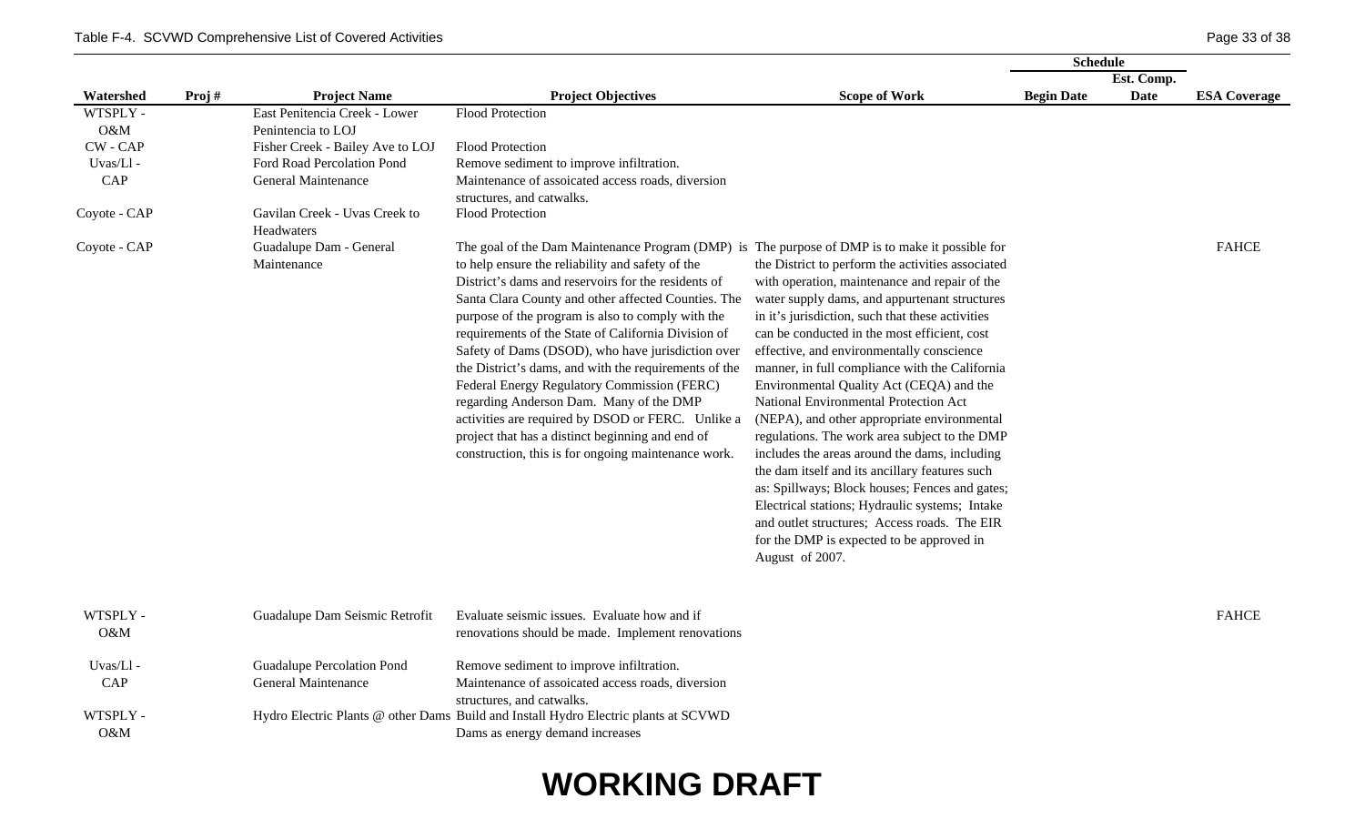Table F-4. SCVWD Comprehensive List of Covered Activities

| Watershed | Proj # | Project Name | Project Objectives | Scope of Work | Schedule Begin Date | Schedule Est. Comp. Date | ESA Coverage |
|---|---|---|---|---|---|---|---|
| WTSPLY - O&M | | East Penitencia Creek - Lower Penintencia to LOJ | Flood Protection | | | | |
| CW - CAP | | Fisher Creek - Bailey Ave to LOJ | Flood Protection | | | | |
| Uvas/Ll - CAP | | Ford Road Percolation Pond General Maintenance | Remove sediment to improve infiltration. Maintenance of assoicated access roads, diversion structures, and catwalks. | | | | |
| Coyote - CAP | | Gavilan Creek - Uvas Creek to Headwaters | Flood Protection | | | | |
| Coyote - CAP | | Guadalupe Dam - General Maintenance | The goal of the Dam Maintenance Program (DMP) is to help ensure the reliability and safety of the District's dams and reservoirs for the residents of Santa Clara County and other affected Counties. The purpose of the program is also to comply with the requirements of the State of California Division of Safety of Dams (DSOD), who have jurisdiction over the District's dams, and with the requirements of the Federal Energy Regulatory Commission (FERC) regarding Anderson Dam. Many of the DMP activities are required by DSOD or FERC. Unlike a project that has a distinct beginning and end of construction, this is for ongoing maintenance work. | The purpose of DMP is to make it possible for the District to perform the activities associated with operation, maintenance and repair of the water supply dams, and appurtenant structures in it's jurisdiction, such that these activities can be conducted in the most efficient, cost effective, and environmentally conscience manner, in full compliance with the California Environmental Quality Act (CEQA) and the National Environmental Protection Act (NEPA), and other appropriate environmental regulations. The work area subject to the DMP includes the areas around the dams, including the dam itself and its ancillary features such as: Spillways; Block houses; Fences and gates; Electrical stations; Hydraulic systems; Intake and outlet structures; Access roads. The EIR for the DMP is expected to be approved in August of 2007. | | | FAHCE |
| WTSPLY - O&M | | Guadalupe Dam Seismic Retrofit | Evaluate seismic issues. Evaluate how and if renovations should be made. Implement renovations | | | | FAHCE |
| Uvas/Ll - CAP | | Guadalupe Percolation Pond General Maintenance | Remove sediment to improve infiltration. Maintenance of assoicated access roads, diversion structures, and catwalks. | | | | |
| WTSPLY - O&M | | Hydro Electric Plants @ other Dams | Build and Install Hydro Electric plants at SCVWD Dams as energy demand increases | | | | |

# WORKING DRAFT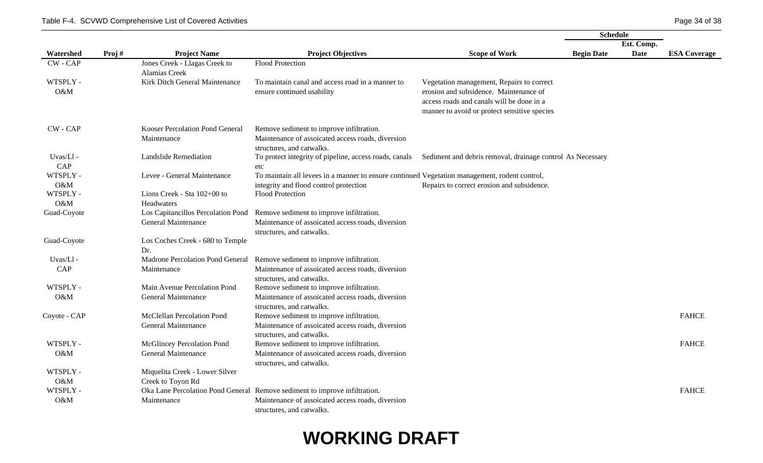Table F-4. SCVWD Comprehensive List of Covered Activities

| Watershed | Proj # | Project Name | Project Objectives | Scope of Work | Schedule | | ESA Coverage |
|---|---|---|---|---|---|---|---|
| | | | | | Begin Date | Est. Comp. Date | |
| CW - CAP | | Jones Creek - Llagas Creek to Alamias Creek | Flood Protection | | | | |
| WTSPLY - O&M | | Kirk Ditch General Maintenance | To maintain canal and access road in a manner to ensure continued usability | Vegetation management, Repairs to correct erosion and subsidence. Maintenance of access roads and canals will be done in a manner to avoid or protect sensitive species | | | |
| CW - CAP | | Kooser Percolation Pond General Maintenance | Remove sediment to improve infiltration. Maintenance of assoicated access roads, diversion structures, and catwalks. | | | | |
| Uvas/Ll - CAP | | Landslide Remediation | To protect integrity of pipeline, access roads, canals etc | Sediment and debris removal, drainage control | As Necessary | | |
| WTSPLY - O&M | | Levee - General Maintenance | To maintain all levees in a manner to ensure continued integrity and flood control protection | Vegetation management, rodent control, Repairs to correct erosion and subsidence. | | | |
| WTSPLY - O&M | | Lions Creek - Sta 102+00 to Headwaters | Flood Protection | | | | |
| Guad-Coyote | | Los Capitancillos Percolation Pond General Maintenance | Remove sediment to improve infiltration. Maintenance of assoicated access roads, diversion structures, and catwalks. | | | | |
| Guad-Coyote | | Los Coches Creek - 680 to Temple Dr. | | | | | |
| Uvas/Ll - CAP | | Madrone Percolation Pond General Maintenance | Remove sediment to improve infiltration. Maintenance of assoicated access roads, diversion structures, and catwalks. | | | | |
| WTSPLY - O&M | | Main Avenue Percolation Pond General Maintenance | Remove sediment to improve infiltration. Maintenance of assoicated access roads, diversion structures, and catwalks. | | | | |
| Coyote - CAP | | McClellan Percolation Pond General Maintenance | Remove sediment to improve infiltration. Maintenance of assoicated access roads, diversion structures, and catwalks. | | | | FAHCE |
| WTSPLY - O&M | | McGlincey Percolation Pond General Maintenance | Remove sediment to improve infiltration. Maintenance of assoicated access roads, diversion structures, and catwalks. | | | | FAHCE |
| WTSPLY - O&M | | Miquelita Creek - Lower Silver Creek to Toyon Rd | | | | | |
| WTSPLY - O&M | | Oka Lane Percolation Pond General Maintenance | Remove sediment to improve infiltration. Maintenance of assoicated access roads, diversion structures, and catwalks. | | | | FAHCE |

# WORKING DRAFT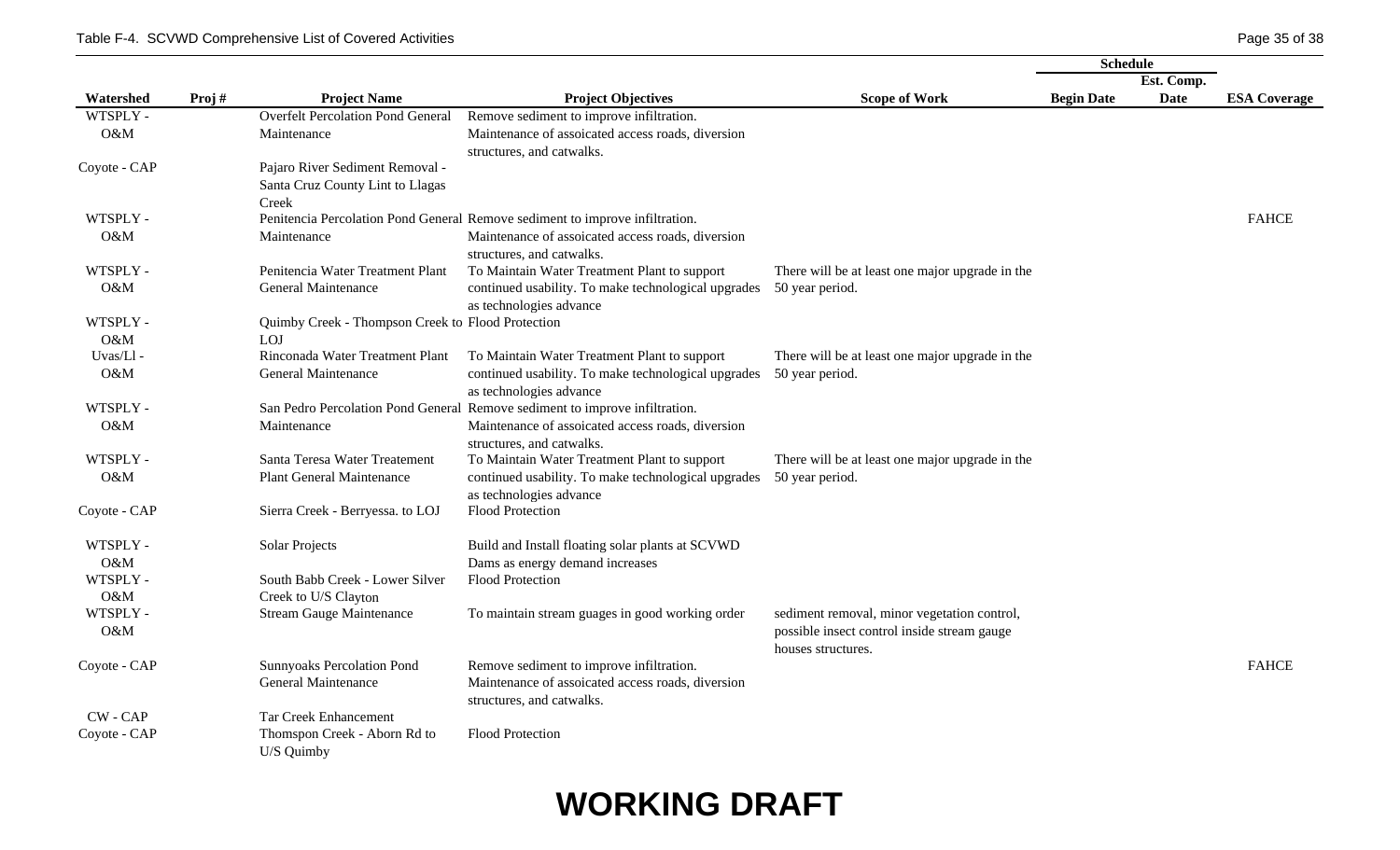Table F-4. SCVWD Comprehensive List of Covered Activities

| Watershed | Proj # | Project Name | Project Objectives | Scope of Work | Schedule Begin Date | Schedule Est. Comp. Date | ESA Coverage |
|---|---|---|---|---|---|---|---|
| WTSPLY - O&M | | Overfelt Percolation Pond General Maintenance | Remove sediment to improve infiltration. Maintenance of assoicated access roads, diversion structures, and catwalks. | | | | |
| Coyote - CAP | | Pajaro River Sediment Removal - Santa Cruz County Lint to Llagas Creek | | | | | |
| WTSPLY - O&M | | Penitencia Percolation Pond General Maintenance | Remove sediment to improve infiltration. Maintenance of assoicated access roads, diversion structures, and catwalks. | | | | FAHCE |
| WTSPLY - O&M | | Penitencia Water Treatment Plant General Maintenance | To Maintain Water Treatment Plant to support continued usability. To make technological upgrades as technologies advance | There will be at least one major upgrade in the 50 year period. | | | |
| WTSPLY - O&M | | Quimby Creek - Thompson Creek to LOJ | Flood Protection | | | | |
| Uvas/Ll - O&M | | Rinconada Water Treatment Plant General Maintenance | To Maintain Water Treatment Plant to support continued usability. To make technological upgrades as technologies advance | There will be at least one major upgrade in the 50 year period. | | | |
| WTSPLY - O&M | | San Pedro Percolation Pond General Maintenance | Remove sediment to improve infiltration. Maintenance of assoicated access roads, diversion structures, and catwalks. | | | | |
| WTSPLY - O&M | | Santa Teresa Water Treatement Plant General Maintenance | To Maintain Water Treatment Plant to support continued usability. To make technological upgrades as technologies advance | There will be at least one major upgrade in the 50 year period. | | | |
| Coyote - CAP | | Sierra Creek - Berryessa. to LOJ | Flood Protection | | | | |
| WTSPLY - O&M | | Solar Projects | Build and Install floating solar plants at SCVWD Dams as energy demand increases | | | | |
| WTSPLY - O&M | | South Babb Creek - Lower Silver Creek to U/S Clayton | Flood Protection | | | | |
| WTSPLY - O&M | | Stream Gauge Maintenance | To maintain stream guages in good working order | sediment removal, minor vegetation control, possible insect control inside stream gauge houses structures. | | | |
| Coyote - CAP | | Sunnyoaks Percolation Pond General Maintenance | Remove sediment to improve infiltration. Maintenance of assoicated access roads, diversion structures, and catwalks. | | | | FAHCE |
| CW - CAP | | Tar Creek Enhancement | | | | | |
| Coyote - CAP | | Thomspon Creek - Aborn Rd to U/S Quimby | Flood Protection | | | | |

**WORKING DRAFT**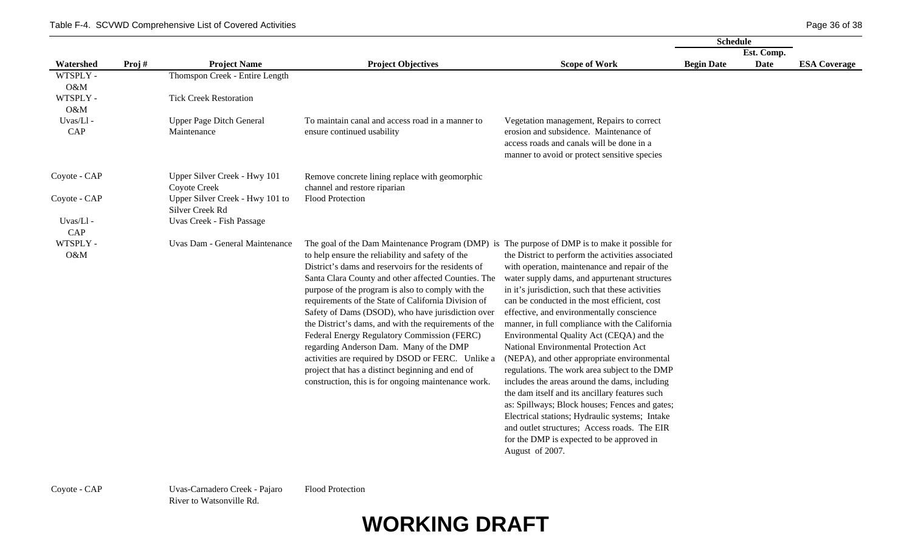| Watershed | Proj # | Project Name | Project Objectives | Scope of Work | Schedule | | ESA Coverage |
|---|---|---|---|---|---|---|---|
| | | | | | Begin Date | Est. Comp. Date | |
| WTSPLY - O&M | | Thomspon Creek - Entire Length | | | | | |
| WTSPLY - O&M | | Tick Creek Restoration | | | | | |
| Uvas/Ll - CAP | | Upper Page Ditch General Maintenance | To maintain canal and access road in a manner to ensure continued usability | Vegetation management, Repairs to correct erosion and subsidence. Maintenance of access roads and canals will be done in a manner to avoid or protect sensitive species | | | |
| Coyote - CAP | | Upper Silver Creek - Hwy 101 Coyote Creek | Remove concrete lining replace with geomorphic channel and restore riparian | | | | |
| Coyote - CAP | | Upper Silver Creek - Hwy 101 to Silver Creek Rd | Flood Protection | | | | |
| Uvas/Ll - CAP | | Uvas Creek - Fish Passage | | | | | |
| WTSPLY - O&M | | Uvas Dam - General Maintenance | The goal of the Dam Maintenance Program (DMP) is to help ensure the reliability and safety of the District's dams and reservoirs for the residents of Santa Clara County and other affected Counties. The purpose of the program is also to comply with the requirements of the State of California Division of Safety of Dams (DSOD), who have jurisdiction over the District's dams, and with the requirements of the Federal Energy Regulatory Commission (FERC) regarding Anderson Dam. Many of the DMP activities are required by DSOD or FERC. Unlike a project that has a distinct beginning and end of construction, this is for ongoing maintenance work. | The purpose of DMP is to make it possible for the District to perform the activities associated with operation, maintenance and repair of the water supply dams, and appurtenant structures in it's jurisdiction, such that these activities can be conducted in the most efficient, cost effective, and environmentally conscience manner, in full compliance with the California Environmental Quality Act (CEQA) and the National Environmental Protection Act (NEPA), and other appropriate environmental regulations. The work area subject to the DMP includes the areas around the dams, including the dam itself and its ancillary features such as: Spillways; Block houses; Fences and gates; Electrical stations; Hydraulic systems; Intake and outlet structures; Access roads. The EIR for the DMP is expected to be approved in August of 2007. | | | |
| Coyote - CAP | | Uvas-Carnadero Creek - Pajaro River to Watsonville Rd. | Flood Protection | | | | |

**WORKING DRAFT**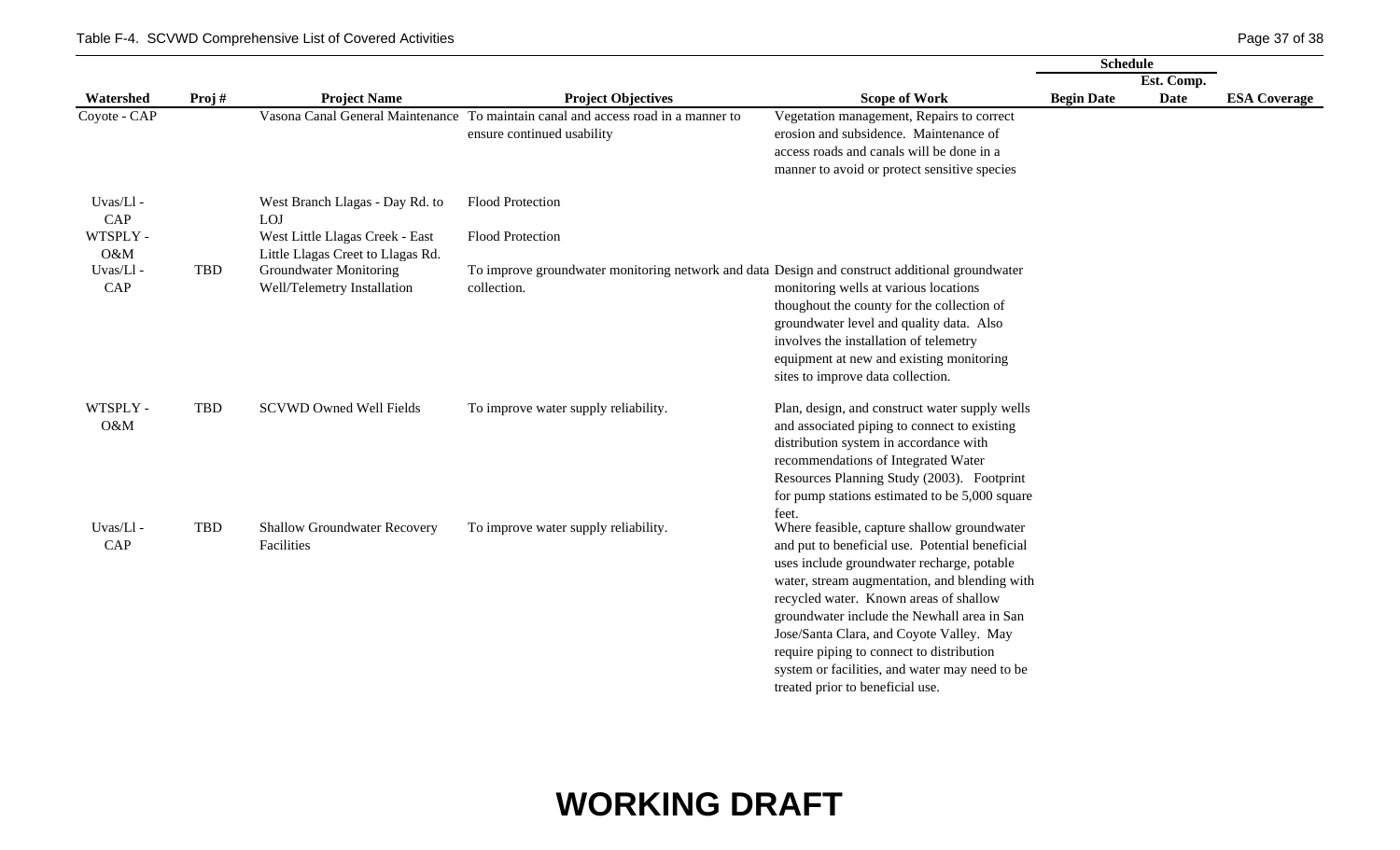| Watershed | Proj # | Project Name | Project Objectives | Scope of Work | Schedule | | ESA Coverage |
|---|---|---|---|---|---|---|---|
| | | | | | Begin Date | Est. Comp. Date | |
| Coyote - CAP | | Vasona Canal General Maintenance | To maintain canal and access road in a manner to ensure continued usability | Vegetation management, Repairs to correct erosion and subsidence. Maintenance of access roads and canals will be done in a manner to avoid or protect sensitive species | | | |
| Uvas/Ll - CAP | | West Branch Llagas - Day Rd. to LOJ | Flood Protection | | | | |
| WTSPLY - O&M | | West Little Llagas Creek - East Little Llagas Creet to Llagas Rd. | Flood Protection | | | | |
| Uvas/Ll - CAP | TBD | Groundwater Monitoring Well/Telemetry Installation | To improve groundwater monitoring network and data collection. | Design and construct additional groundwater monitoring wells at various locations thoughout the county for the collection of groundwater level and quality data. Also involves the installation of telemetry equipment at new and existing monitoring sites to improve data collection. | | | |
| WTSPLY - O&M | TBD | SCVWD Owned Well Fields | To improve water supply reliability. | Plan, design, and construct water supply wells and associated piping to connect to existing distribution system in accordance with recommendations of Integrated Water Resources Planning Study (2003). Footprint for pump stations estimated to be 5,000 square feet. | | | |
| Uvas/Ll - CAP | TBD | Shallow Groundwater Recovery Facilities | To improve water supply reliability. | Where feasible, capture shallow groundwater and put to beneficial use. Potential beneficial uses include groundwater recharge, potable water, stream augmentation, and blending with recycled water. Known areas of shallow groundwater include the Newhall area in San Jose/Santa Clara, and Coyote Valley. May require piping to connect to distribution system or facilities, and water may need to be treated prior to beneficial use. | | | |

**WORKING DRAFT**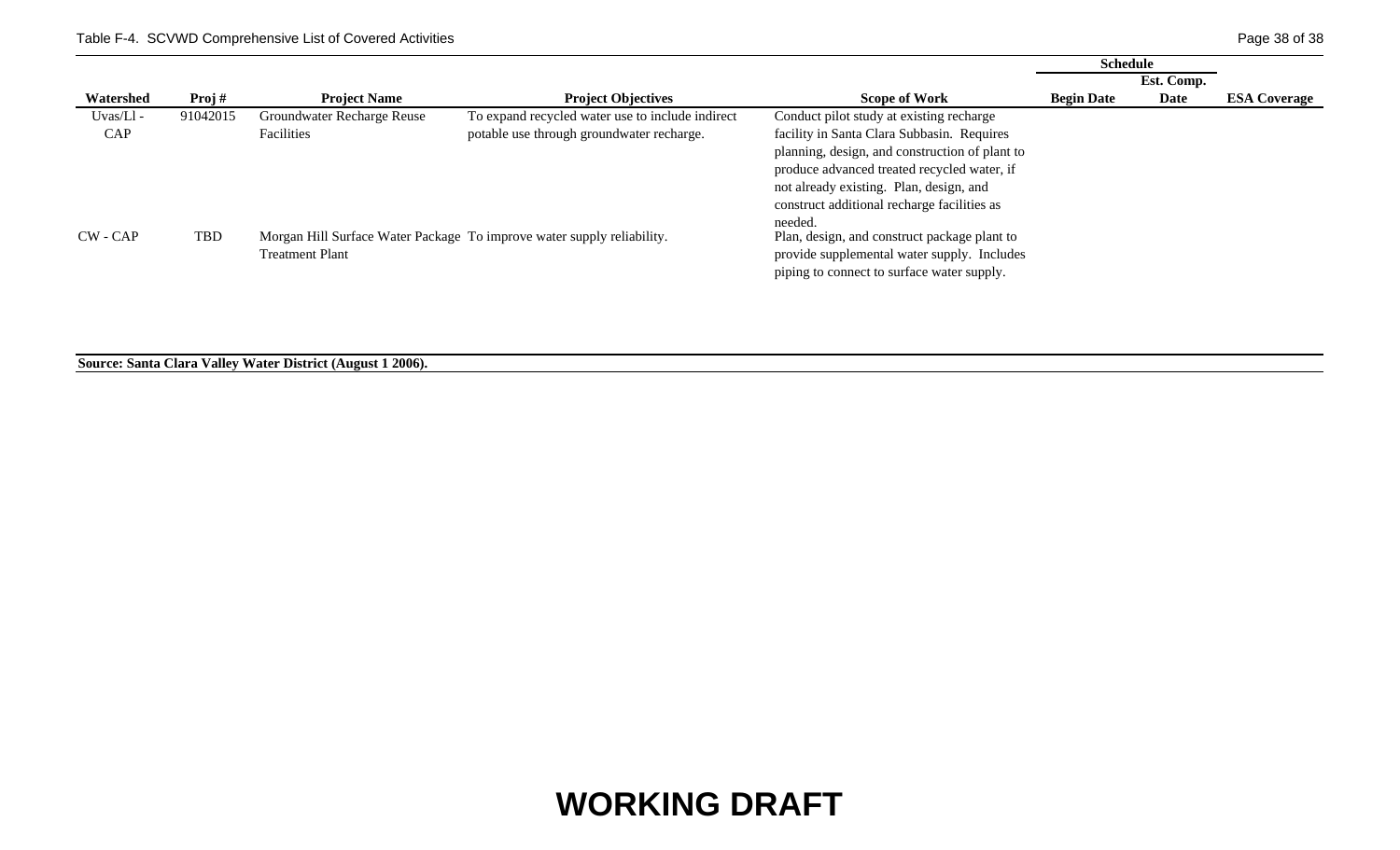| Watershed | Proj # | Project Name | Project Objectives | Scope of Work | Schedule | | ESA Coverage |
|---|---|---|---|---|---|---|---|
| | | | | | Begin Date | Est. Comp. Date | |
| Uvas/Ll - CAP | 91042015 | Groundwater Recharge Reuse Facilities | To expand recycled water use to include indirect potable use through groundwater recharge. | Conduct pilot study at existing recharge facility in Santa Clara Subbasin. Requires planning, design, and construction of plant to produce advanced treated recycled water, if not already existing. Plan, design, and construct additional recharge facilities as needed. | | | |
| CW - CAP | TBD | Morgan Hill Surface Water Package Treatment Plant | To improve water supply reliability. | Plan, design, and construct package plant to provide supplemental water supply. Includes piping to connect to surface water supply. | | | |

**Source: Santa Clara Valley Water District (August 1 2006).**

**WORKING DRAFT**